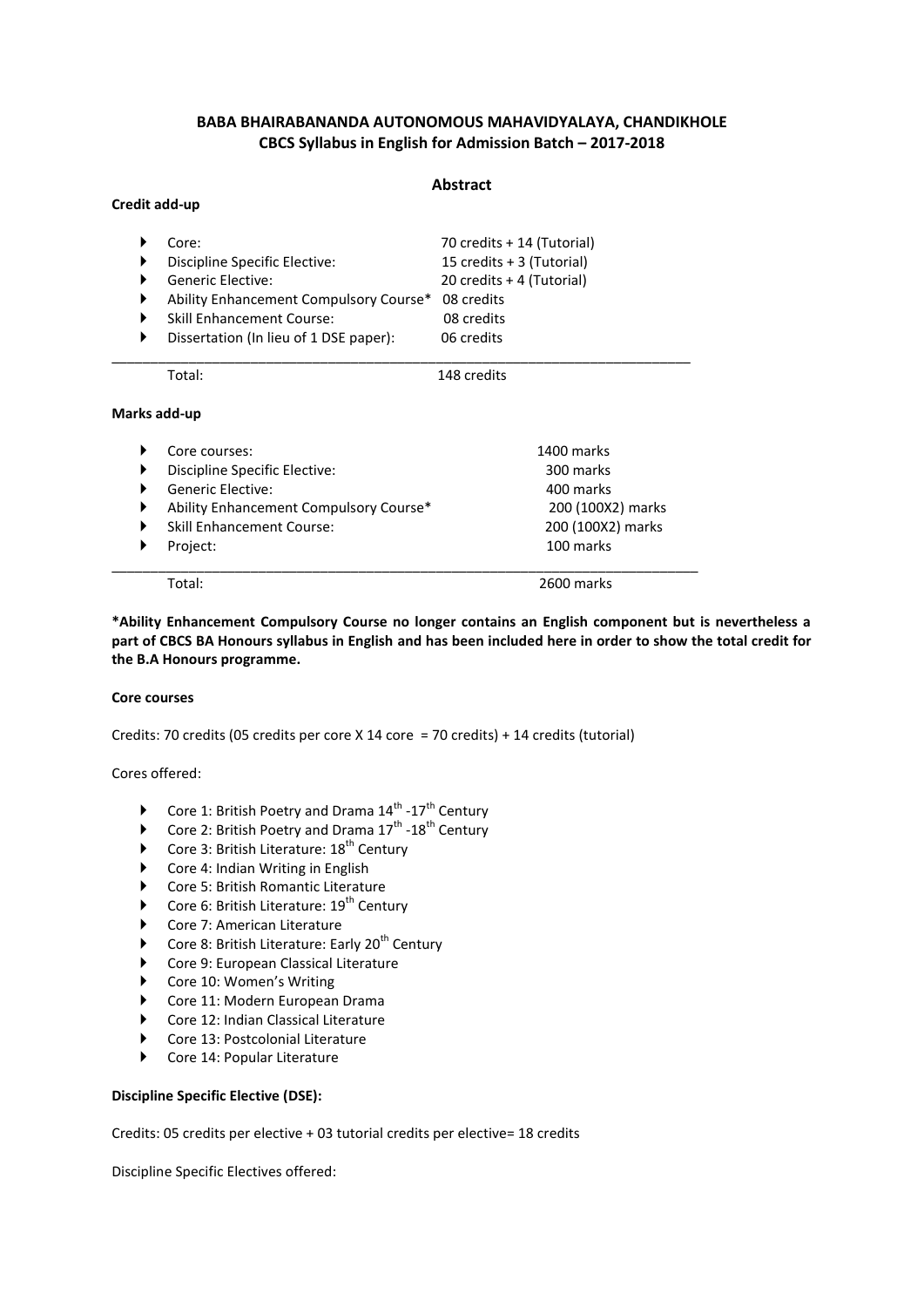**BABA BHAIRABANANDA AUTONOMOUS MAHAVIDYALAYA, CHANDIKHOLE**
**CBCS Syllabus in English for Admission Batch – 2017-2018**

## Abstract

**Credit add-up**

| | |
|---|---|
| Core: | 70 credits + 14 (Tutorial) |
| Discipline Specific Elective: | 15 credits + 3 (Tutorial) |
| Generic Elective: | 20 credits + 4 (Tutorial) |
| Ability Enhancement Compulsory Course* | 08 credits |
| Skill Enhancement Course: | 08 credits |
| Dissertation (In lieu of 1 DSE paper): | 06 credits |
| Total: | 148 credits |

**Marks add-up**

| | |
|---|---|
| Core courses: | 1400 marks |
| Discipline Specific Elective: | 300 marks |
| Generic Elective: | 400 marks |
| Ability Enhancement Compulsory Course* | 200 (100X2) marks |
| Skill Enhancement Course: | 200 (100X2) marks |
| Project: | 100 marks |
| Total: | 2600 marks |

***Ability Enhancement Compulsory Course no longer contains an English component but is nevertheless a part of CBCS BA Honours syllabus in English and has been included here in order to show the total credit for the B.A Honours programme.**

**Core courses**

Credits: 70 credits (05 credits per core X 14 core = 70 credits) + 14 credits (tutorial)

Cores offered:

- Core 1: British Poetry and Drama 14th -17th Century
- Core 2: British Poetry and Drama 17th -18th Century
- Core 3: British Literature: 18th Century
- Core 4: Indian Writing in English
- Core 5: British Romantic Literature
- Core 6: British Literature: 19th Century
- Core 7: American Literature
- Core 8: British Literature: Early 20th Century
- Core 9: European Classical Literature
- Core 10: Women's Writing
- Core 11: Modern European Drama
- Core 12: Indian Classical Literature
- Core 13: Postcolonial Literature
- Core 14: Popular Literature

**Discipline Specific Elective (DSE):**

Credits: 05 credits per elective + 03 tutorial credits per elective= 18 credits

Discipline Specific Electives offered: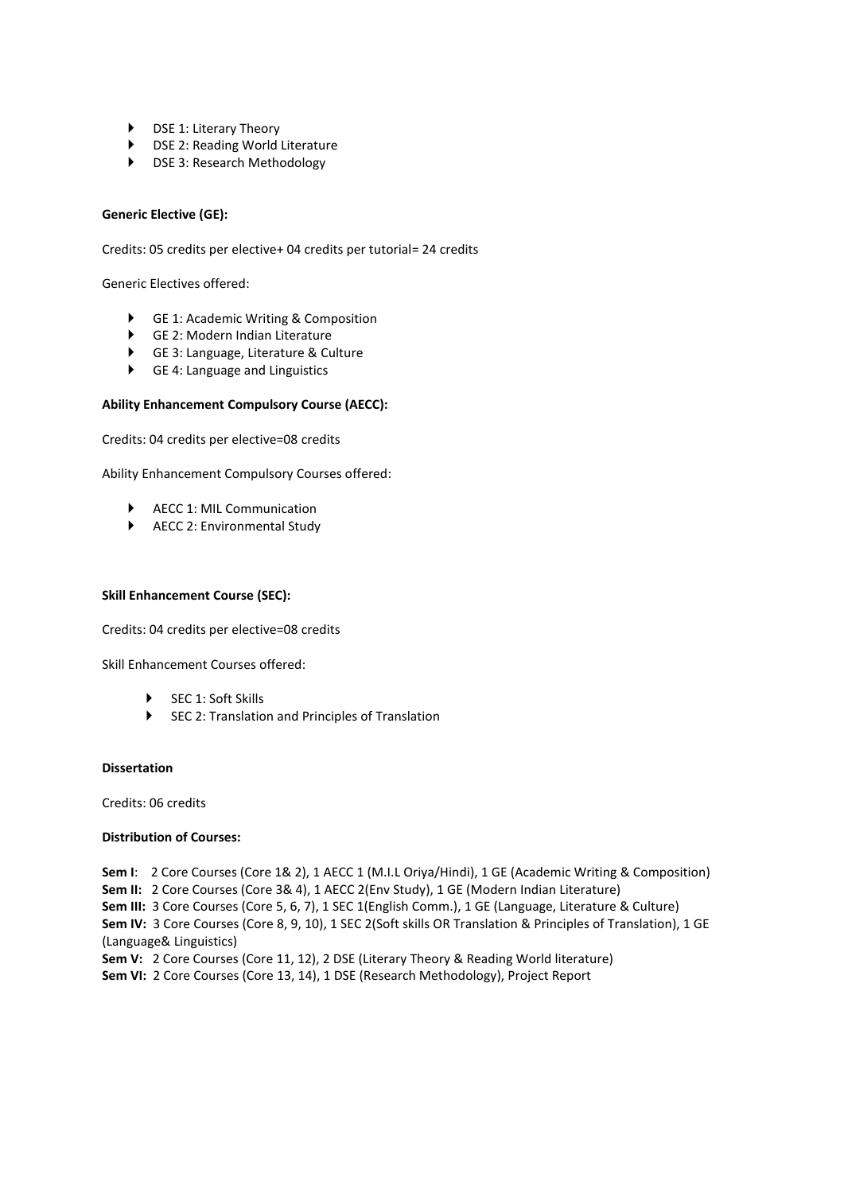- DSE 1: Literary Theory
- DSE 2: Reading World Literature
- DSE 3: Research Methodology

**Generic Elective (GE):**

Credits: 05 credits per elective+ 04 credits per tutorial= 24 credits

Generic Electives offered:

- GE 1: Academic Writing & Composition
- GE 2: Modern Indian Literature
- GE 3: Language, Literature & Culture
- GE 4: Language and Linguistics

**Ability Enhancement Compulsory Course (AECC):**

Credits: 04 credits per elective=08 credits

Ability Enhancement Compulsory Courses offered:

- AECC 1: MIL Communication
- AECC 2: Environmental Study

**Skill Enhancement Course (SEC):**

Credits: 04 credits per elective=08 credits

Skill Enhancement Courses offered:

- SEC 1: Soft Skills
- SEC 2: Translation and Principles of Translation

**Dissertation**

Credits: 06 credits

**Distribution of Courses:**

**Sem I**: 2 Core Courses (Core 1& 2), 1 AECC 1 (M.I.L Oriya/Hindi), 1 GE (Academic Writing & Composition)
**Sem II:** 2 Core Courses (Core 3& 4), 1 AECC 2(Env Study), 1 GE (Modern Indian Literature)
**Sem III:** 3 Core Courses (Core 5, 6, 7), 1 SEC 1(English Comm.), 1 GE (Language, Literature & Culture)
**Sem IV:** 3 Core Courses (Core 8, 9, 10), 1 SEC 2(Soft skills OR Translation & Principles of Translation), 1 GE (Language& Linguistics)
**Sem V:** 2 Core Courses (Core 11, 12), 2 DSE (Literary Theory & Reading World literature)
**Sem VI:** 2 Core Courses (Core 13, 14), 1 DSE (Research Methodology), Project Report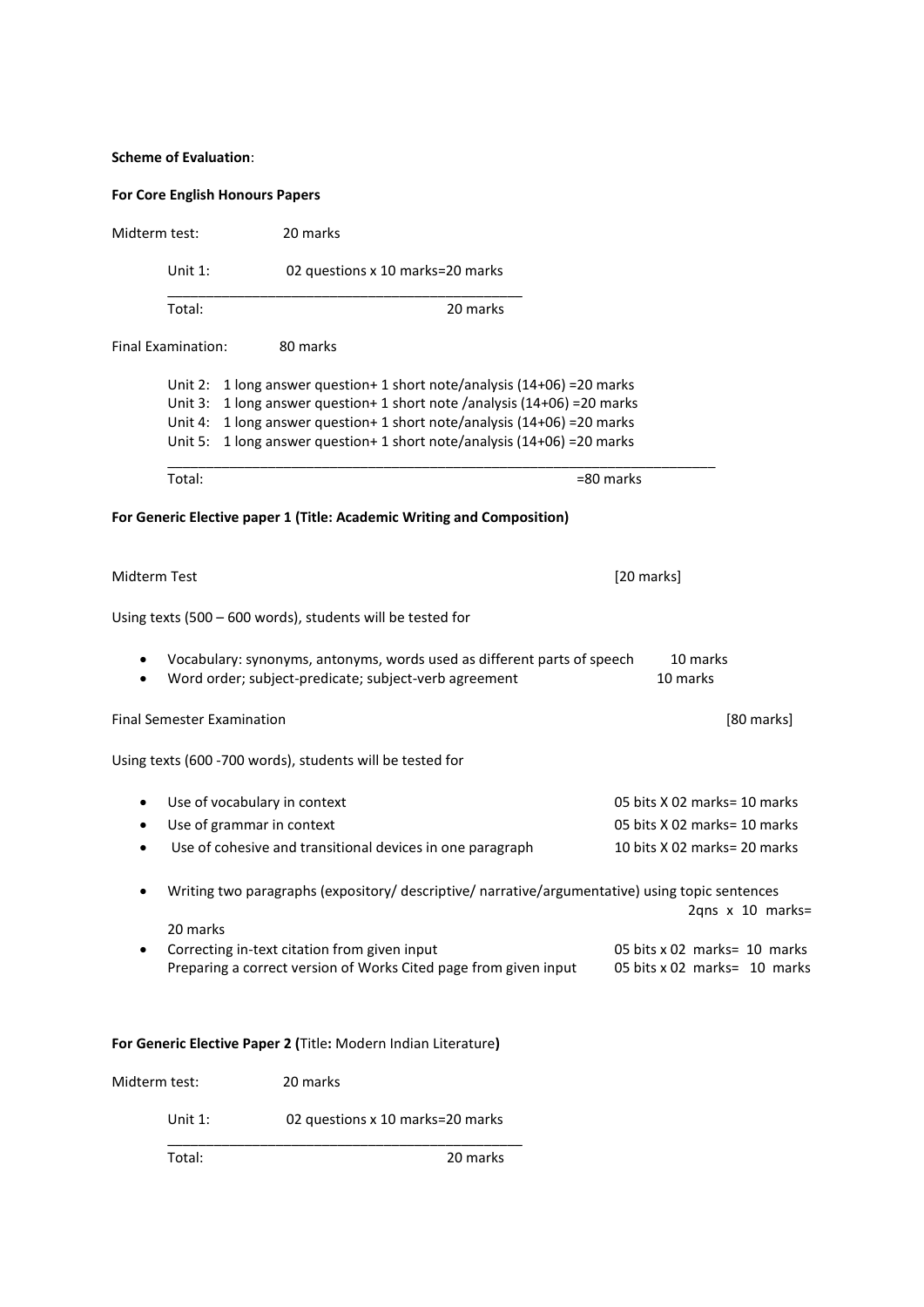**Scheme of Evaluation**:

**For Core English Honours Papers**

Midterm test: 20 marks

Unit 1: 02 questions x 10 marks=20 marks

Total: 20 marks

Final Examination: 80 marks

Unit 2: 1 long answer question+ 1 short note/analysis (14+06) =20 marks
Unit 3: 1 long answer question+ 1 short note /analysis (14+06) =20 marks
Unit 4: 1 long answer question+ 1 short note/analysis (14+06) =20 marks
Unit 5: 1 long answer question+ 1 short note/analysis (14+06) =20 marks

Total: =80 marks

**For Generic Elective paper 1 (Title: Academic Writing and Composition)**

Midterm Test [20 marks]

Using texts (500 – 600 words), students will be tested for

- Vocabulary: synonyms, antonyms, words used as different parts of speech 10 marks
- Word order; subject-predicate; subject-verb agreement 10 marks

Final Semester Examination [80 marks]

Using texts (600 -700 words), students will be tested for

- Use of vocabulary in context 05 bits X 02 marks= 10 marks
- Use of grammar in context 05 bits X 02 marks= 10 marks
- Use of cohesive and transitional devices in one paragraph 10 bits X 02 marks= 20 marks
- Writing two paragraphs (expository/ descriptive/ narrative/argumentative) using topic sentences 2qns x 10 marks= 20 marks
- Correcting in-text citation from given input 05 bits x 02 marks= 10 marks
  Preparing a correct version of Works Cited page from given input 05 bits x 02 marks= 10 marks

**For Generic Elective Paper 2 (**Title**:** Modern Indian Literature**)**

Midterm test: 20 marks

Unit 1: 02 questions x 10 marks=20 marks

Total: 20 marks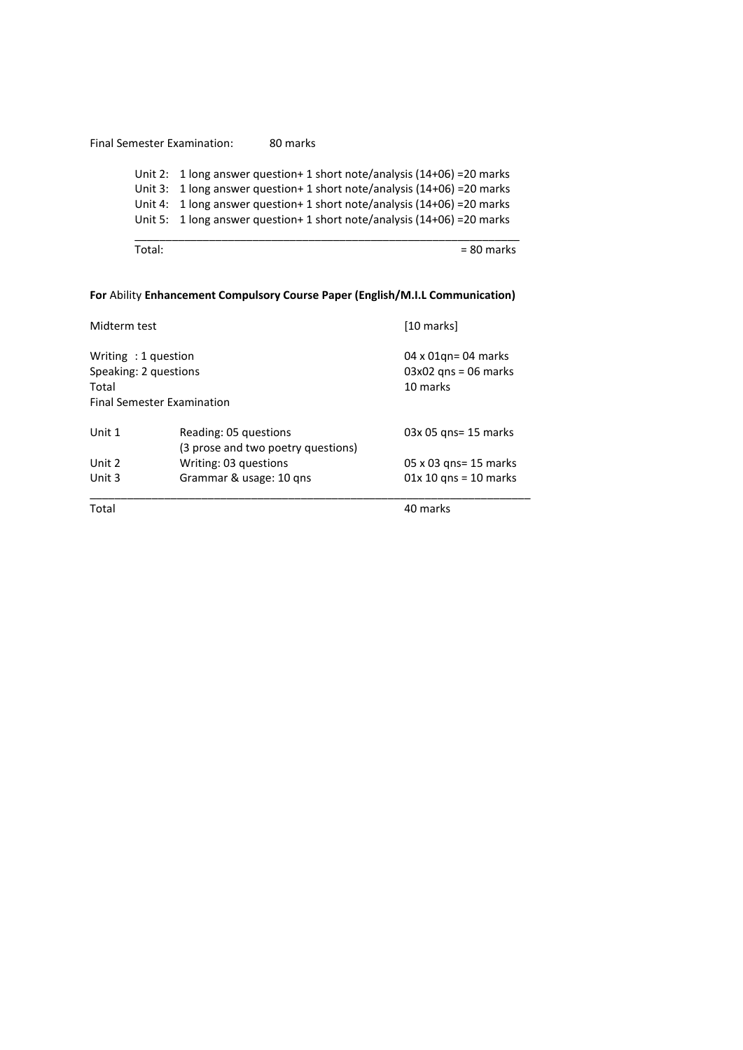Final Semester Examination: 80 marks

| | |
|---|---|
| Unit 2: | 1 long answer question+ 1 short note/analysis (14+06) =20 marks |
| Unit 3: | 1 long answer question+ 1 short note/analysis (14+06) =20 marks |
| Unit 4: | 1 long answer question+ 1 short note/analysis (14+06) =20 marks |
| Unit 5: | 1 long answer question+ 1 short note/analysis (14+06) =20 marks |
| Total: | = 80 marks |

**For** Ability **Enhancement Compulsory Course Paper (English/M.I.L Communication)**

| | | |
|---|---|---|
| Midterm test | | [10 marks] |
| Writing : 1 question | | 04 x 01qn= 04 marks |
| Speaking: 2 questions | | 03x02 qns = 06 marks |
| Total | | 10 marks |
| Final Semester Examination | | |
| Unit 1 | Reading: 05 questions (3 prose and two poetry questions) | 03x 05 qns= 15 marks |
| Unit 2 | Writing: 03 questions | 05 x 03 qns= 15 marks |
| Unit 3 | Grammar & usage: 10 qns | 01x 10 qns = 10 marks |
| Total | | 40 marks |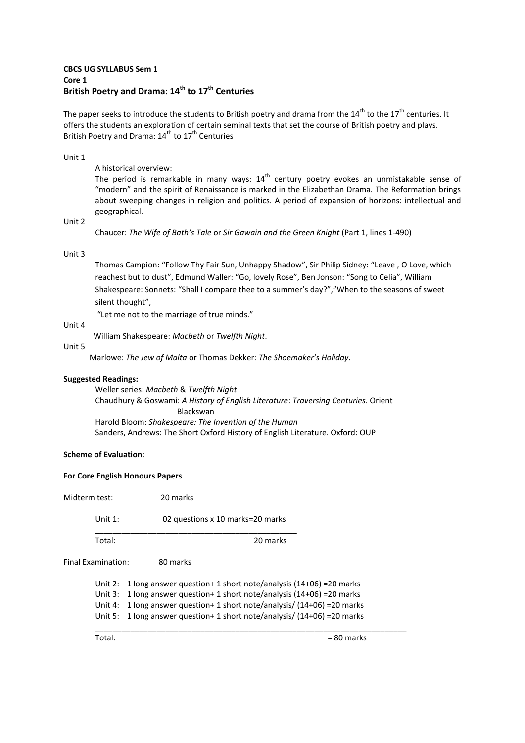**CBCS UG SYLLABUS Sem 1**
**Core 1**
**British Poetry and Drama: 14th to 17th Centuries**

The paper seeks to introduce the students to British poetry and drama from the 14th to the 17th centuries. It offers the students an exploration of certain seminal texts that set the course of British poetry and plays.
British Poetry and Drama: 14th to 17th Centuries

Unit 1

A historical overview:
The period is remarkable in many ways: 14th century poetry evokes an unmistakable sense of "modern" and the spirit of Renaissance is marked in the Elizabethan Drama. The Reformation brings about sweeping changes in religion and politics. A period of expansion of horizons: intellectual and geographical.

Unit 2

Chaucer: *The Wife of Bath's Tale* or *Sir Gawain and the Green Knight* (Part 1, lines 1-490)

Unit 3

Thomas Campion: "Follow Thy Fair Sun, Unhappy Shadow", Sir Philip Sidney: "Leave , O Love, which reachest but to dust", Edmund Waller: "Go, lovely Rose", Ben Jonson: "Song to Celia", William Shakespeare: Sonnets: "Shall I compare thee to a summer's day?","When to the seasons of sweet silent thought",
"Let me not to the marriage of true minds."

Unit 4

William Shakespeare: *Macbeth* or *Twelfth Night*.

Unit 5

Marlowe: *The Jew of Malta* or Thomas Dekker: *The Shoemaker's Holiday*.

**Suggested Readings:**

Weller series: *Macbeth* & *Twelfth Night*
Chaudhury & Goswami: *A History of English Literature*: *Traversing Centuries*. Orient Blackswan
Harold Bloom: *Shakespeare: The Invention of the Human*
Sanders, Andrews: The Short Oxford History of English Literature. Oxford: OUP

**Scheme of Evaluation**:

**For Core English Honours Papers**

Midterm test: 20 marks

| | |
|---|---|
| Unit 1: | 02 questions x 10 marks=20 marks |
| Total: | 20 marks |

Final Examination: 80 marks

| | |
|---|---|
| Unit 2: | 1 long answer question+ 1 short note/analysis (14+06) =20 marks |
| Unit 3: | 1 long answer question+ 1 short note/analysis (14+06) =20 marks |
| Unit 4: | 1 long answer question+ 1 short note/analysis/ (14+06) =20 marks |
| Unit 5: | 1 long answer question+ 1 short note/analysis/ (14+06) =20 marks |
| Total: | = 80 marks |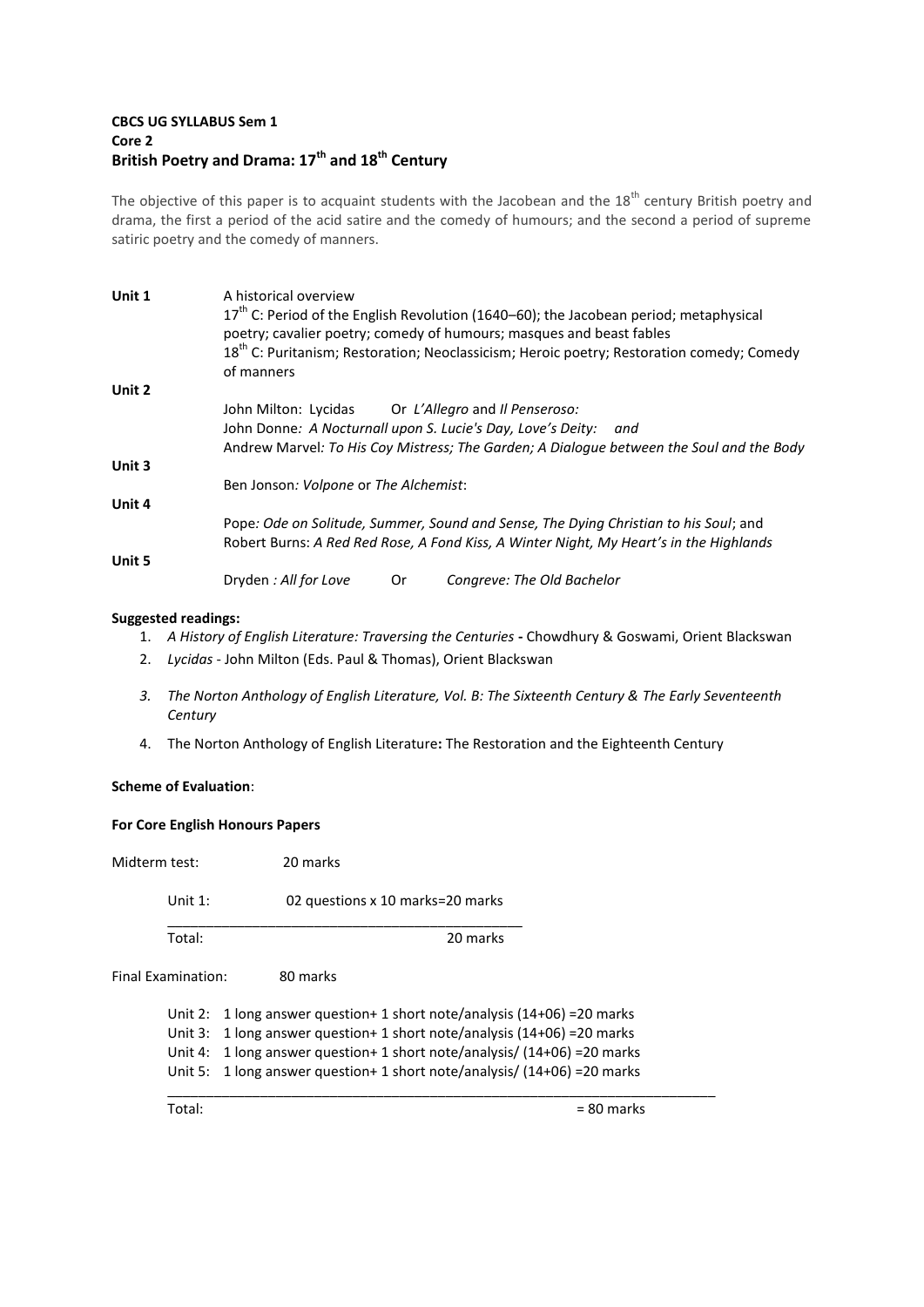**CBCS UG SYLLABUS Sem 1**
**Core 2**
**British Poetry and Drama: 17th and 18th Century**

The objective of this paper is to acquaint students with the Jacobean and the 18th century British poetry and drama, the first a period of the acid satire and the comedy of humours; and the second a period of supreme satiric poetry and the comedy of manners.

| | |
|---|---|
| **Unit 1** | A historical overview<br>17th C: Period of the English Revolution (1640–60); the Jacobean period; metaphysical poetry; cavalier poetry; comedy of humours; masques and beast fables<br>18th C: Puritanism; Restoration; Neoclassicism; Heroic poetry; Restoration comedy; Comedy of manners |
| **Unit 2** | John Milton: Lycidas Or *L'Allegro* and *Il Penseroso:*<br>John Donne*: A Nocturnall upon S. Lucie's Day, Love's Deity: and*<br>Andrew Marvel*: To His Coy Mistress; The Garden; A Dialogue between the Soul and the Body* |
| **Unit 3** | Ben Jonson*: Volpone* or *The Alchemist*: |
| **Unit 4** | Pope*: Ode on Solitude, Summer, Sound and Sense, The Dying Christian to his Soul*; and Robert Burns: *A Red Red Rose, A Fond Kiss, A Winter Night, My Heart's in the Highlands* |
| **Unit 5** | Dryden *: All for Love* Or *Congreve: The Old Bachelor* |

**Suggested readings:**

1. *A History of English Literature: Traversing the Centuries* **-** Chowdhury & Goswami, Orient Blackswan
2. *Lycidas* - John Milton (Eds. Paul & Thomas), Orient Blackswan
3. *The Norton Anthology of English Literature, Vol. B: The Sixteenth Century & The Early Seventeenth Century*
4. The Norton Anthology of English Literature**:** The Restoration and the Eighteenth Century

**Scheme of Evaluation**:

**For Core English Honours Papers**

Midterm test: 20 marks

Unit 1: 02 questions x 10 marks=20 marks

Total: 20 marks

Final Examination: 80 marks

Unit 2: 1 long answer question+ 1 short note/analysis (14+06) =20 marks
Unit 3: 1 long answer question+ 1 short note/analysis (14+06) =20 marks
Unit 4: 1 long answer question+ 1 short note/analysis/ (14+06) =20 marks
Unit 5: 1 long answer question+ 1 short note/analysis/ (14+06) =20 marks

Total: = 80 marks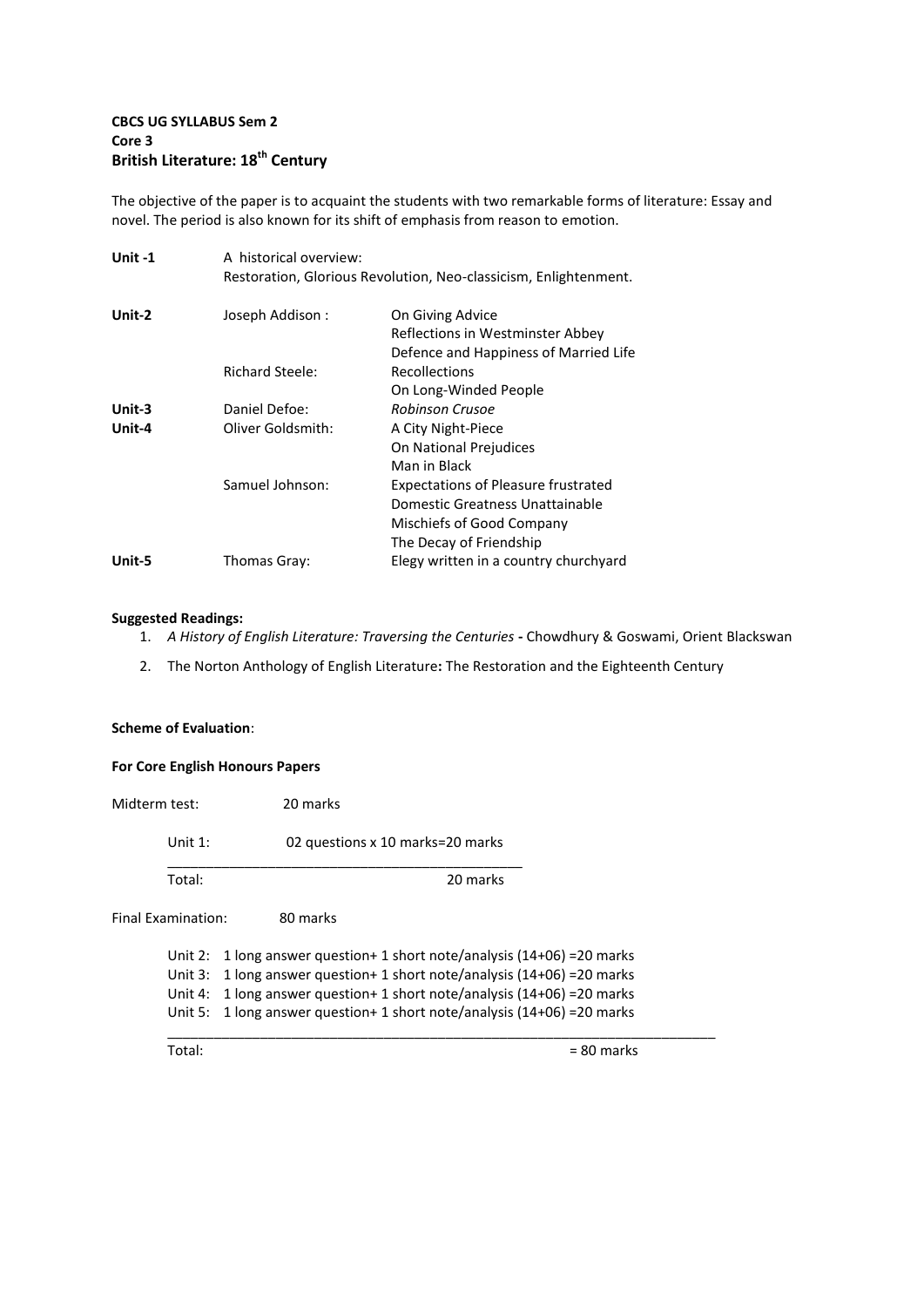**CBCS UG SYLLABUS Sem 2**
**Core 3**
**British Literature: 18th Century**

The objective of the paper is to acquaint the students with two remarkable forms of literature: Essay and novel. The period is also known for its shift of emphasis from reason to emotion.

| | | |
|---|---|---|
| **Unit -1** | A historical overview: Restoration, Glorious Revolution, Neo-classicism, Enlightenment. | |
| **Unit-2** | Joseph Addison : | On Giving Advice<br>Reflections in Westminster Abbey<br>Defence and Happiness of Married Life |
| | Richard Steele: | Recollections<br>On Long-Winded People |
| **Unit-3** | Daniel Defoe: | *Robinson Crusoe* |
| **Unit-4** | Oliver Goldsmith: | A City Night-Piece<br>On National Prejudices<br>Man in Black |
| | Samuel Johnson: | Expectations of Pleasure frustrated<br>Domestic Greatness Unattainable<br>Mischiefs of Good Company<br>The Decay of Friendship |
| **Unit-5** | Thomas Gray: | Elegy written in a country churchyard |

**Suggested Readings:**

1. *A History of English Literature: Traversing the Centuries* **-** Chowdhury & Goswami, Orient Blackswan
2. The Norton Anthology of English Literature**:** The Restoration and the Eighteenth Century

**Scheme of Evaluation**:

**For Core English Honours Papers**

Midterm test: 20 marks

| | |
|---|---|
| Unit 1: | 02 questions x 10 marks=20 marks |
| Total: | 20 marks |

Final Examination: 80 marks

| | |
|---|---|
| Unit 2: | 1 long answer question+ 1 short note/analysis (14+06) =20 marks |
| Unit 3: | 1 long answer question+ 1 short note/analysis (14+06) =20 marks |
| Unit 4: | 1 long answer question+ 1 short note/analysis (14+06) =20 marks |
| Unit 5: | 1 long answer question+ 1 short note/analysis (14+06) =20 marks |
| Total: | = 80 marks |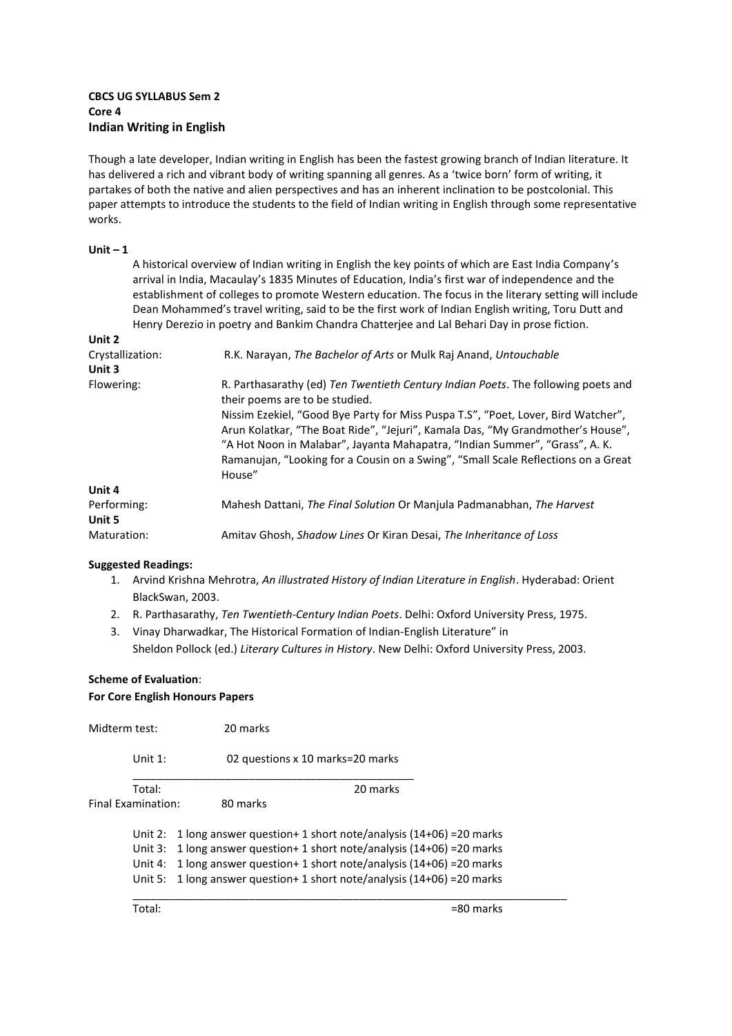**CBCS UG SYLLABUS Sem 2**
**Core 4**
**Indian Writing in English**

Though a late developer, Indian writing in English has been the fastest growing branch of Indian literature. It has delivered a rich and vibrant body of writing spanning all genres. As a 'twice born' form of writing, it partakes of both the native and alien perspectives and has an inherent inclination to be postcolonial. This paper attempts to introduce the students to the field of Indian writing in English through some representative works.

**Unit – 1**

A historical overview of Indian writing in English the key points of which are East India Company's arrival in India, Macaulay's 1835 Minutes of Education, India's first war of independence and the establishment of colleges to promote Western education. The focus in the literary setting will include Dean Mohammed's travel writing, said to be the first work of Indian English writing, Toru Dutt and Henry Derezio in poetry and Bankim Chandra Chatterjee and Lal Behari Day in prose fiction.

**Unit 2**

Crystallization: R.K. Narayan, *The Bachelor of Arts* or Mulk Raj Anand, *Untouchable*

**Unit 3**

Flowering: R. Parthasarathy (ed) *Ten Twentieth Century Indian Poets*. The following poets and their poems are to be studied.
Nissim Ezekiel, "Good Bye Party for Miss Puspa T.S", "Poet, Lover, Bird Watcher", Arun Kolatkar, "The Boat Ride", "Jejuri", Kamala Das, "My Grandmother's House", "A Hot Noon in Malabar", Jayanta Mahapatra, "Indian Summer", "Grass", A. K. Ramanujan, "Looking for a Cousin on a Swing", "Small Scale Reflections on a Great House"

**Unit 4**

Performing: Mahesh Dattani, *The Final Solution* Or Manjula Padmanabhan, *The Harvest*

**Unit 5**

Maturation: Amitav Ghosh, *Shadow Lines* Or Kiran Desai, *The Inheritance of Loss*

**Suggested Readings:**

1. Arvind Krishna Mehrotra, *An illustrated History of Indian Literature in English*. Hyderabad: Orient BlackSwan, 2003.
2. R. Parthasarathy, *Ten Twentieth-Century Indian Poets*. Delhi: Oxford University Press, 1975.
3. Vinay Dharwadkar, The Historical Formation of Indian-English Literature" in Sheldon Pollock (ed.) *Literary Cultures in History*. New Delhi: Oxford University Press, 2003.

**Scheme of Evaluation**:

**For Core English Honours Papers**

Midterm test: 20 marks

Unit 1: 02 questions x 10 marks=20 marks

Total: 20 marks

Final Examination: 80 marks

Unit 2: 1 long answer question+ 1 short note/analysis (14+06) =20 marks
Unit 3: 1 long answer question+ 1 short note/analysis (14+06) =20 marks
Unit 4: 1 long answer question+ 1 short note/analysis (14+06) =20 marks
Unit 5: 1 long answer question+ 1 short note/analysis (14+06) =20 marks

Total: =80 marks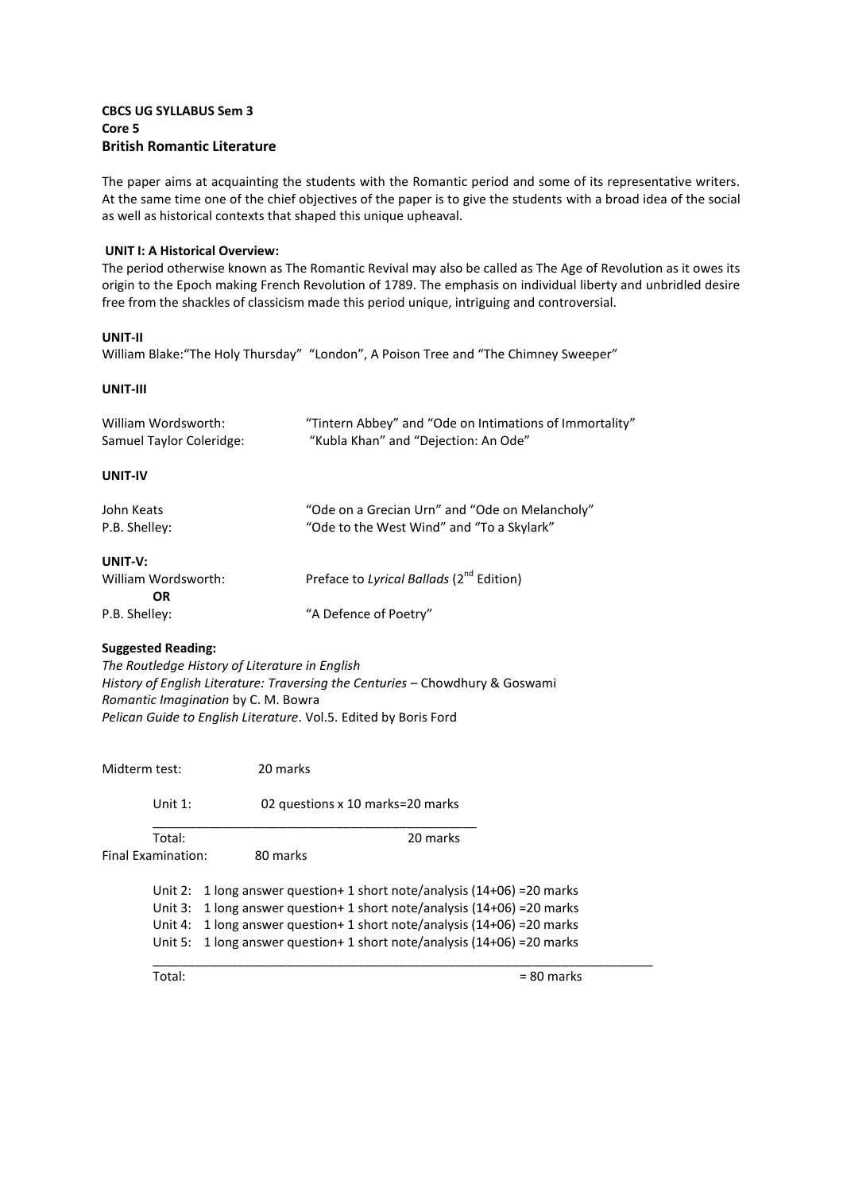**CBCS UG SYLLABUS Sem 3**
**Core 5**
**British Romantic Literature**

The paper aims at acquainting the students with the Romantic period and some of its representative writers. At the same time one of the chief objectives of the paper is to give the students with a broad idea of the social as well as historical contexts that shaped this unique upheaval.

**UNIT I: A Historical Overview:**
The period otherwise known as The Romantic Revival may also be called as The Age of Revolution as it owes its origin to the Epoch making French Revolution of 1789. The emphasis on individual liberty and unbridled desire free from the shackles of classicism made this period unique, intriguing and controversial.

**UNIT-II**
William Blake:"The Holy Thursday" "London", A Poison Tree and "The Chimney Sweeper"

**UNIT-III**

William Wordsworth: "Tintern Abbey" and "Ode on Intimations of Immortality"
Samuel Taylor Coleridge: "Kubla Khan" and "Dejection: An Ode"

**UNIT-IV**

John Keats "Ode on a Grecian Urn" and "Ode on Melancholy"
P.B. Shelley: "Ode to the West Wind" and "To a Skylark"

**UNIT-V:**
William Wordsworth: Preface to *Lyrical Ballads* (2nd Edition)
**OR**
P.B. Shelley: "A Defence of Poetry"

**Suggested Reading:**
*The Routledge History of Literature in English*
*History of English Literature: Traversing the Centuries* – Chowdhury & Goswami
*Romantic Imagination* by C. M. Bowra
*Pelican Guide to English Literature*. Vol.5. Edited by Boris Ford

Midterm test: 20 marks

Unit 1: 02 questions x 10 marks=20 marks

Total: 20 marks

Final Examination: 80 marks

Unit 2: 1 long answer question+ 1 short note/analysis (14+06) =20 marks
Unit 3: 1 long answer question+ 1 short note/analysis (14+06) =20 marks
Unit 4: 1 long answer question+ 1 short note/analysis (14+06) =20 marks
Unit 5: 1 long answer question+ 1 short note/analysis (14+06) =20 marks

Total: = 80 marks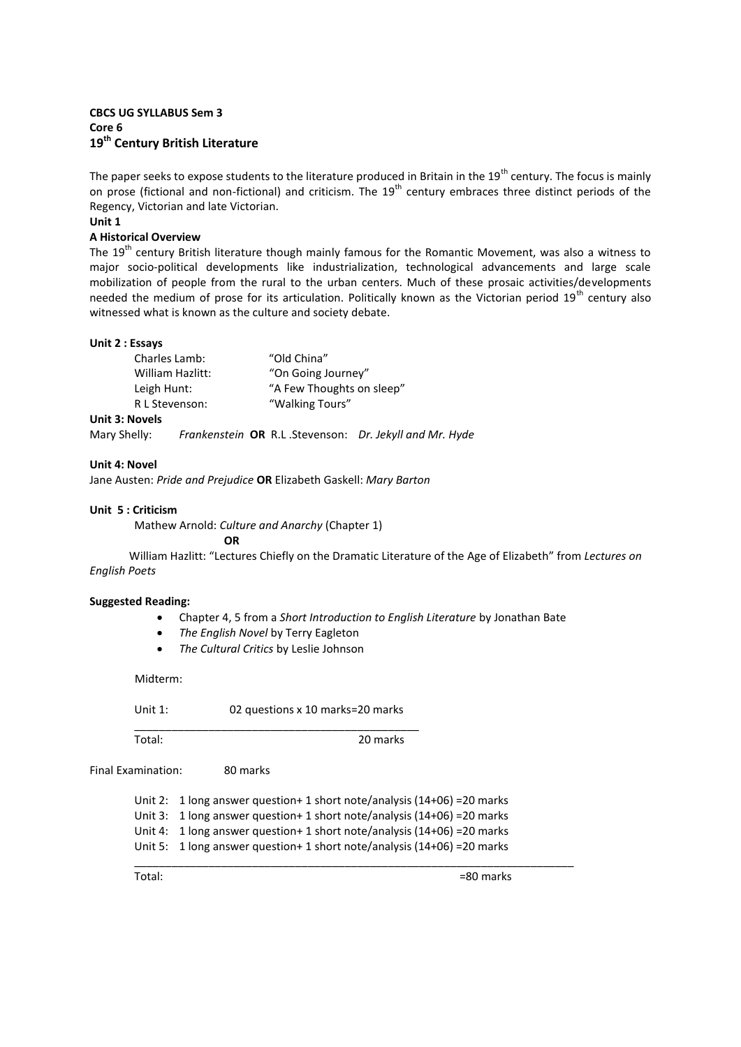**CBCS UG SYLLABUS Sem 3**
**Core 6**
**19th Century British Literature**

The paper seeks to expose students to the literature produced in Britain in the 19th century. The focus is mainly on prose (fictional and non-fictional) and criticism. The 19th century embraces three distinct periods of the Regency, Victorian and late Victorian.

**Unit 1**

**A Historical Overview**

The 19th century British literature though mainly famous for the Romantic Movement, was also a witness to major socio-political developments like industrialization, technological advancements and large scale mobilization of people from the rural to the urban centers. Much of these prosaic activities/developments needed the medium of prose for its articulation. Politically known as the Victorian period 19th century also witnessed what is known as the culture and society debate.

**Unit 2 : Essays**

| | |
|---|---|
| Charles Lamb: | "Old China" |
| William Hazlitt: | "On Going Journey" |
| Leigh Hunt: | "A Few Thoughts on sleep" |
| R L Stevenson: | "Walking Tours" |

**Unit 3: Novels**

Mary Shelly: *Frankenstein* **OR** R.L .Stevenson: *Dr. Jekyll and Mr. Hyde*

**Unit 4: Novel**

Jane Austen: *Pride and Prejudice* **OR** Elizabeth Gaskell: *Mary Barton*

**Unit 5 : Criticism**

Mathew Arnold: *Culture and Anarchy* (Chapter 1)

**OR**

William Hazlitt: "Lectures Chiefly on the Dramatic Literature of the Age of Elizabeth" from *Lectures on English Poets*

**Suggested Reading:**

- Chapter 4, 5 from a *Short Introduction to English Literature* by Jonathan Bate
- *The English Novel* by Terry Eagleton
- *The Cultural Critics* by Leslie Johnson

Midterm:

| | |
|---|---|
| Unit 1: | 02 questions x 10 marks=20 marks |
| Total: | 20 marks |

Final Examination: 80 marks

| | |
|---|---|
| Unit 2: | 1 long answer question+ 1 short note/analysis (14+06) =20 marks |
| Unit 3: | 1 long answer question+ 1 short note/analysis (14+06) =20 marks |
| Unit 4: | 1 long answer question+ 1 short note/analysis (14+06) =20 marks |
| Unit 5: | 1 long answer question+ 1 short note/analysis (14+06) =20 marks |
| Total: | =80 marks |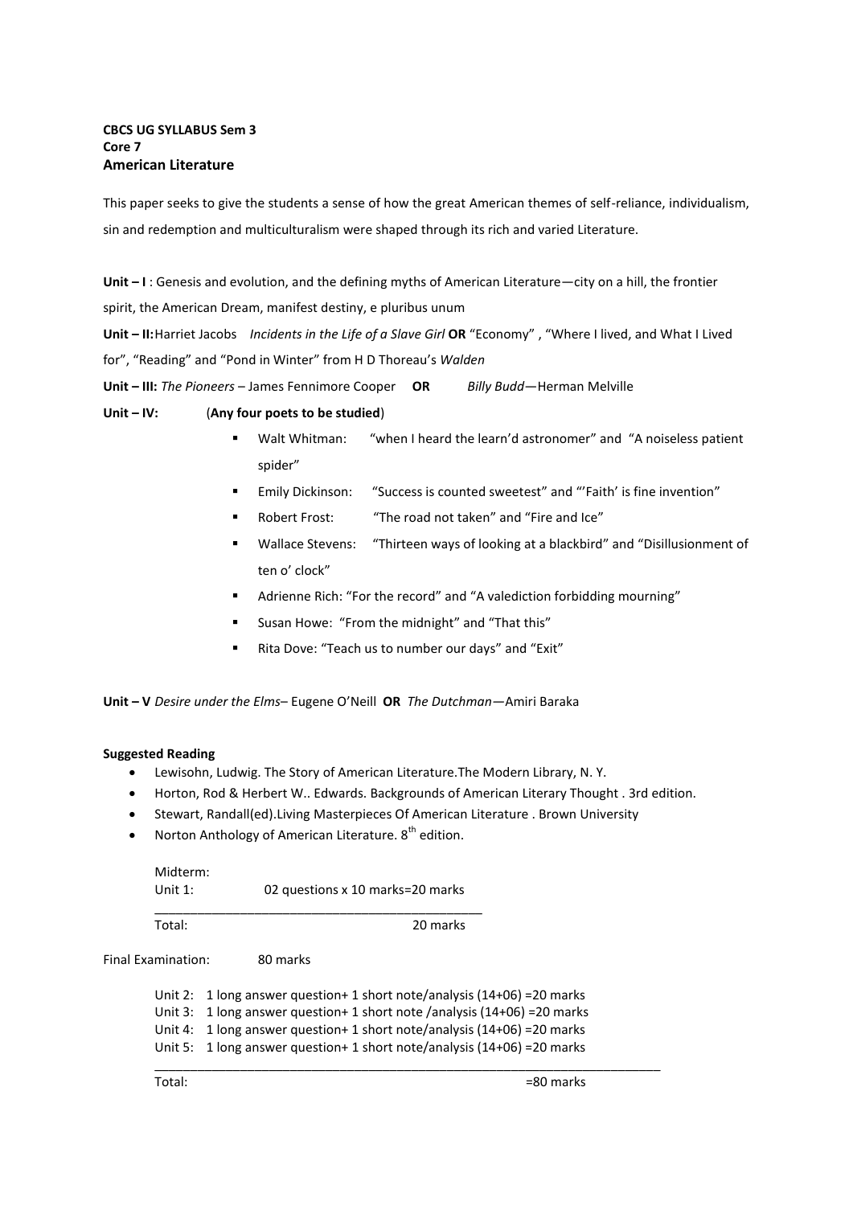**CBCS UG SYLLABUS Sem 3**
**Core 7**
### American Literature

This paper seeks to give the students a sense of how the great American themes of self-reliance, individualism, sin and redemption and multiculturalism were shaped through its rich and varied Literature.

**Unit – I** : Genesis and evolution, and the defining myths of American Literature—city on a hill, the frontier spirit, the American Dream, manifest destiny, e pluribus unum

**Unit – II:** Harriet Jacobs *Incidents in the Life of a Slave Girl* **OR** "Economy" , "Where I lived, and What I Lived for", "Reading" and "Pond in Winter" from H D Thoreau's *Walden*

**Unit – III:** *The Pioneers* – James Fennimore Cooper **OR** *Billy Budd*—Herman Melville

**Unit – IV:** (**Any four poets to be studied**)

- Walt Whitman: "when I heard the learn'd astronomer" and "A noiseless patient spider"
- Emily Dickinson: "Success is counted sweetest" and "'Faith' is fine invention"
- Robert Frost: "The road not taken" and "Fire and Ice"
- Wallace Stevens: "Thirteen ways of looking at a blackbird" and "Disillusionment of ten o' clock"
- Adrienne Rich: "For the record" and "A valediction forbidding mourning"
- Susan Howe: "From the midnight" and "That this"
- Rita Dove: "Teach us to number our days" and "Exit"

**Unit – V** *Desire under the Elms*– Eugene O'Neill **OR** *The Dutchman*—Amiri Baraka

**Suggested Reading**

- Lewisohn, Ludwig. The Story of American Literature.The Modern Library, N. Y.
- Horton, Rod & Herbert W.. Edwards. Backgrounds of American Literary Thought . 3rd edition.
- Stewart, Randall(ed).Living Masterpieces Of American Literature . Brown University
- Norton Anthology of American Literature. 8th edition.

Midterm:
Unit 1: 02 questions x 10 marks=20 marks

Total: 20 marks

Final Examination: 80 marks

Unit 2: 1 long answer question+ 1 short note/analysis (14+06) =20 marks
Unit 3: 1 long answer question+ 1 short note /analysis (14+06) =20 marks
Unit 4: 1 long answer question+ 1 short note/analysis (14+06) =20 marks
Unit 5: 1 long answer question+ 1 short note/analysis (14+06) =20 marks

Total: =80 marks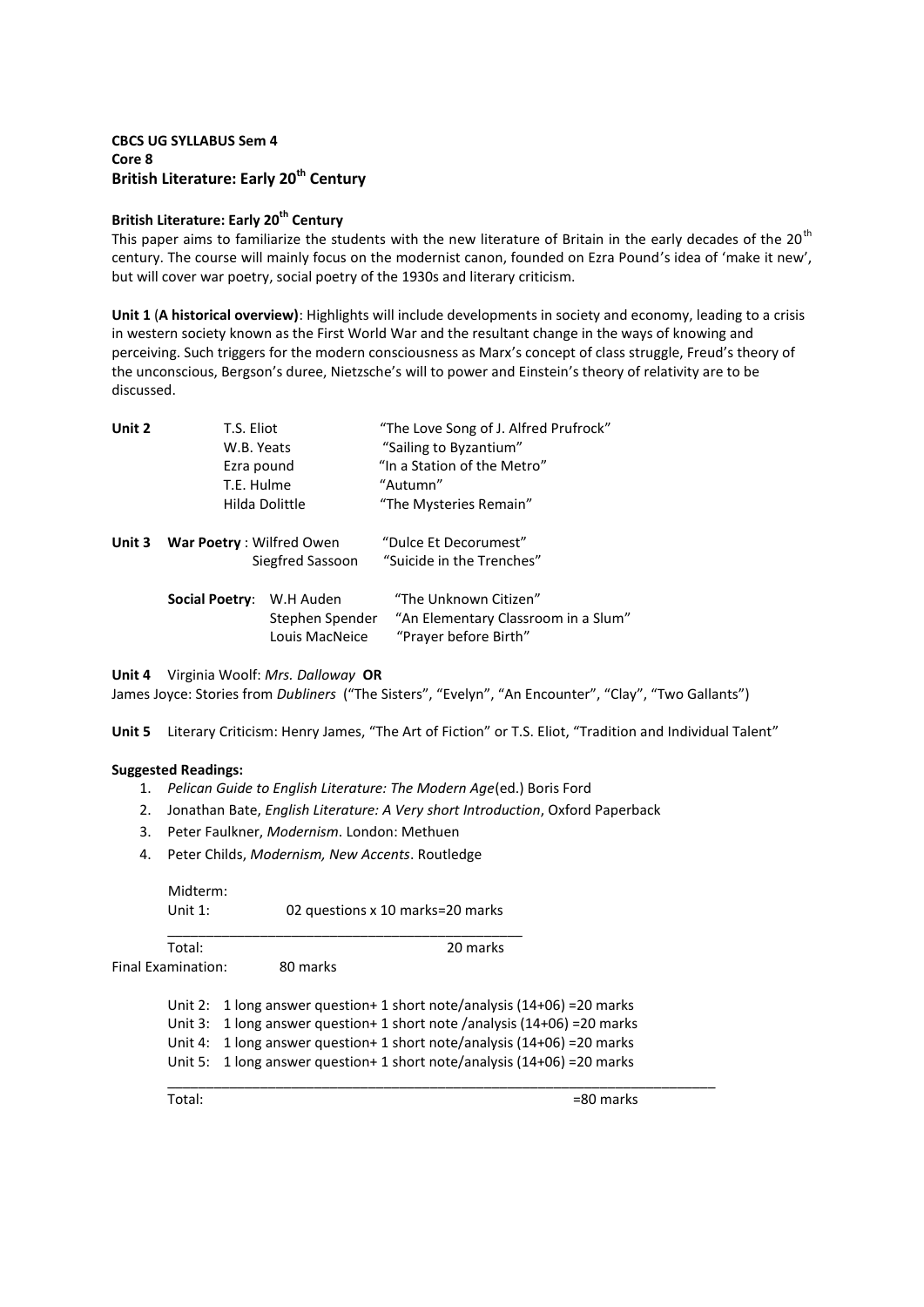**CBCS UG SYLLABUS Sem 4**
**Core 8**
**British Literature: Early 20th Century**

**British Literature: Early 20th Century**

This paper aims to familiarize the students with the new literature of Britain in the early decades of the 20th century. The course will mainly focus on the modernist canon, founded on Ezra Pound's idea of 'make it new', but will cover war poetry, social poetry of the 1930s and literary criticism.

**Unit 1** (**A historical overview)**: Highlights will include developments in society and economy, leading to a crisis in western society known as the First World War and the resultant change in the ways of knowing and perceiving. Such triggers for the modern consciousness as Marx's concept of class struggle, Freud's theory of the unconscious, Bergson's duree, Nietzsche's will to power and Einstein's theory of relativity are to be discussed.

**Unit 2**

| | | |
|---|---|---|
| | T.S. Eliot | "The Love Song of J. Alfred Prufrock" |
| | W.B. Yeats | "Sailing to Byzantium" |
| | Ezra pound | "In a Station of the Metro" |
| | T.E. Hulme | "Autumn" |
| | Hilda Dolittle | "The Mysteries Remain" |

**Unit 3**

| | | |
|---|---|---|
| **War Poetry** | Wilfred Owen | "Dulce Et Decorumest" |
| | Siegfred Sassoon | "Suicide in the Trenches" |
| **Social Poetry** | W.H Auden | "The Unknown Citizen" |
| | Stephen Spender | "An Elementary Classroom in a Slum" |
| | Louis MacNeice | "Prayer before Birth" |

**Unit 4** Virginia Woolf: *Mrs. Dalloway* **OR**
James Joyce: Stories from *Dubliners* ("The Sisters", "Evelyn", "An Encounter", "Clay", "Two Gallants")

**Unit 5** Literary Criticism: Henry James, "The Art of Fiction" or T.S. Eliot, "Tradition and Individual Talent"

**Suggested Readings:**

1. *Pelican Guide to English Literature: The Modern Age*(ed.) Boris Ford
2. Jonathan Bate, *English Literature: A Very short Introduction*, Oxford Paperback
3. Peter Faulkner, *Modernism*. London: Methuen
4. Peter Childs, *Modernism, New Accents*. Routledge

Midterm:

| | |
|---|---|
| Unit 1: | 02 questions x 10 marks=20 marks |
| Total: | 20 marks |

Final Examination: 80 marks

| | |
|---|---|
| Unit 2: | 1 long answer question+ 1 short note/analysis (14+06) =20 marks |
| Unit 3: | 1 long answer question+ 1 short note /analysis (14+06) =20 marks |
| Unit 4: | 1 long answer question+ 1 short note/analysis (14+06) =20 marks |
| Unit 5: | 1 long answer question+ 1 short note/analysis (14+06) =20 marks |
| Total: | =80 marks |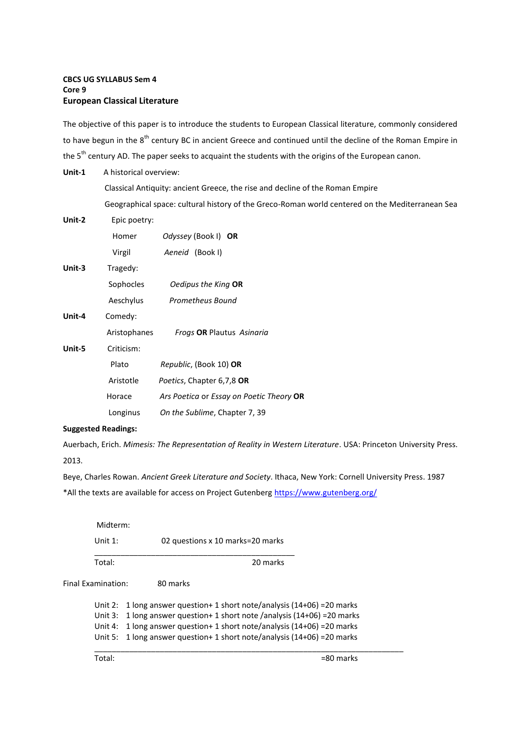**CBCS UG SYLLABUS Sem 4**
**Core 9**
**European Classical Literature**

The objective of this paper is to introduce the students to European Classical literature, commonly considered to have begun in the 8th century BC in ancient Greece and continued until the decline of the Roman Empire in the 5th century AD. The paper seeks to acquaint the students with the origins of the European canon.

**Unit-1** A historical overview:

Classical Antiquity: ancient Greece, the rise and decline of the Roman Empire

Geographical space: cultural history of the Greco-Roman world centered on the Mediterranean Sea

**Unit-2** Epic poetry:

Homer *Odyssey* (Book I) **OR**

Virgil *Aeneid* (Book I)

**Unit-3** Tragedy:

Sophocles *Oedipus the King* **OR**

Aeschylus *Prometheus Bound*

**Unit-4** Comedy:

Aristophanes *Frogs* **OR** Plautus *Asinaria*

**Unit-5** Criticism:

Plato *Republic*, (Book 10) **OR**

Aristotle *Poetics*, Chapter 6,7,8 **OR**

Horace *Ars Poetica* or *Essay on Poetic Theory* **OR**

Longinus *On the Sublime*, Chapter 7, 39

**Suggested Readings:**

Auerbach, Erich. *Mimesis: The Representation of Reality in Western Literature*. USA: Princeton University Press. 2013.

Beye, Charles Rowan. *Ancient Greek Literature and Society*. Ithaca, New York: Cornell University Press. 1987

*All the texts are available for access on Project Gutenberg https://www.gutenberg.org/

Midterm:

| Unit 1: | 02 questions x 10 marks=20 marks |
|---|---|
| Total: | 20 marks |

Final Examination: 80 marks

| Unit | Questions |
|---|---|
| Unit 2: | 1 long answer question+ 1 short note/analysis (14+06) =20 marks |
| Unit 3: | 1 long answer question+ 1 short note /analysis (14+06) =20 marks |
| Unit 4: | 1 long answer question+ 1 short note/analysis (14+06) =20 marks |
| Unit 5: | 1 long answer question+ 1 short note/analysis (14+06) =20 marks |
| Total: | =80 marks |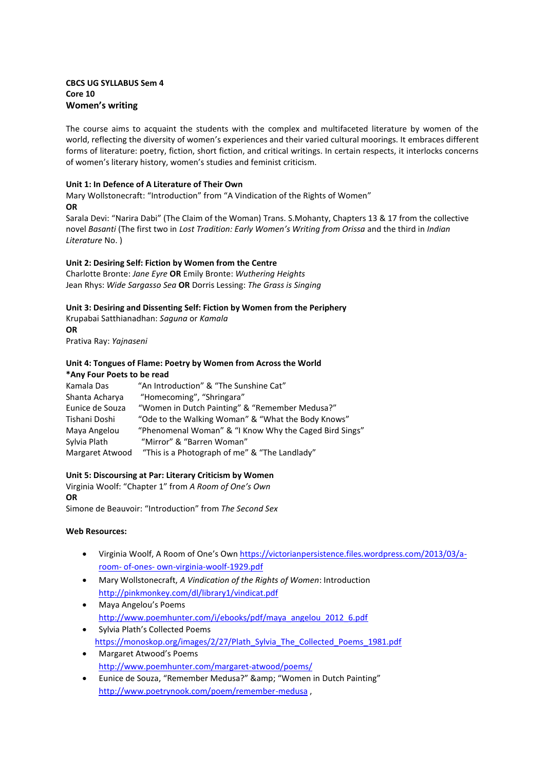**CBCS UG SYLLABUS Sem 4**
**Core 10**
**Women's writing**

The course aims to acquaint the students with the complex and multifaceted literature by women of the world, reflecting the diversity of women's experiences and their varied cultural moorings. It embraces different forms of literature: poetry, fiction, short fiction, and critical writings. In certain respects, it interlocks concerns of women's literary history, women's studies and feminist criticism.

**Unit 1: In Defence of A Literature of Their Own**
Mary Wollstonecraft: "Introduction" from "A Vindication of the Rights of Women"
**OR**
Sarala Devi: "Narira Dabi" (The Claim of the Woman) Trans. S.Mohanty, Chapters 13 & 17 from the collective novel *Basanti* (The first two in *Lost Tradition: Early Women's Writing from Orissa* and the third in *Indian Literature* No. )

**Unit 2: Desiring Self: Fiction by Women from the Centre**
Charlotte Bronte: *Jane Eyre* **OR** Emily Bronte: *Wuthering Heights*
Jean Rhys: *Wide Sargasso Sea* **OR** Dorris Lessing: *The Grass is Singing*

**Unit 3: Desiring and Dissenting Self: Fiction by Women from the Periphery**
Krupabai Satthianadhan: *Saguna* or *Kamala*
**OR**
Prativa Ray: *Yajnaseni*

**Unit 4: Tongues of Flame: Poetry by Women from Across the World**
**\*Any Four Poets to be read**

| | |
|---|---|
| Kamala Das | "An Introduction" & "The Sunshine Cat" |
| Shanta Acharya | "Homecoming", "Shringara" |
| Eunice de Souza | "Women in Dutch Painting" & "Remember Medusa?" |
| Tishani Doshi | "Ode to the Walking Woman" & "What the Body Knows" |
| Maya Angelou | "Phenomenal Woman" & "I Know Why the Caged Bird Sings" |
| Sylvia Plath | "Mirror" & "Barren Woman" |
| Margaret Atwood | "This is a Photograph of me" & "The Landlady" |

**Unit 5: Discoursing at Par: Literary Criticism by Women**
Virginia Woolf: "Chapter 1" from *A Room of One's Own*
**OR**
Simone de Beauvoir: "Introduction" from *The Second Sex*

**Web Resources:**

- Virginia Woolf, A Room of One's Own https://victorianpersistence.files.wordpress.com/2013/03/a-room- of-ones- own-virginia-woolf-1929.pdf
- Mary Wollstonecraft, *A Vindication of the Rights of Women*: Introduction http://pinkmonkey.com/dl/library1/vindicat.pdf
- Maya Angelou's Poems http://www.poemhunter.com/i/ebooks/pdf/maya_angelou_2012_6.pdf
- Sylvia Plath's Collected Poems https://monoskop.org/images/2/27/Plath_Sylvia_The_Collected_Poems_1981.pdf
- Margaret Atwood's Poems http://www.poemhunter.com/margaret-atwood/poems/
- Eunice de Souza, "Remember Medusa?" &amp; "Women in Dutch Painting" http://www.poetrynook.com/poem/remember-medusa ,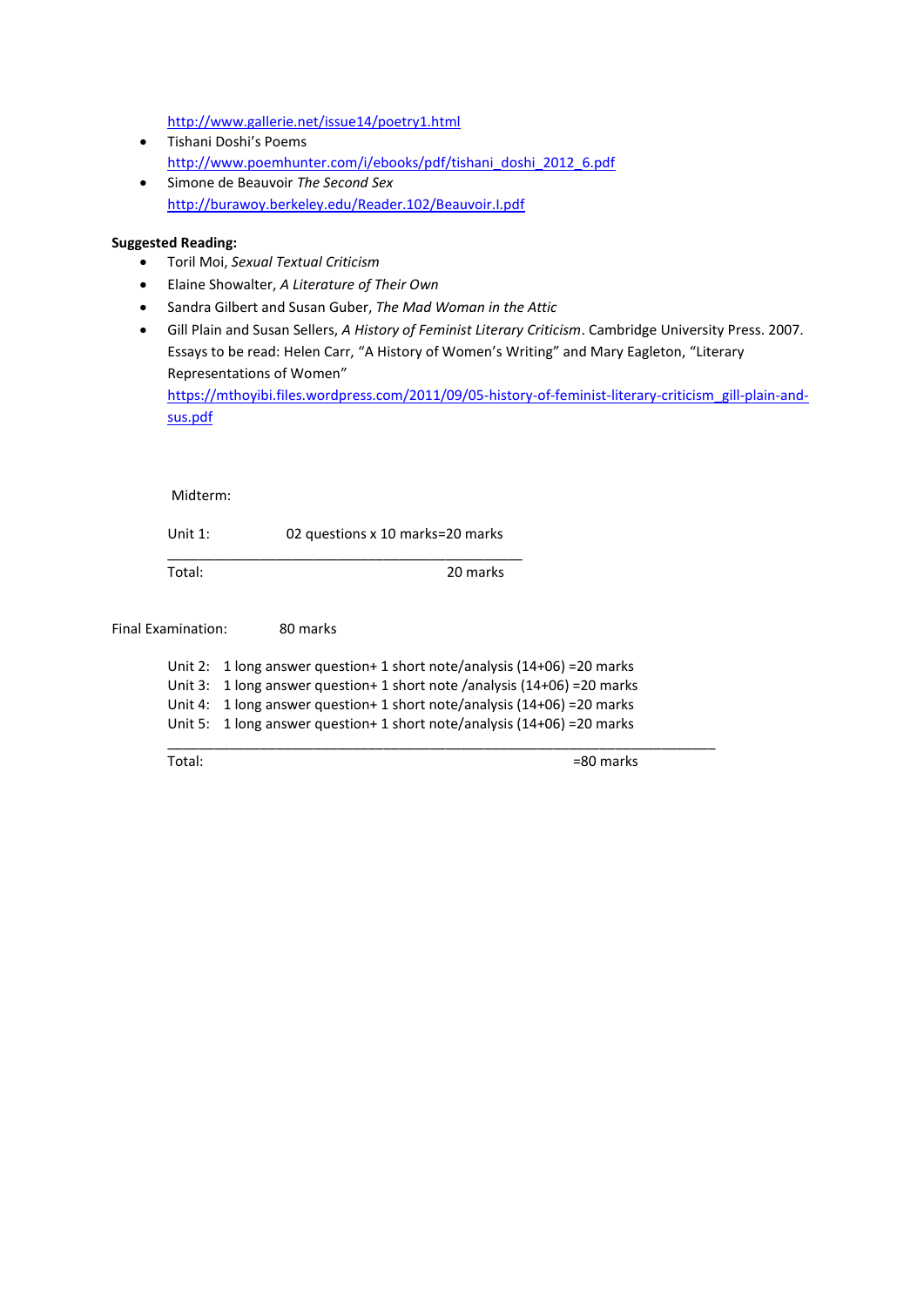http://www.gallerie.net/issue14/poetry1.html

- Tishani Doshi's Poems
  http://www.poemhunter.com/i/ebooks/pdf/tishani_doshi_2012_6.pdf
- Simone de Beauvoir *The Second Sex*
  http://burawoy.berkeley.edu/Reader.102/Beauvoir.I.pdf

**Suggested Reading:**

- Toril Moi, *Sexual Textual Criticism*
- Elaine Showalter, *A Literature of Their Own*
- Sandra Gilbert and Susan Guber, *The Mad Woman in the Attic*
- Gill Plain and Susan Sellers, *A History of Feminist Literary Criticism*. Cambridge University Press. 2007. Essays to be read: Helen Carr, "A History of Women's Writing" and Mary Eagleton, "Literary Representations of Women"
  https://mthoyibi.files.wordpress.com/2011/09/05-history-of-feminist-literary-criticism_gill-plain-and-sus.pdf

Midterm:

| | |
|---|---|
| Unit 1: | 02 questions x 10 marks=20 marks |
| Total: | 20 marks |

Final Examination: 80 marks

| | |
|---|---|
| Unit 2: | 1 long answer question+ 1 short note/analysis (14+06) =20 marks |
| Unit 3: | 1 long answer question+ 1 short note /analysis (14+06) =20 marks |
| Unit 4: | 1 long answer question+ 1 short note/analysis (14+06) =20 marks |
| Unit 5: | 1 long answer question+ 1 short note/analysis (14+06) =20 marks |
| Total: | =80 marks |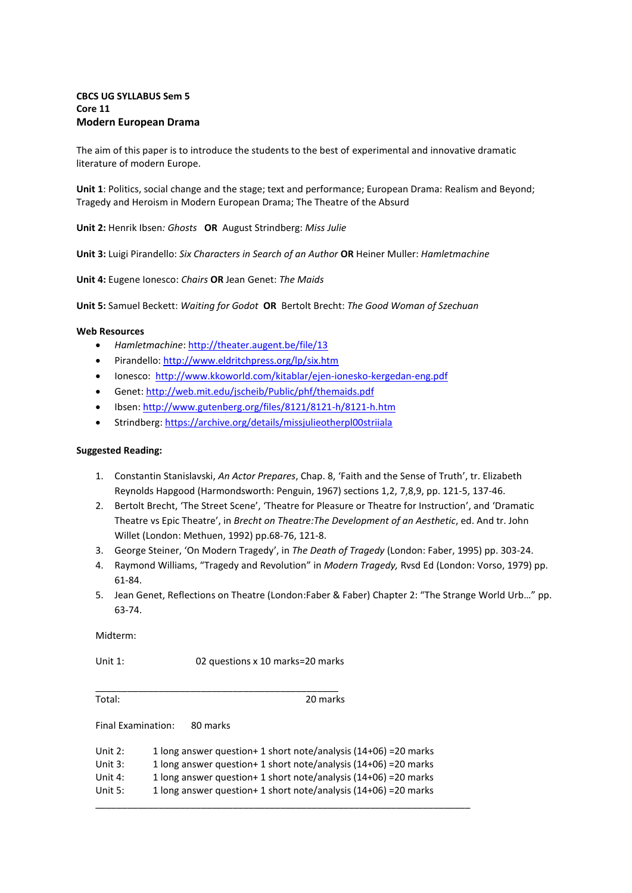**CBCS UG SYLLABUS Sem 5**
**Core 11**
**Modern European Drama**

The aim of this paper is to introduce the students to the best of experimental and innovative dramatic literature of modern Europe.

**Unit 1**: Politics, social change and the stage; text and performance; European Drama: Realism and Beyond; Tragedy and Heroism in Modern European Drama; The Theatre of the Absurd

**Unit 2:** Henrik Ibsen*: Ghosts* **OR** August Strindberg: *Miss Julie*

**Unit 3:** Luigi Pirandello: *Six Characters in Search of an Author* **OR** Heiner Muller: *Hamletmachine*

**Unit 4:** Eugene Ionesco: *Chairs* **OR** Jean Genet: *The Maids*

**Unit 5:** Samuel Beckett: *Waiting for Godot* **OR** Bertolt Brecht: *The Good Woman of Szechuan*

**Web Resources**

- *Hamletmachine*: http://theater.augent.be/file/13
- Pirandello: http://www.eldritchpress.org/lp/six.htm
- Ionesco: http://www.kkoworld.com/kitablar/ejen-ionesko-kergedan-eng.pdf
- Genet: http://web.mit.edu/jscheib/Public/phf/themaids.pdf
- Ibsen: http://www.gutenberg.org/files/8121/8121-h/8121-h.htm
- Strindberg: https://archive.org/details/missjulieotherpl00striiala

**Suggested Reading:**

1. Constantin Stanislavski, *An Actor Prepares*, Chap. 8, 'Faith and the Sense of Truth', tr. Elizabeth Reynolds Hapgood (Harmondsworth: Penguin, 1967) sections 1,2, 7,8,9, pp. 121-5, 137-46.
2. Bertolt Brecht, 'The Street Scene', 'Theatre for Pleasure or Theatre for Instruction', and 'Dramatic Theatre vs Epic Theatre', in *Brecht on Theatre:The Development of an Aesthetic*, ed. And tr. John Willet (London: Methuen, 1992) pp.68-76, 121-8.
3. George Steiner, 'On Modern Tragedy', in *The Death of Tragedy* (London: Faber, 1995) pp. 303-24.
4. Raymond Williams, "Tragedy and Revolution" in *Modern Tragedy,* Rvsd Ed (London: Vorso, 1979) pp. 61-84.
5. Jean Genet, Reflections on Theatre (London:Faber & Faber) Chapter 2: "The Strange World Urb…" pp. 63-74.

Midterm:

Unit 1: 02 questions x 10 marks=20 marks

---

Total: 20 marks

Final Examination: 80 marks

Unit 2: 1 long answer question+ 1 short note/analysis (14+06) =20 marks
Unit 3: 1 long answer question+ 1 short note/analysis (14+06) =20 marks
Unit 4: 1 long answer question+ 1 short note/analysis (14+06) =20 marks
Unit 5: 1 long answer question+ 1 short note/analysis (14+06) =20 marks

---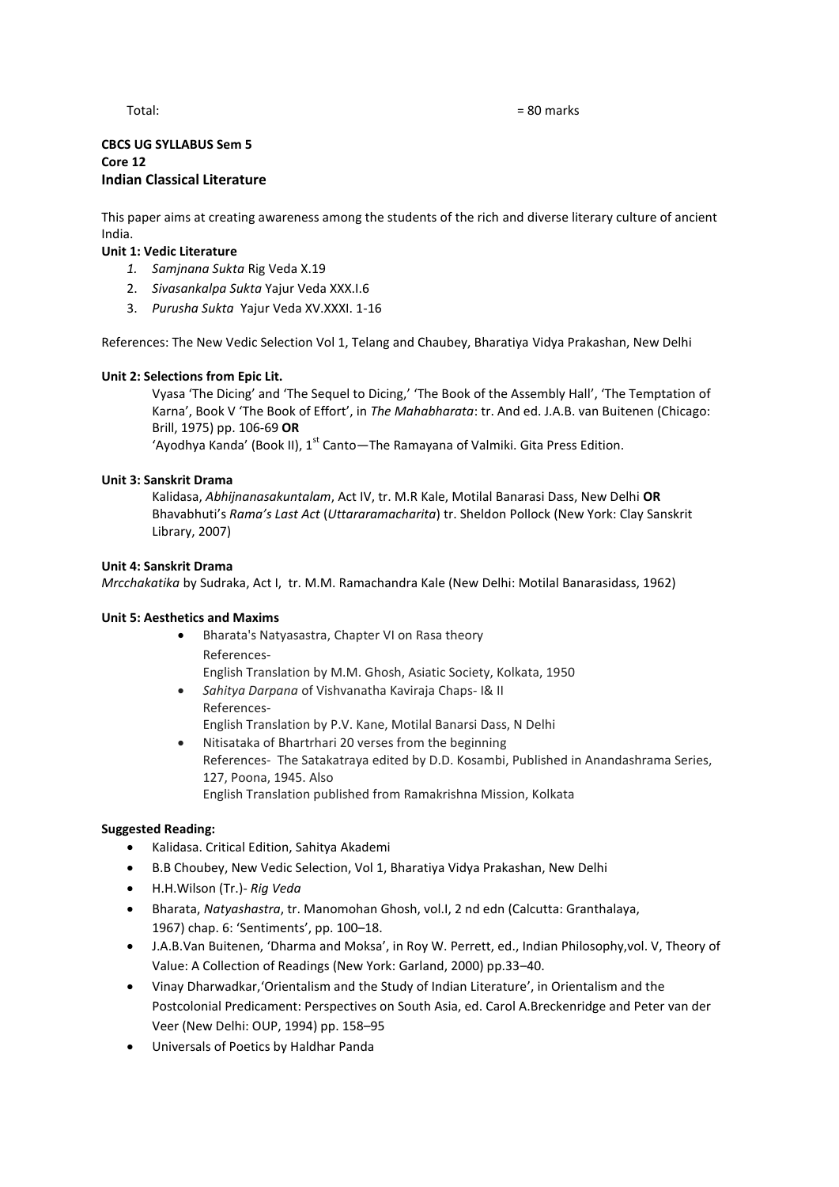Total: = 80 marks

**CBCS UG SYLLABUS Sem 5**
**Core 12**
## Indian Classical Literature

This paper aims at creating awareness among the students of the rich and diverse literary culture of ancient India.

**Unit 1: Vedic Literature**

1. *Samjnana Sukta* Rig Veda X.19
2. *Sivasankalpa Sukta* Yajur Veda XXX.I.6
3. *Purusha Sukta* Yajur Veda XV.XXXI. 1-16

References: The New Vedic Selection Vol 1, Telang and Chaubey, Bharatiya Vidya Prakashan, New Delhi

**Unit 2: Selections from Epic Lit.**

Vyasa 'The Dicing' and 'The Sequel to Dicing,' 'The Book of the Assembly Hall', 'The Temptation of Karna', Book V 'The Book of Effort', in *The Mahabharata*: tr. And ed. J.A.B. van Buitenen (Chicago: Brill, 1975) pp. 106-69 **OR**
'Ayodhya Kanda' (Book II), 1st Canto—The Ramayana of Valmiki. Gita Press Edition.

**Unit 3: Sanskrit Drama**

Kalidasa, *Abhijnanasakuntalam*, Act IV, tr. M.R Kale, Motilal Banarasi Dass, New Delhi **OR** Bhavabhuti's *Rama's Last Act* (*Uttararamacharita*) tr. Sheldon Pollock (New York: Clay Sanskrit Library, 2007)

**Unit 4: Sanskrit Drama**

*Mrcchakatika* by Sudraka, Act I, tr. M.M. Ramachandra Kale (New Delhi: Motilal Banarasidass, 1962)

**Unit 5: Aesthetics and Maxims**

- Bharata's Natyasastra, Chapter VI on Rasa theory
  References-
  English Translation by M.M. Ghosh, Asiatic Society, Kolkata, 1950
- *Sahitya Darpana* of Vishvanatha Kaviraja Chaps- I& II
  References-
  English Translation by P.V. Kane, Motilal Banarsi Dass, N Delhi
- Nitisataka of Bhartrhari 20 verses from the beginning
  References- The Satakatraya edited by D.D. Kosambi, Published in Anandashrama Series, 127, Poona, 1945. Also
  English Translation published from Ramakrishna Mission, Kolkata

**Suggested Reading:**

- Kalidasa. Critical Edition, Sahitya Akademi
- B.B Choubey, New Vedic Selection, Vol 1, Bharatiya Vidya Prakashan, New Delhi
- H.H.Wilson (Tr.)- *Rig Veda*
- Bharata, *Natyashastra*, tr. Manomohan Ghosh, vol.I, 2 nd edn (Calcutta: Granthalaya, 1967) chap. 6: 'Sentiments', pp. 100–18.
- J.A.B.Van Buitenen, 'Dharma and Moksa', in Roy W. Perrett, ed., Indian Philosophy,vol. V, Theory of Value: A Collection of Readings (New York: Garland, 2000) pp.33–40.
- Vinay Dharwadkar,'Orientalism and the Study of Indian Literature', in Orientalism and the Postcolonial Predicament: Perspectives on South Asia, ed. Carol A.Breckenridge and Peter van der Veer (New Delhi: OUP, 1994) pp. 158–95
- Universals of Poetics by Haldhar Panda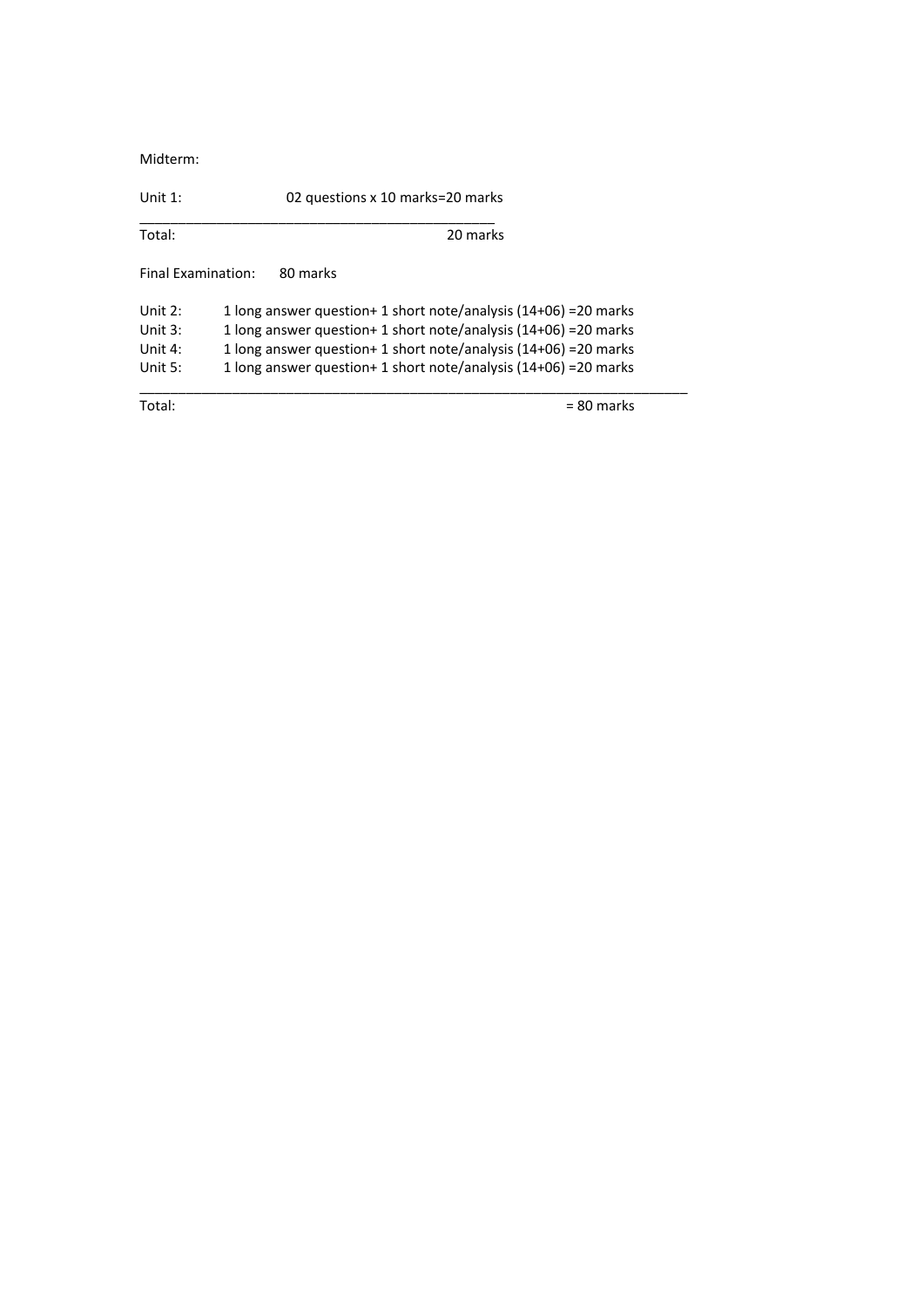Midterm:

Unit 1: 02 questions x 10 marks=20 marks

Total: 20 marks

Final Examination: 80 marks

Unit 2: 1 long answer question+ 1 short note/analysis (14+06) =20 marks
Unit 3: 1 long answer question+ 1 short note/analysis (14+06) =20 marks
Unit 4: 1 long answer question+ 1 short note/analysis (14+06) =20 marks
Unit 5: 1 long answer question+ 1 short note/analysis (14+06) =20 marks

Total: = 80 marks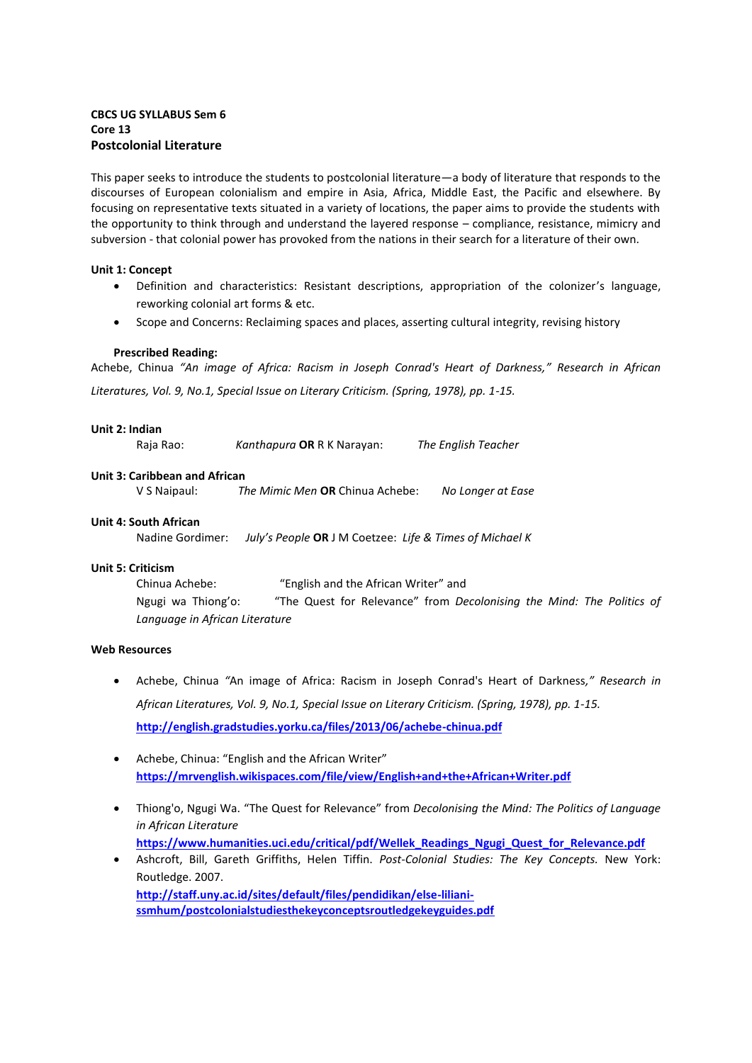**CBCS UG SYLLABUS Sem 6**
**Core 13**
### Postcolonial Literature

This paper seeks to introduce the students to postcolonial literature—a body of literature that responds to the discourses of European colonialism and empire in Asia, Africa, Middle East, the Pacific and elsewhere. By focusing on representative texts situated in a variety of locations, the paper aims to provide the students with the opportunity to think through and understand the layered response – compliance, resistance, mimicry and subversion - that colonial power has provoked from the nations in their search for a literature of their own.

**Unit 1: Concept**

- Definition and characteristics: Resistant descriptions, appropriation of the colonizer's language, reworking colonial art forms & etc.
- Scope and Concerns: Reclaiming spaces and places, asserting cultural integrity, revising history

**Prescribed Reading:**

Achebe, Chinua *"An image of Africa: Racism in Joseph Conrad's Heart of Darkness," Research in African Literatures, Vol. 9, No.1, Special Issue on Literary Criticism. (Spring, 1978), pp. 1-15.*

**Unit 2: Indian**

Raja Rao: *Kanthapura* **OR** R K Narayan: *The English Teacher*

**Unit 3: Caribbean and African**

V S Naipaul: *The Mimic Men* **OR** Chinua Achebe: *No Longer at Ease*

**Unit 4: South African**

Nadine Gordimer: *July's People* **OR** J M Coetzee: *Life & Times of Michael K*

**Unit 5: Criticism**

Chinua Achebe: "English and the African Writer" and

Ngugi wa Thiong'o: "The Quest for Relevance" from *Decolonising the Mind: The Politics of Language in African Literature*

**Web Resources**

- Achebe, Chinua *"An image of Africa: Racism in Joseph Conrad's Heart of Darkness," Research in African Literatures, Vol. 9, No.1, Special Issue on Literary Criticism. (Spring, 1978), pp. 1-15.*
  **http://english.gradstudies.yorku.ca/files/2013/06/achebe-chinua.pdf**
- Achebe, Chinua: "English and the African Writer"
  **https://mrvenglish.wikispaces.com/file/view/English+and+the+African+Writer.pdf**
- Thiong'o, Ngugi Wa. "The Quest for Relevance" from *Decolonising the Mind: The Politics of Language in African Literature*
  **https://www.humanities.uci.edu/critical/pdf/Wellek_Readings_Ngugi_Quest_for_Relevance.pdf**
- Ashcroft, Bill, Gareth Griffiths, Helen Tiffin. *Post-Colonial Studies: The Key Concepts.* New York: Routledge. 2007.
  **http://staff.uny.ac.id/sites/default/files/pendidikan/else-liliani-ssmhum/postcolonialstudiesthekeyconceptsroutledgekeyguides.pdf**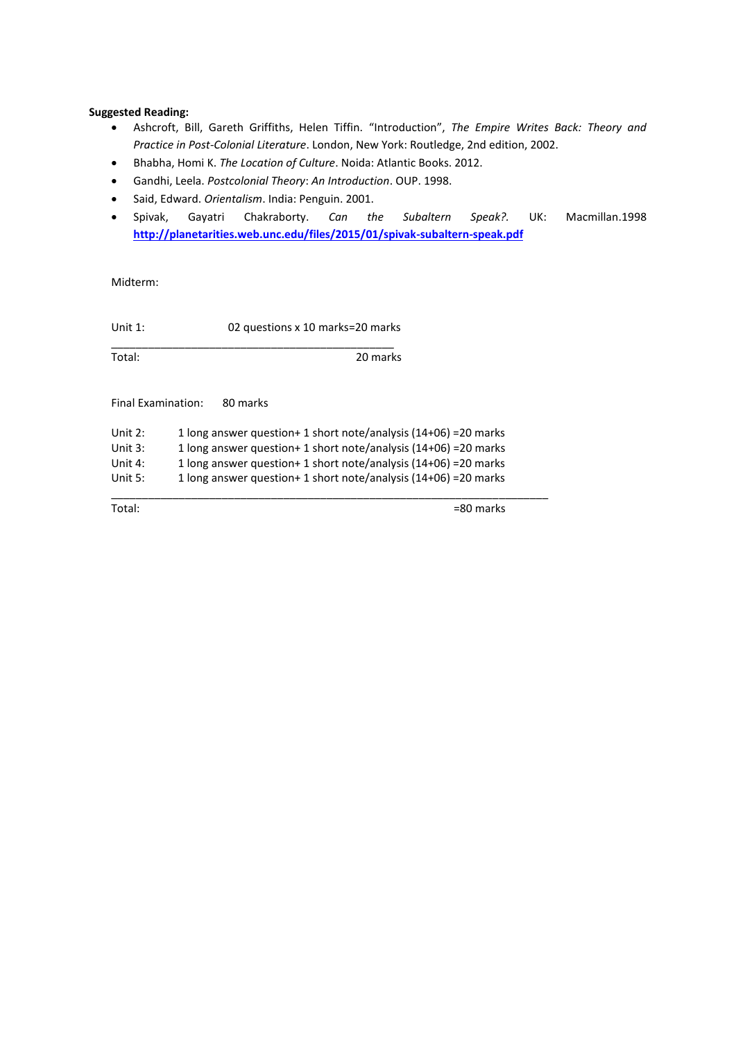**Suggested Reading:**

- Ashcroft, Bill, Gareth Griffiths, Helen Tiffin. "Introduction", *The Empire Writes Back: Theory and Practice in Post-Colonial Literature*. London, New York: Routledge, 2nd edition, 2002.
- Bhabha, Homi K. *The Location of Culture*. Noida: Atlantic Books. 2012.
- Gandhi, Leela. *Postcolonial Theory*: *An Introduction*. OUP. 1998.
- Said, Edward. *Orientalism*. India: Penguin. 2001.
- Spivak, Gayatri Chakraborty. *Can the Subaltern Speak?.* UK: Macmillan.1998 **http://planetarities.web.unc.edu/files/2015/01/spivak-subaltern-speak.pdf**

Midterm:

Unit 1: 02 questions x 10 marks=20 marks

Total: 20 marks

Final Examination: 80 marks

Unit 2: 1 long answer question+ 1 short note/analysis (14+06) =20 marks
Unit 3: 1 long answer question+ 1 short note/analysis (14+06) =20 marks
Unit 4: 1 long answer question+ 1 short note/analysis (14+06) =20 marks
Unit 5: 1 long answer question+ 1 short note/analysis (14+06) =20 marks

Total: =80 marks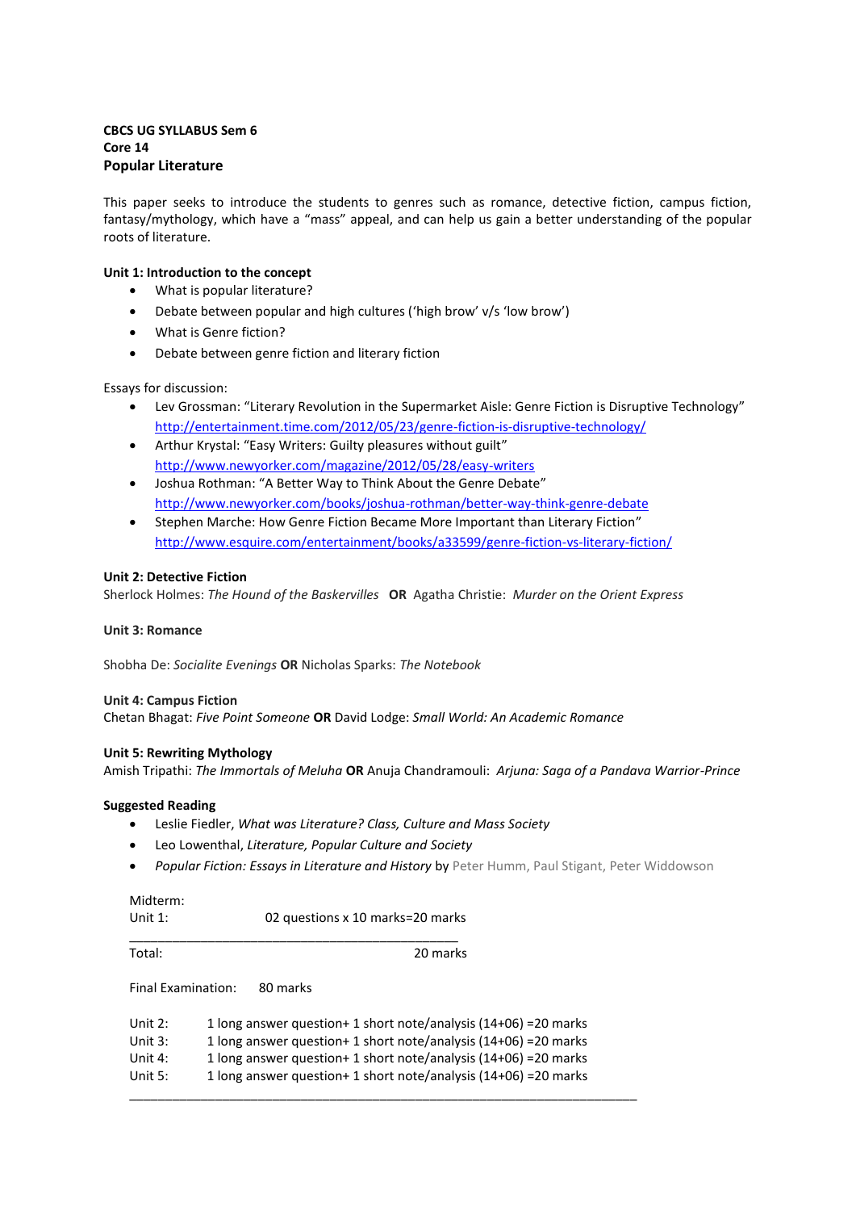**CBCS UG SYLLABUS Sem 6**
**Core 14**
**Popular Literature**

This paper seeks to introduce the students to genres such as romance, detective fiction, campus fiction, fantasy/mythology, which have a "mass" appeal, and can help us gain a better understanding of the popular roots of literature.

**Unit 1: Introduction to the concept**

- What is popular literature?
- Debate between popular and high cultures ('high brow' v/s 'low brow')
- What is Genre fiction?
- Debate between genre fiction and literary fiction

Essays for discussion:

- Lev Grossman: "Literary Revolution in the Supermarket Aisle: Genre Fiction is Disruptive Technology" http://entertainment.time.com/2012/05/23/genre-fiction-is-disruptive-technology/
- Arthur Krystal: "Easy Writers: Guilty pleasures without guilt" http://www.newyorker.com/magazine/2012/05/28/easy-writers
- Joshua Rothman: "A Better Way to Think About the Genre Debate" http://www.newyorker.com/books/joshua-rothman/better-way-think-genre-debate
- Stephen Marche: How Genre Fiction Became More Important than Literary Fiction" http://www.esquire.com/entertainment/books/a33599/genre-fiction-vs-literary-fiction/

**Unit 2: Detective Fiction**
Sherlock Holmes: *The Hound of the Baskervilles* **OR** Agatha Christie: *Murder on the Orient Express*

**Unit 3: Romance**

Shobha De: *Socialite Evenings* **OR** Nicholas Sparks: *The Notebook*

**Unit 4: Campus Fiction**
Chetan Bhagat: *Five Point Someone* **OR** David Lodge: *Small World: An Academic Romance*

**Unit 5: Rewriting Mythology**
Amish Tripathi: *The Immortals of Meluha* **OR** Anuja Chandramouli: *Arjuna: Saga of a Pandava Warrior-Prince*

**Suggested Reading**

- Leslie Fiedler, *What was Literature? Class, Culture and Mass Society*
- Leo Lowenthal, *Literature, Popular Culture and Society*
- *Popular Fiction: Essays in Literature and History* by Peter Humm, Paul Stigant, Peter Widdowson

Midterm:

| | | |
|---|---|---|
| Unit 1: | 02 questions x 10 marks=20 marks | |
| Total: | | 20 marks |

Final Examination: 80 marks

| | |
|---|---|
| Unit 2: | 1 long answer question+ 1 short note/analysis (14+06) =20 marks |
| Unit 3: | 1 long answer question+ 1 short note/analysis (14+06) =20 marks |
| Unit 4: | 1 long answer question+ 1 short note/analysis (14+06) =20 marks |
| Unit 5: | 1 long answer question+ 1 short note/analysis (14+06) =20 marks |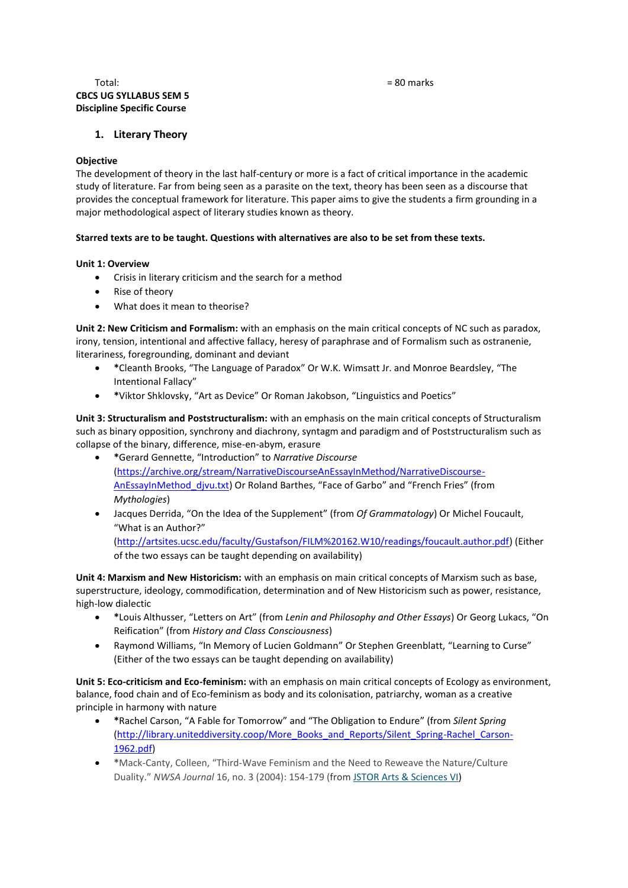Total: = 80 marks

**CBCS UG SYLLABUS SEM 5**
**Discipline Specific Course**

## 1. Literary Theory

**Objective**

The development of theory in the last half-century or more is a fact of critical importance in the academic study of literature. Far from being seen as a parasite on the text, theory has been seen as a discourse that provides the conceptual framework for literature. This paper aims to give the students a firm grounding in a major methodological aspect of literary studies known as theory.

**Starred texts are to be taught. Questions with alternatives are also to be set from these texts.**

**Unit 1: Overview**

- Crisis in literary criticism and the search for a method
- Rise of theory
- What does it mean to theorise?

**Unit 2: New Criticism and Formalism:** with an emphasis on the main critical concepts of NC such as paradox, irony, tension, intentional and affective fallacy, heresy of paraphrase and of Formalism such as ostranenie, literariness, foregrounding, dominant and deviant

- *Cleanth Brooks, "The Language of Paradox" Or W.K. Wimsatt Jr. and Monroe Beardsley, "The Intentional Fallacy"
- *Viktor Shklovsky, "Art as Device" Or Roman Jakobson, "Linguistics and Poetics"

**Unit 3: Structuralism and Poststructuralism:** with an emphasis on the main critical concepts of Structuralism such as binary opposition, synchrony and diachrony, syntagm and paradigm and of Poststructuralism such as collapse of the binary, difference, mise-en-abym, erasure

- *Gerard Gennette, "Introduction" to *Narrative Discourse* (https://archive.org/stream/NarrativeDiscourseAnEssayInMethod/NarrativeDiscourse-AnEssayInMethod_djvu.txt) Or Roland Barthes, "Face of Garbo" and "French Fries" (from *Mythologies*)
- Jacques Derrida, "On the Idea of the Supplement" (from *Of Grammatology*) Or Michel Foucault, "What is an Author?" (http://artsites.ucsc.edu/faculty/Gustafson/FILM%20162.W10/readings/foucault.author.pdf) (Either of the two essays can be taught depending on availability)

**Unit 4: Marxism and New Historicism:** with an emphasis on main critical concepts of Marxism such as base, superstructure, ideology, commodification, determination and of New Historicism such as power, resistance, high-low dialectic

- *Louis Althusser, "Letters on Art" (from *Lenin and Philosophy and Other Essays*) Or Georg Lukacs, "On Reification" (from *History and Class Consciousness*)
- Raymond Williams, "In Memory of Lucien Goldmann" Or Stephen Greenblatt, "Learning to Curse" (Either of the two essays can be taught depending on availability)

**Unit 5: Eco-criticism and Eco-feminism:** with an emphasis on main critical concepts of Ecology as environment, balance, food chain and of Eco-feminism as body and its colonisation, patriarchy, woman as a creative principle in harmony with nature

- *Rachel Carson, "A Fable for Tomorrow" and "The Obligation to Endure" (from *Silent Spring* (http://library.uniteddiversity.coop/More_Books_and_Reports/Silent_Spring-Rachel_Carson-1962.pdf)
- *Mack-Canty, Colleen, "Third-Wave Feminism and the Need to Reweave the Nature/Culture Duality." *NWSA Journal* 16, no. 3 (2004): 154-179 (from JSTOR Arts & Sciences VI)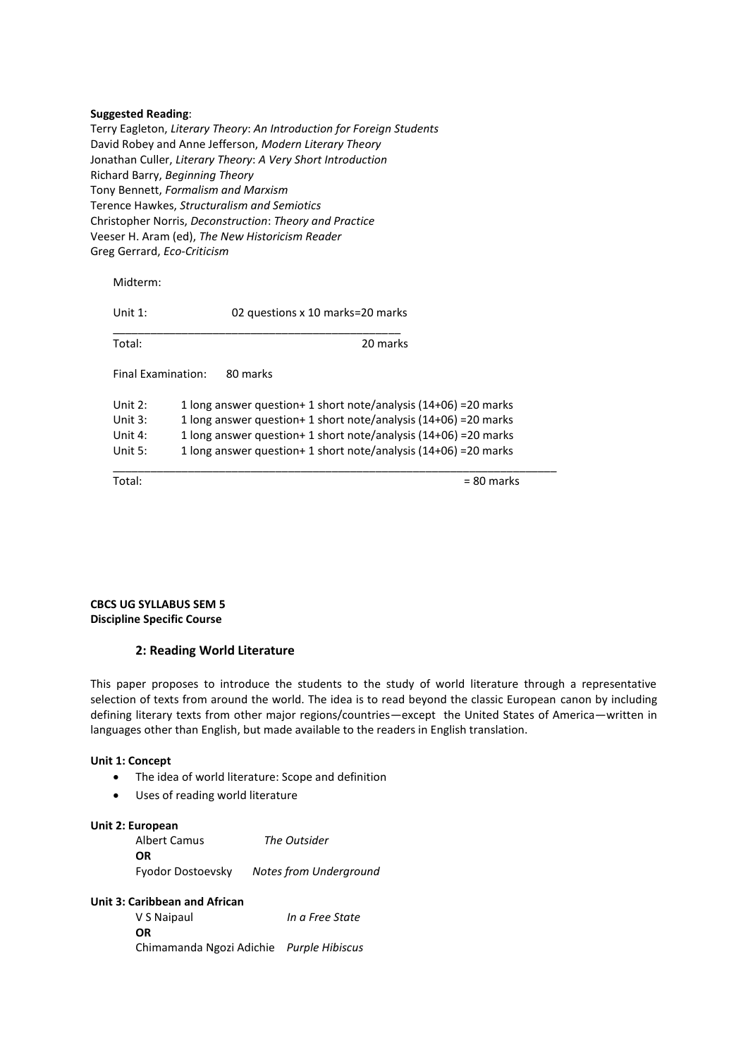**Suggested Reading**:
Terry Eagleton, *Literary Theory*: *An Introduction for Foreign Students*
David Robey and Anne Jefferson, *Modern Literary Theory*
Jonathan Culler, *Literary Theory*: *A Very Short Introduction*
Richard Barry, *Beginning Theory*
Tony Bennett, *Formalism and Marxism*
Terence Hawkes, *Structuralism and Semiotics*
Christopher Norris, *Deconstruction*: *Theory and Practice*
Veeser H. Aram (ed), *The New Historicism Reader*
Greg Gerrard, *Eco-Criticism*

Midterm:

| | |
|---|---|
| Unit 1: | 02 questions x 10 marks=20 marks |
| Total: | 20 marks |

Final Examination: 80 marks

| | |
|---|---|
| Unit 2: | 1 long answer question+ 1 short note/analysis (14+06) =20 marks |
| Unit 3: | 1 long answer question+ 1 short note/analysis (14+06) =20 marks |
| Unit 4: | 1 long answer question+ 1 short note/analysis (14+06) =20 marks |
| Unit 5: | 1 long answer question+ 1 short note/analysis (14+06) =20 marks |
| Total: | = 80 marks |

**CBCS UG SYLLABUS SEM 5**
**Discipline Specific Course**

### 2: Reading World Literature

This paper proposes to introduce the students to the study of world literature through a representative selection of texts from around the world. The idea is to read beyond the classic European canon by including defining literary texts from other major regions/countries—except the United States of America—written in languages other than English, but made available to the readers in English translation.

**Unit 1: Concept**

- The idea of world literature: Scope and definition
- Uses of reading world literature

**Unit 2: European**

Albert Camus *The Outsider*
**OR**
Fyodor Dostoevsky *Notes from Underground*

**Unit 3: Caribbean and African**

V S Naipaul *In a Free State*
**OR**
Chimamanda Ngozi Adichie *Purple Hibiscus*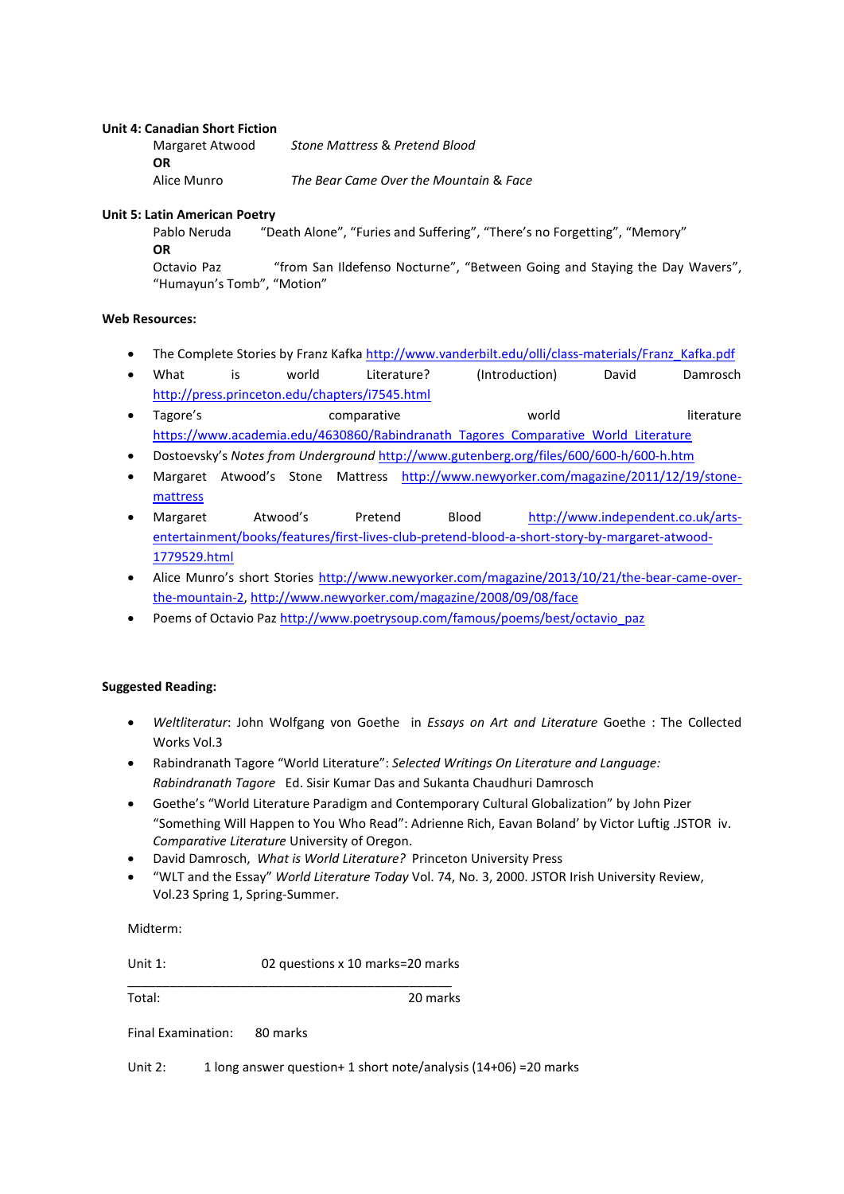**Unit 4: Canadian Short Fiction**

Margaret Atwood *Stone Mattress* & *Pretend Blood*

**OR**

Alice Munro *The Bear Came Over the Mountain* & *Face*

**Unit 5: Latin American Poetry**

Pablo Neruda "Death Alone", "Furies and Suffering", "There's no Forgetting", "Memory"

**OR**

Octavio Paz "from San Ildefenso Nocturne", "Between Going and Staying the Day Wavers", "Humayun's Tomb", "Motion"

**Web Resources:**

- The Complete Stories by Franz Kafka http://www.vanderbilt.edu/olli/class-materials/Franz_Kafka.pdf
- What is world Literature? (Introduction) David Damrosch http://press.princeton.edu/chapters/i7545.html
- Tagore's comparative world literature https://www.academia.edu/4630860/Rabindranath_Tagores_Comparative_World_Literature
- Dostoevsky's *Notes from Underground* http://www.gutenberg.org/files/600/600-h/600-h.htm
- Margaret Atwood's Stone Mattress http://www.newyorker.com/magazine/2011/12/19/stone-mattress
- Margaret Atwood's Pretend Blood http://www.independent.co.uk/arts-entertainment/books/features/first-lives-club-pretend-blood-a-short-story-by-margaret-atwood-1779529.html
- Alice Munro's short Stories http://www.newyorker.com/magazine/2013/10/21/the-bear-came-over-the-mountain-2, http://www.newyorker.com/magazine/2008/09/08/face
- Poems of Octavio Paz http://www.poetrysoup.com/famous/poems/best/octavio_paz

**Suggested Reading:**

- *Weltliteratur*: John Wolfgang von Goethe in *Essays on Art and Literature* Goethe : The Collected Works Vol.3
- Rabindranath Tagore "World Literature": *Selected Writings On Literature and Language: Rabindranath Tagore* Ed. Sisir Kumar Das and Sukanta Chaudhuri Damrosch
- Goethe's "World Literature Paradigm and Contemporary Cultural Globalization" by John Pizer "Something Will Happen to You Who Read": Adrienne Rich, Eavan Boland' by Victor Luftig .JSTOR iv. *Comparative Literature* University of Oregon.
- David Damrosch, *What is World Literature?* Princeton University Press
- "WLT and the Essay" *World Literature Today* Vol. 74, No. 3, 2000. JSTOR Irish University Review, Vol.23 Spring 1, Spring-Summer.

Midterm:

Unit 1: 02 questions x 10 marks=20 marks

Total: 20 marks

Final Examination: 80 marks

Unit 2: 1 long answer question+ 1 short note/analysis (14+06) =20 marks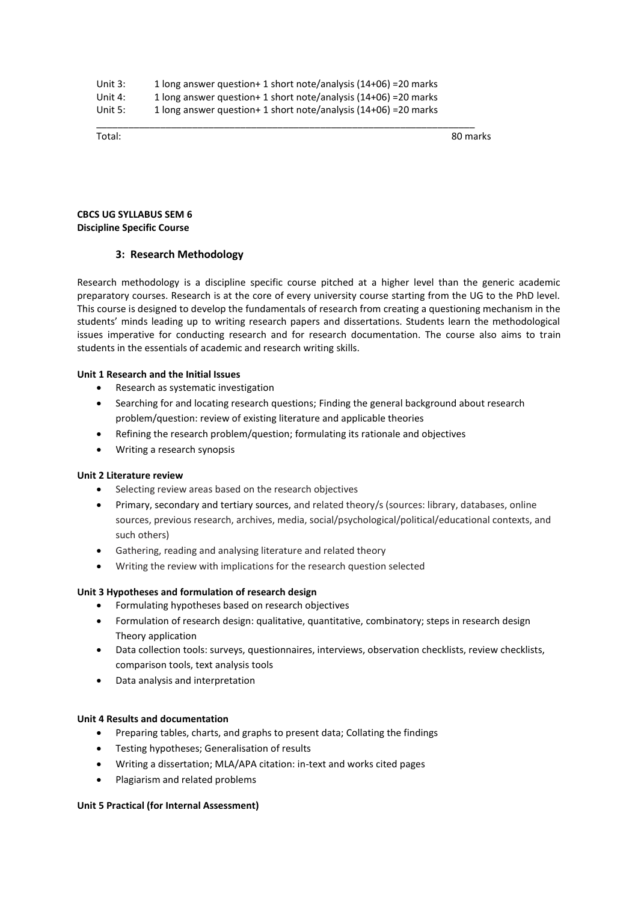| | | |
|---|---|---|
| Unit 3: | 1 long answer question+ 1 short note/analysis (14+06) =20 marks | |
| Unit 4: | 1 long answer question+ 1 short note/analysis (14+06) =20 marks | |
| Unit 5: | 1 long answer question+ 1 short note/analysis (14+06) =20 marks | |
| Total: | | 80 marks |

**CBCS UG SYLLABUS SEM 6**
**Discipline Specific Course**

### 3: Research Methodology

Research methodology is a discipline specific course pitched at a higher level than the generic academic preparatory courses. Research is at the core of every university course starting from the UG to the PhD level. This course is designed to develop the fundamentals of research from creating a questioning mechanism in the students' minds leading up to writing research papers and dissertations. Students learn the methodological issues imperative for conducting research and for research documentation. The course also aims to train students in the essentials of academic and research writing skills.

**Unit 1 Research and the Initial Issues**

- Research as systematic investigation
- Searching for and locating research questions; Finding the general background about research problem/question: review of existing literature and applicable theories
- Refining the research problem/question; formulating its rationale and objectives
- Writing a research synopsis

**Unit 2 Literature review**

- Selecting review areas based on the research objectives
- Primary, secondary and tertiary sources, and related theory/s (sources: library, databases, online sources, previous research, archives, media, social/psychological/political/educational contexts, and such others)
- Gathering, reading and analysing literature and related theory
- Writing the review with implications for the research question selected

**Unit 3 Hypotheses and formulation of research design**

- Formulating hypotheses based on research objectives
- Formulation of research design: qualitative, quantitative, combinatory; steps in research design Theory application
- Data collection tools: surveys, questionnaires, interviews, observation checklists, review checklists, comparison tools, text analysis tools
- Data analysis and interpretation

**Unit 4 Results and documentation**

- Preparing tables, charts, and graphs to present data; Collating the findings
- Testing hypotheses; Generalisation of results
- Writing a dissertation; MLA/APA citation: in-text and works cited pages
- Plagiarism and related problems

**Unit 5 Practical (for Internal Assessment)**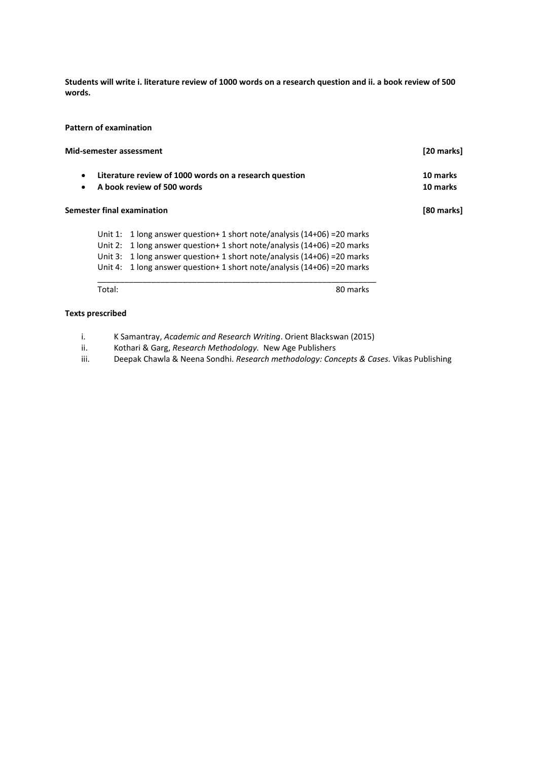**Students will write i. literature review of 1000 words on a research question and ii. a book review of 500 words.**

**Pattern of examination**

**Mid-semester assessment** **[20 marks]**

- **Literature review of 1000 words on a research question** **10 marks**
- **A book review of 500 words** **10 marks**

**Semester final examination** **[80 marks]**

Unit 1: 1 long answer question+ 1 short note/analysis (14+06) =20 marks
Unit 2: 1 long answer question+ 1 short note/analysis (14+06) =20 marks
Unit 3: 1 long answer question+ 1 short note/analysis (14+06) =20 marks
Unit 4: 1 long answer question+ 1 short note/analysis (14+06) =20 marks

---

Total: 80 marks

**Texts prescribed**

i. K Samantray, *Academic and Research Writing*. Orient Blackswan (2015)
ii. Kothari & Garg, *Research Methodology.* New Age Publishers
iii. Deepak Chawla & Neena Sondhi. *Research methodology: Concepts & Cases.* Vikas Publishing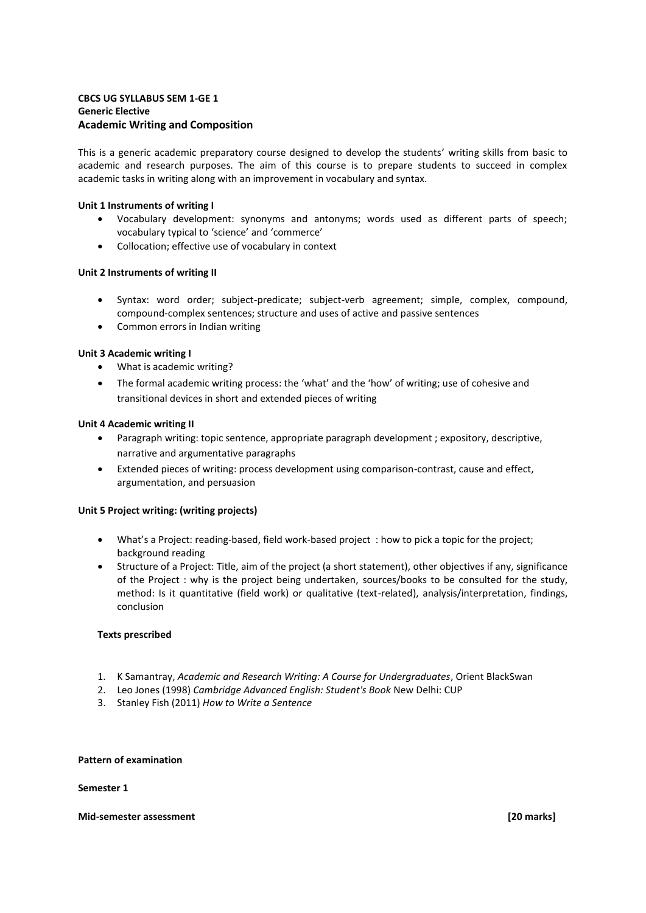**CBCS UG SYLLABUS SEM 1-GE 1**
**Generic Elective**
## Academic Writing and Composition

This is a generic academic preparatory course designed to develop the students' writing skills from basic to academic and research purposes. The aim of this course is to prepare students to succeed in complex academic tasks in writing along with an improvement in vocabulary and syntax.

**Unit 1 Instruments of writing I**

- Vocabulary development: synonyms and antonyms; words used as different parts of speech; vocabulary typical to 'science' and 'commerce'
- Collocation; effective use of vocabulary in context

**Unit 2 Instruments of writing II**

- Syntax: word order; subject-predicate; subject-verb agreement; simple, complex, compound, compound-complex sentences; structure and uses of active and passive sentences
- Common errors in Indian writing

**Unit 3 Academic writing I**

- What is academic writing?
- The formal academic writing process: the 'what' and the 'how' of writing; use of cohesive and transitional devices in short and extended pieces of writing

**Unit 4 Academic writing II**

- Paragraph writing: topic sentence, appropriate paragraph development ; expository, descriptive, narrative and argumentative paragraphs
- Extended pieces of writing: process development using comparison-contrast, cause and effect, argumentation, and persuasion

**Unit 5 Project writing: (writing projects)**

- What's a Project: reading-based, field work-based project : how to pick a topic for the project; background reading
- Structure of a Project: Title, aim of the project (a short statement), other objectives if any, significance of the Project : why is the project being undertaken, sources/books to be consulted for the study, method: Is it quantitative (field work) or qualitative (text-related), analysis/interpretation, findings, conclusion

**Texts prescribed**

1. K Samantray, *Academic and Research Writing: A Course for Undergraduates*, Orient BlackSwan
2. Leo Jones (1998) *Cambridge Advanced English: Student's Book* New Delhi: CUP
3. Stanley Fish (2011) *How to Write a Sentence*

**Pattern of examination**

**Semester 1**

**Mid-semester assessment** **[20 marks]**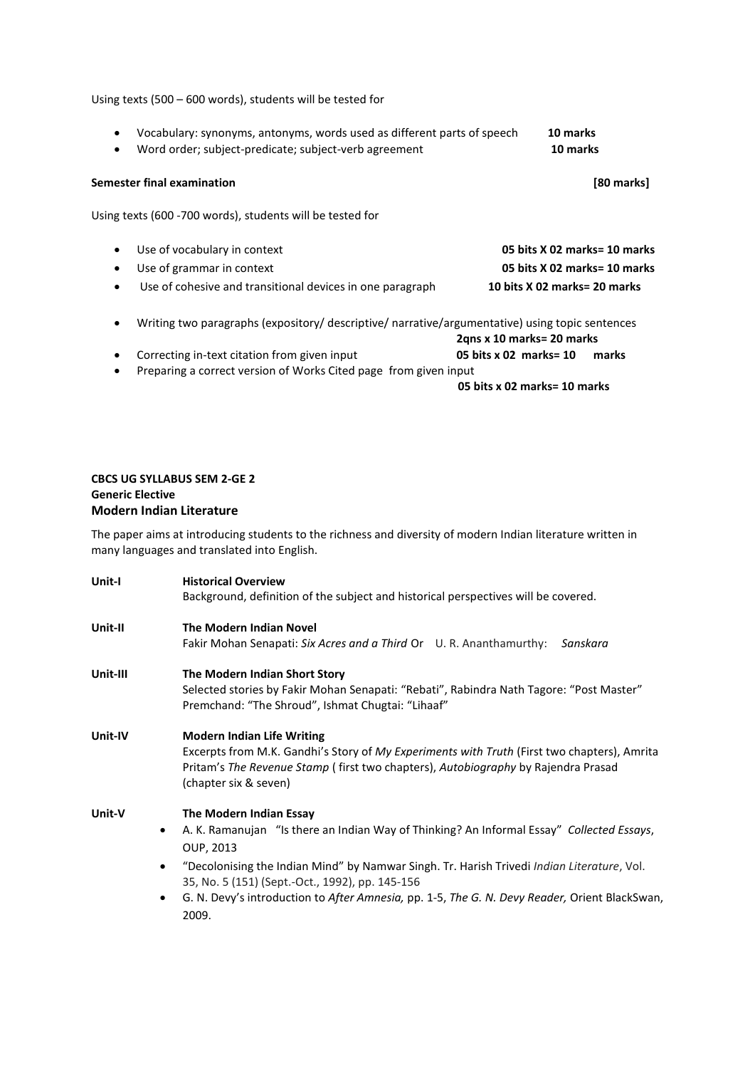Using texts (500 – 600 words), students will be tested for

- Vocabulary: synonyms, antonyms, words used as different parts of speech **10 marks**
- Word order; subject-predicate; subject-verb agreement **10 marks**

**Semester final examination** **[80 marks]**

Using texts (600 -700 words), students will be tested for

- Use of vocabulary in context **05 bits X 02 marks= 10 marks**
- Use of grammar in context **05 bits X 02 marks= 10 marks**
- Use of cohesive and transitional devices in one paragraph **10 bits X 02 marks= 20 marks**

- Writing two paragraphs (expository/ descriptive/ narrative/argumentative) using topic sentences **2qns x 10 marks= 20 marks**
- Correcting in-text citation from given input **05 bits x 02 marks= 10 marks**
- Preparing a correct version of Works Cited page from given input **05 bits x 02 marks= 10 marks**

**CBCS UG SYLLABUS SEM 2-GE 2**
**Generic Elective**
## Modern Indian Literature

The paper aims at introducing students to the richness and diversity of modern Indian literature written in many languages and translated into English.

**Unit-I** **Historical Overview**
Background, definition of the subject and historical perspectives will be covered.

**Unit-II** **The Modern Indian Novel**
Fakir Mohan Senapati: *Six Acres and a Third* Or U. R. Ananthamurthy: *Sanskara*

**Unit-III** **The Modern Indian Short Story**
Selected stories by Fakir Mohan Senapati: "Rebati", Rabindra Nath Tagore: "Post Master" Premchand: "The Shroud", Ishmat Chugtai: "Lihaaf"

**Unit-IV** **Modern Indian Life Writing**
Excerpts from M.K. Gandhi's Story of *My Experiments with Truth* (First two chapters), Amrita Pritam's *The Revenue Stamp* ( first two chapters), *Autobiography* by Rajendra Prasad (chapter six & seven)

**Unit-V** **The Modern Indian Essay**

- A. K. Ramanujan "Is there an Indian Way of Thinking? An Informal Essay" *Collected Essays*, OUP, 2013
- "Decolonising the Indian Mind" by Namwar Singh. Tr. Harish Trivedi *Indian Literature*, Vol. 35, No. 5 (151) (Sept.-Oct., 1992), pp. 145-156
- G. N. Devy's introduction to *After Amnesia,* pp. 1-5, *The G. N. Devy Reader,* Orient BlackSwan, 2009.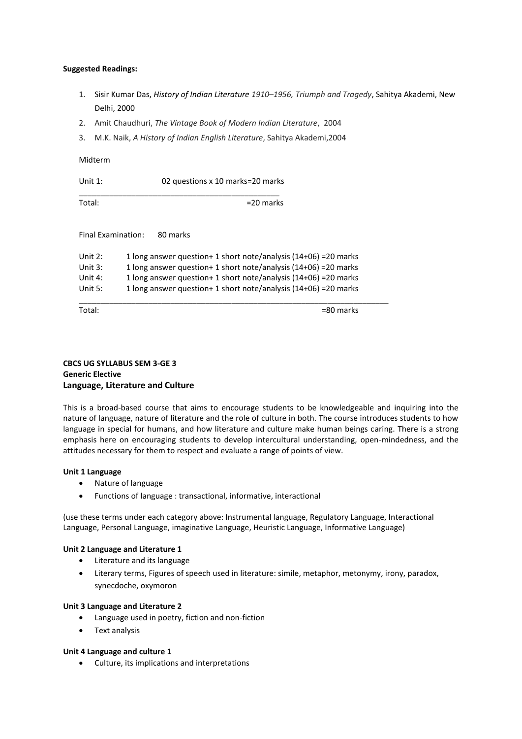**Suggested Readings:**

1. Sisir Kumar Das, *History of Indian Literature 1910–1956, Triumph and Tragedy*, Sahitya Akademi, New Delhi, 2000
2. Amit Chaudhuri, *The Vintage Book of Modern Indian Literature*, 2004
3. M.K. Naik, *A History of Indian English Literature*, Sahitya Akademi,2004

Midterm

| | |
|---|---|
| Unit 1: | 02 questions x 10 marks=20 marks |
| Total: | =20 marks |

Final Examination: 80 marks

| | |
|---|---|
| Unit 2: | 1 long answer question+ 1 short note/analysis (14+06) =20 marks |
| Unit 3: | 1 long answer question+ 1 short note/analysis (14+06) =20 marks |
| Unit 4: | 1 long answer question+ 1 short note/analysis (14+06) =20 marks |
| Unit 5: | 1 long answer question+ 1 short note/analysis (14+06) =20 marks |
| Total: | =80 marks |

**CBCS UG SYLLABUS SEM 3-GE 3**
**Generic Elective**
## Language, Literature and Culture

This is a broad-based course that aims to encourage students to be knowledgeable and inquiring into the nature of language, nature of literature and the role of culture in both. The course introduces students to how language in special for humans, and how literature and culture make human beings caring. There is a strong emphasis here on encouraging students to develop intercultural understanding, open-mindedness, and the attitudes necessary for them to respect and evaluate a range of points of view.

**Unit 1 Language**

- Nature of language
- Functions of language : transactional, informative, interactional

(use these terms under each category above: Instrumental language, Regulatory Language, Interactional Language, Personal Language, imaginative Language, Heuristic Language, Informative Language)

**Unit 2 Language and Literature 1**

- Literature and its language
- Literary terms, Figures of speech used in literature: simile, metaphor, metonymy, irony, paradox, synecdoche, oxymoron

**Unit 3 Language and Literature 2**

- Language used in poetry, fiction and non-fiction
- Text analysis

**Unit 4 Language and culture 1**

- Culture, its implications and interpretations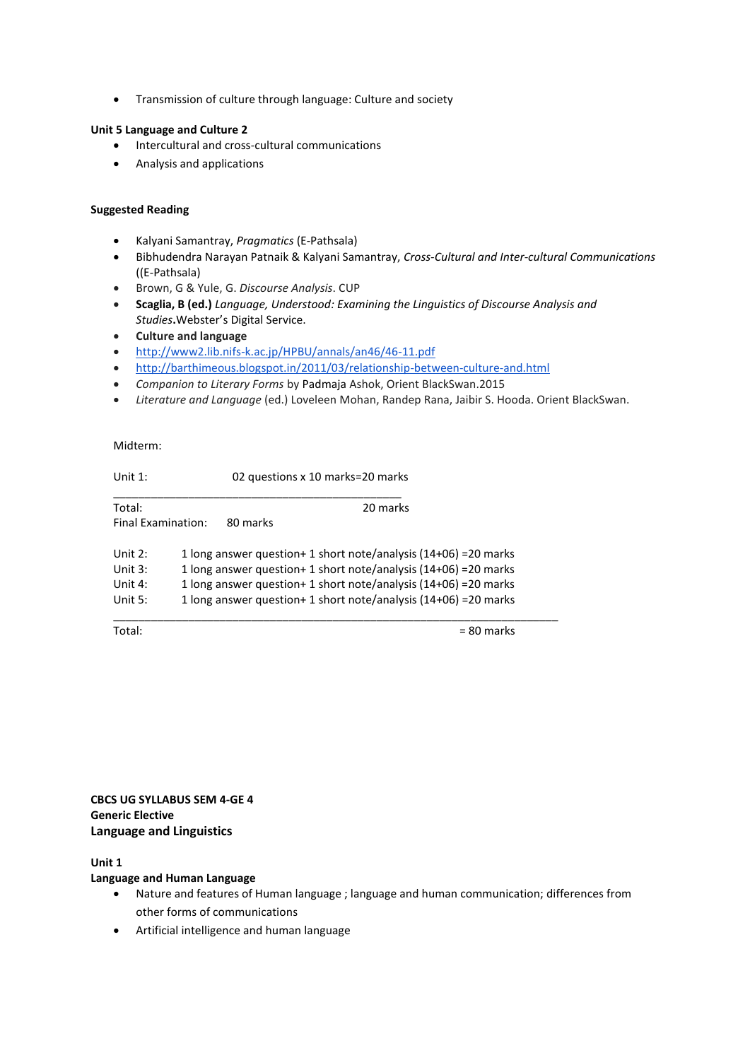- Transmission of culture through language: Culture and society

**Unit 5 Language and Culture 2**

- Intercultural and cross-cultural communications
- Analysis and applications

**Suggested Reading**

- Kalyani Samantray, *Pragmatics* (E-Pathsala)
- Bibhudendra Narayan Patnaik & Kalyani Samantray, *Cross-Cultural and Inter-cultural Communications* ((E-Pathsala)
- Brown, G & Yule, G. *Discourse Analysis*. CUP
- **Scaglia, B (ed.)** *Language, Understood: Examining the Linguistics of Discourse Analysis and Studies*.Webster's Digital Service.
- **Culture and language**
- http://www2.lib.nifs-k.ac.jp/HPBU/annals/an46/46-11.pdf
- http://barthimeous.blogspot.in/2011/03/relationship-between-culture-and.html
- *Companion to Literary Forms* by Padmaja Ashok, Orient BlackSwan.2015
- *Literature and Language* (ed.) Loveleen Mohan, Randep Rana, Jaibir S. Hooda. Orient BlackSwan.

Midterm:

| | |
|---|---|
| Unit 1: | 02 questions x 10 marks=20 marks |
| Total: | 20 marks |

Final Examination: 80 marks

| | |
|---|---|
| Unit 2: | 1 long answer question+ 1 short note/analysis (14+06) =20 marks |
| Unit 3: | 1 long answer question+ 1 short note/analysis (14+06) =20 marks |
| Unit 4: | 1 long answer question+ 1 short note/analysis (14+06) =20 marks |
| Unit 5: | 1 long answer question+ 1 short note/analysis (14+06) =20 marks |
| Total: | = 80 marks |

**CBCS UG SYLLABUS SEM 4-GE 4**
**Generic Elective**

## Language and Linguistics

**Unit 1**
**Language and Human Language**

- Nature and features of Human language ; language and human communication; differences from other forms of communications
- Artificial intelligence and human language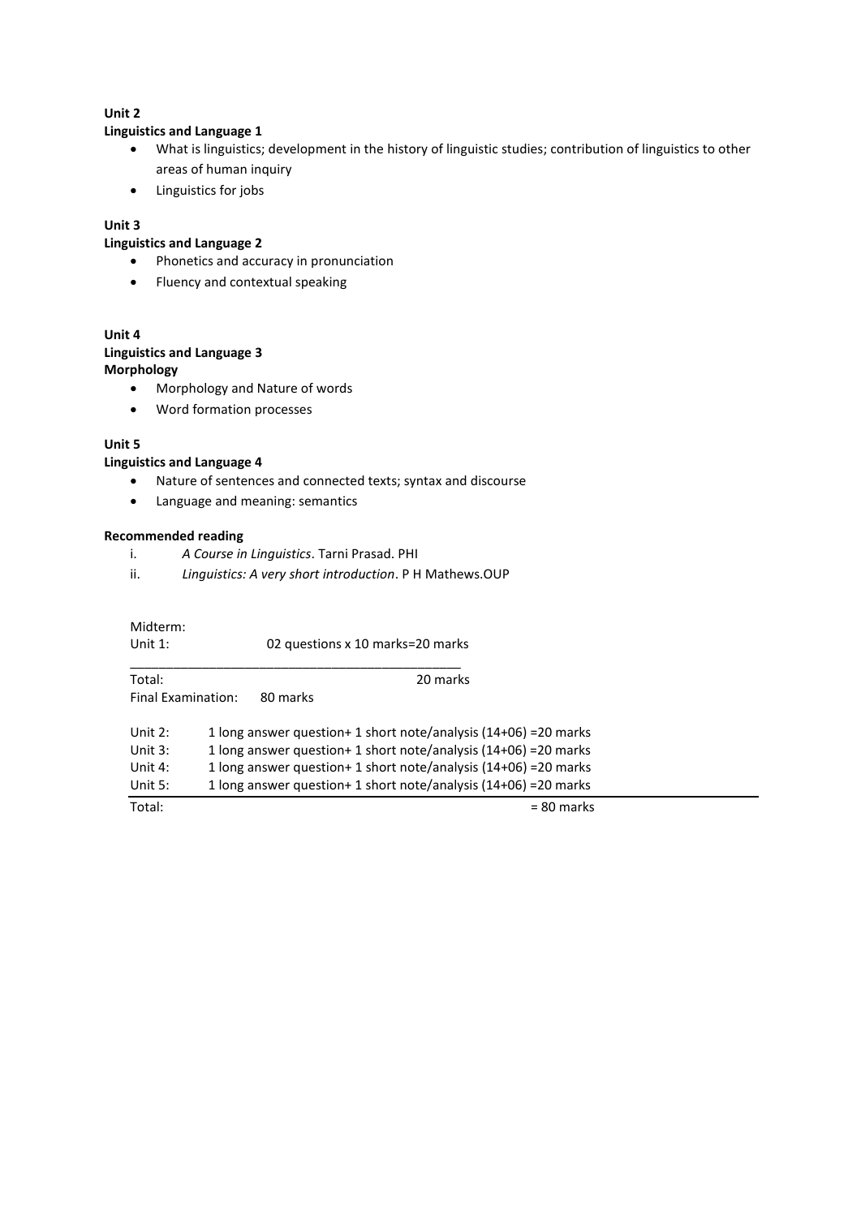**Unit 2**

**Linguistics and Language 1**

- What is linguistics; development in the history of linguistic studies; contribution of linguistics to other areas of human inquiry
- Linguistics for jobs

**Unit 3**

**Linguistics and Language 2**

- Phonetics and accuracy in pronunciation
- Fluency and contextual speaking

**Unit 4**

**Linguistics and Language 3**

**Morphology**

- Morphology and Nature of words
- Word formation processes

**Unit 5**

**Linguistics and Language 4**

- Nature of sentences and connected texts; syntax and discourse
- Language and meaning: semantics

**Recommended reading**

i. *A Course in Linguistics*. Tarni Prasad. PHI

ii. *Linguistics: A very short introduction*. P H Mathews.OUP

Midterm:

| | |
|---|---|
| Unit 1: | 02 questions x 10 marks=20 marks |
| Total: | 20 marks |

Final Examination: 80 marks

| | |
|---|---|
| Unit 2: | 1 long answer question+ 1 short note/analysis (14+06) =20 marks |
| Unit 3: | 1 long answer question+ 1 short note/analysis (14+06) =20 marks |
| Unit 4: | 1 long answer question+ 1 short note/analysis (14+06) =20 marks |
| Unit 5: | 1 long answer question+ 1 short note/analysis (14+06) =20 marks |
| Total: | = 80 marks |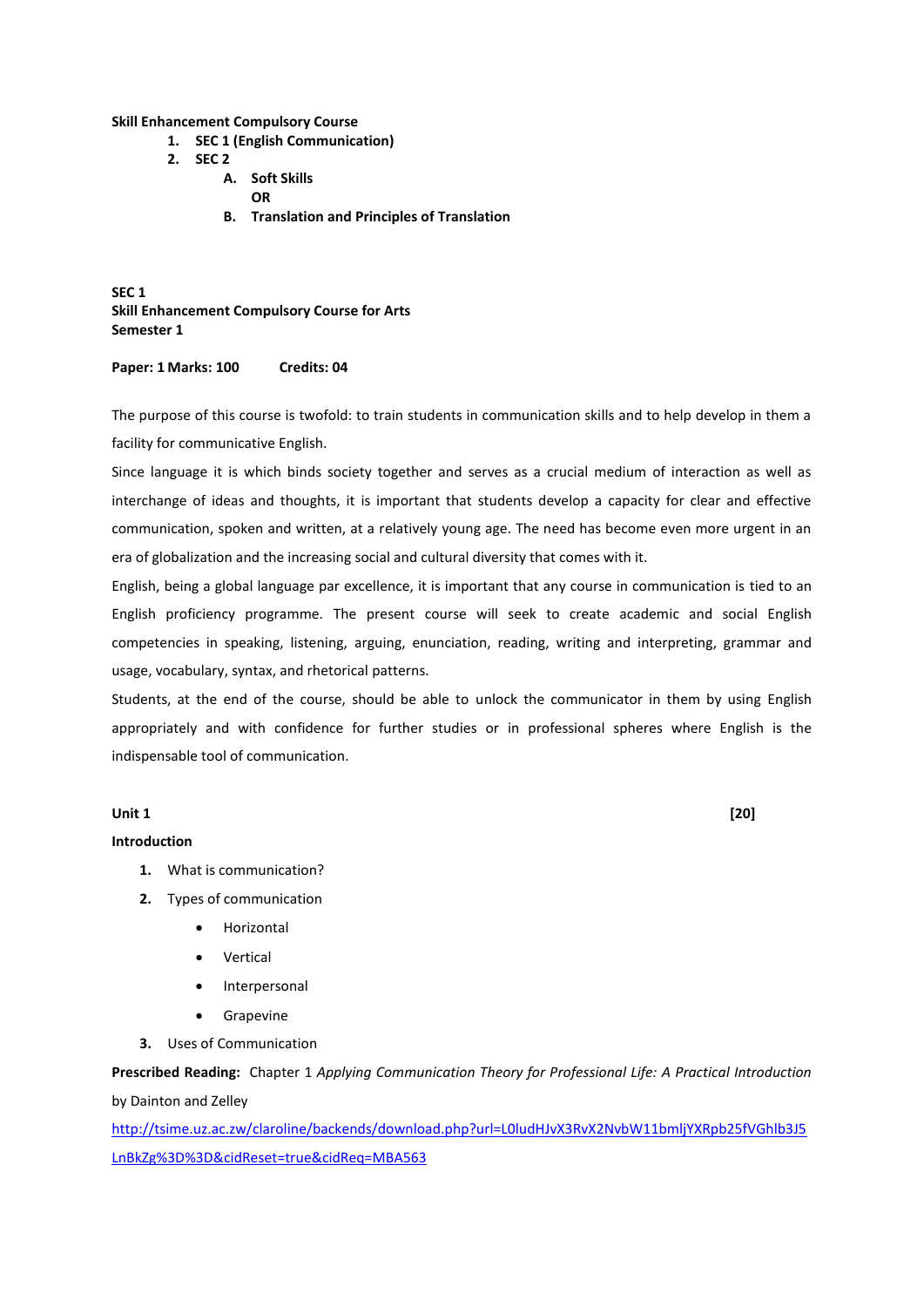**Skill Enhancement Compulsory Course**

1. **SEC 1 (English Communication)**
2. **SEC 2**
    - A. **Soft Skills**
      **OR**
    - B. **Translation and Principles of Translation**

**SEC 1**
**Skill Enhancement Compulsory Course for Arts**
**Semester 1**

**Paper: 1 Marks: 100 Credits: 04**

The purpose of this course is twofold: to train students in communication skills and to help develop in them a facility for communicative English.

Since language it is which binds society together and serves as a crucial medium of interaction as well as interchange of ideas and thoughts, it is important that students develop a capacity for clear and effective communication, spoken and written, at a relatively young age. The need has become even more urgent in an era of globalization and the increasing social and cultural diversity that comes with it.

English, being a global language par excellence, it is important that any course in communication is tied to an English proficiency programme. The present course will seek to create academic and social English competencies in speaking, listening, arguing, enunciation, reading, writing and interpreting, grammar and usage, vocabulary, syntax, and rhetorical patterns.

Students, at the end of the course, should be able to unlock the communicator in them by using English appropriately and with confidence for further studies or in professional spheres where English is the indispensable tool of communication.

**Unit 1** **[20]**

**Introduction**

1. What is communication?
2. Types of communication
    - Horizontal
    - Vertical
    - Interpersonal
    - Grapevine
3. Uses of Communication

**Prescribed Reading:** Chapter 1 *Applying Communication Theory for Professional Life: A Practical Introduction* by Dainton and Zelley

http://tsime.uz.ac.zw/claroline/backends/download.php?url=L0ludHJvX3RvX2NvbW11bmljYXRpb25fVGhlb3J5LnBkZg%3D%3D&cidReset=true&cidReq=MBA563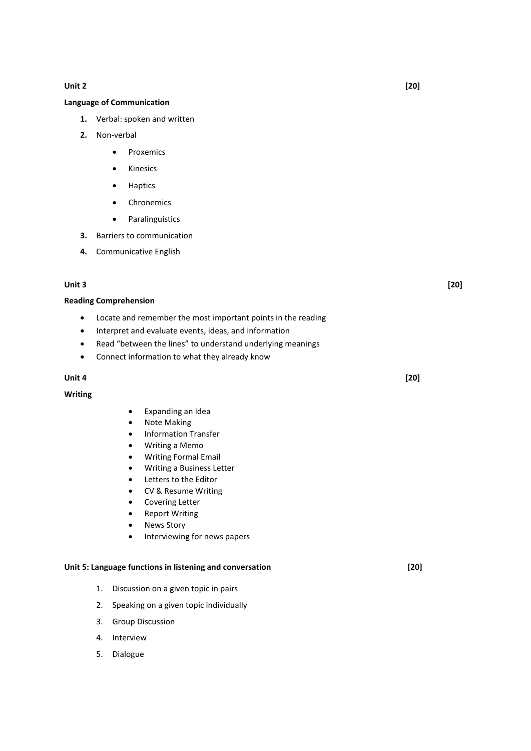**Unit 2** **[20]**

**Language of Communication**

1. Verbal: spoken and written
2. Non-verbal
    - Proxemics
    - Kinesics
    - Haptics
    - Chronemics
    - Paralinguistics
3. Barriers to communication
4. Communicative English

**Unit 3** **[20]**

**Reading Comprehension**

- Locate and remember the most important points in the reading
- Interpret and evaluate events, ideas, and information
- Read "between the lines" to understand underlying meanings
- Connect information to what they already know

**Unit 4** **[20]**

**Writing**

- Expanding an Idea
- Note Making
- Information Transfer
- Writing a Memo
- Writing Formal Email
- Writing a Business Letter
- Letters to the Editor
- CV & Resume Writing
- Covering Letter
- Report Writing
- News Story
- Interviewing for news papers

**Unit 5: Language functions in listening and conversation** **[20]**

1. Discussion on a given topic in pairs
2. Speaking on a given topic individually
3. Group Discussion
4. Interview
5. Dialogue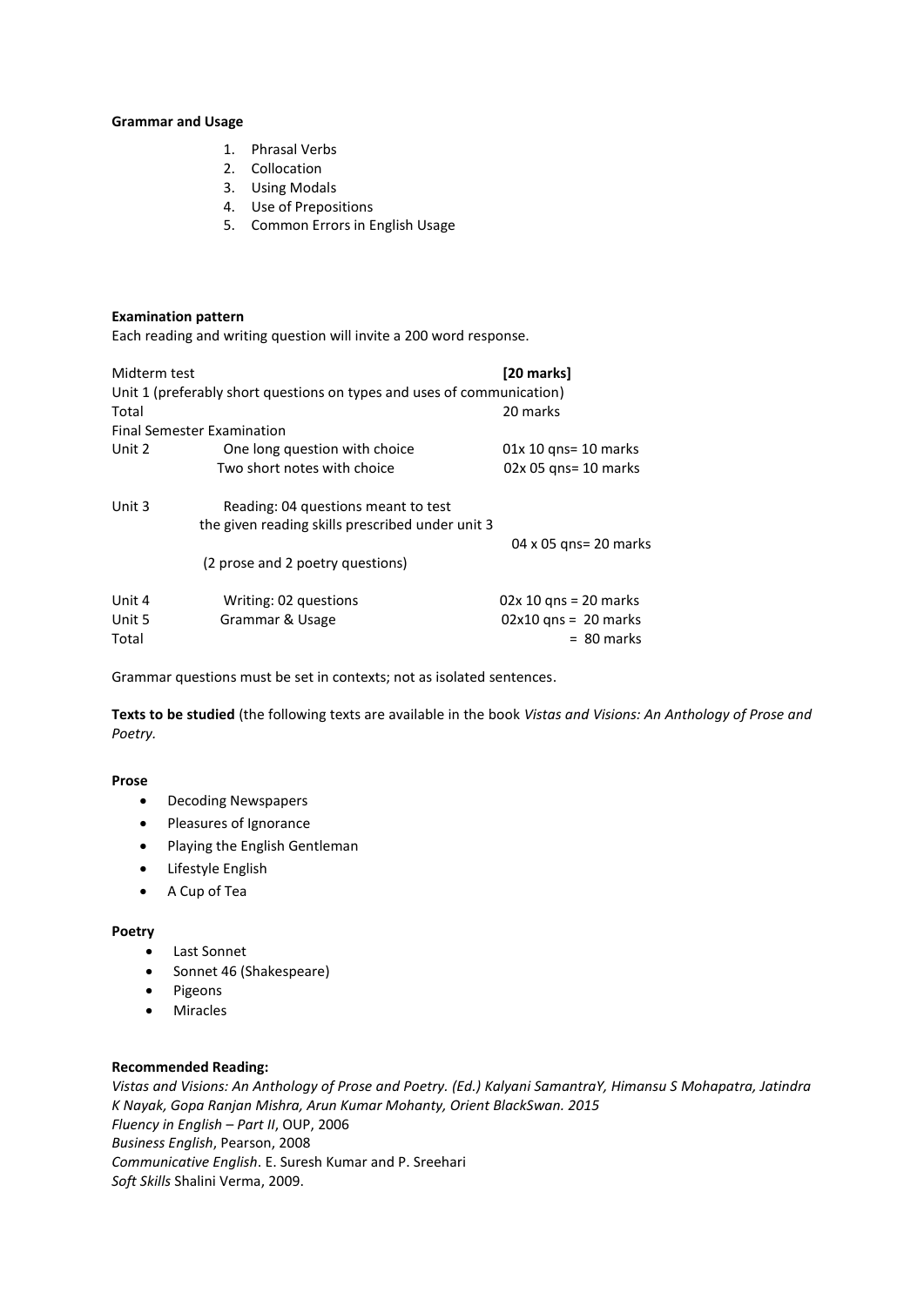**Grammar and Usage**

1. Phrasal Verbs
2. Collocation
3. Using Modals
4. Use of Prepositions
5. Common Errors in English Usage

**Examination pattern**

Each reading and writing question will invite a 200 word response.

| | | |
|---|---|---|
| Midterm test | | **[20 marks]** |
| Unit 1 (preferably short questions on types and uses of communication) | | |
| Total | | 20 marks |
| Final Semester Examination | | |
| Unit 2 | One long question with choice | 01x 10 qns= 10 marks |
| | Two short notes with choice | 02x 05 qns= 10 marks |
| Unit 3 | Reading: 04 questions meant to test the given reading skills prescribed under unit 3 (2 prose and 2 poetry questions) | 04 x 05 qns= 20 marks |
| Unit 4 | Writing: 02 questions | 02x 10 qns = 20 marks |
| Unit 5 | Grammar & Usage | 02x10 qns = 20 marks |
| Total | | = 80 marks |

Grammar questions must be set in contexts; not as isolated sentences.

**Texts to be studied** (the following texts are available in the book *Vistas and Visions: An Anthology of Prose and Poetry.*

**Prose**

- Decoding Newspapers
- Pleasures of Ignorance
- Playing the English Gentleman
- Lifestyle English
- A Cup of Tea

**Poetry**

- Last Sonnet
- Sonnet 46 (Shakespeare)
- Pigeons
- Miracles

**Recommended Reading:**

*Vistas and Visions: An Anthology of Prose and Poetry. (Ed.) Kalyani SamantraY, Himansu S Mohapatra, Jatindra K Nayak, Gopa Ranjan Mishra, Arun Kumar Mohanty, Orient BlackSwan. 2015*
*Fluency in English – Part II*, OUP, 2006
*Business English*, Pearson, 2008
*Communicative English*. E. Suresh Kumar and P. Sreehari
*Soft Skills* Shalini Verma, 2009.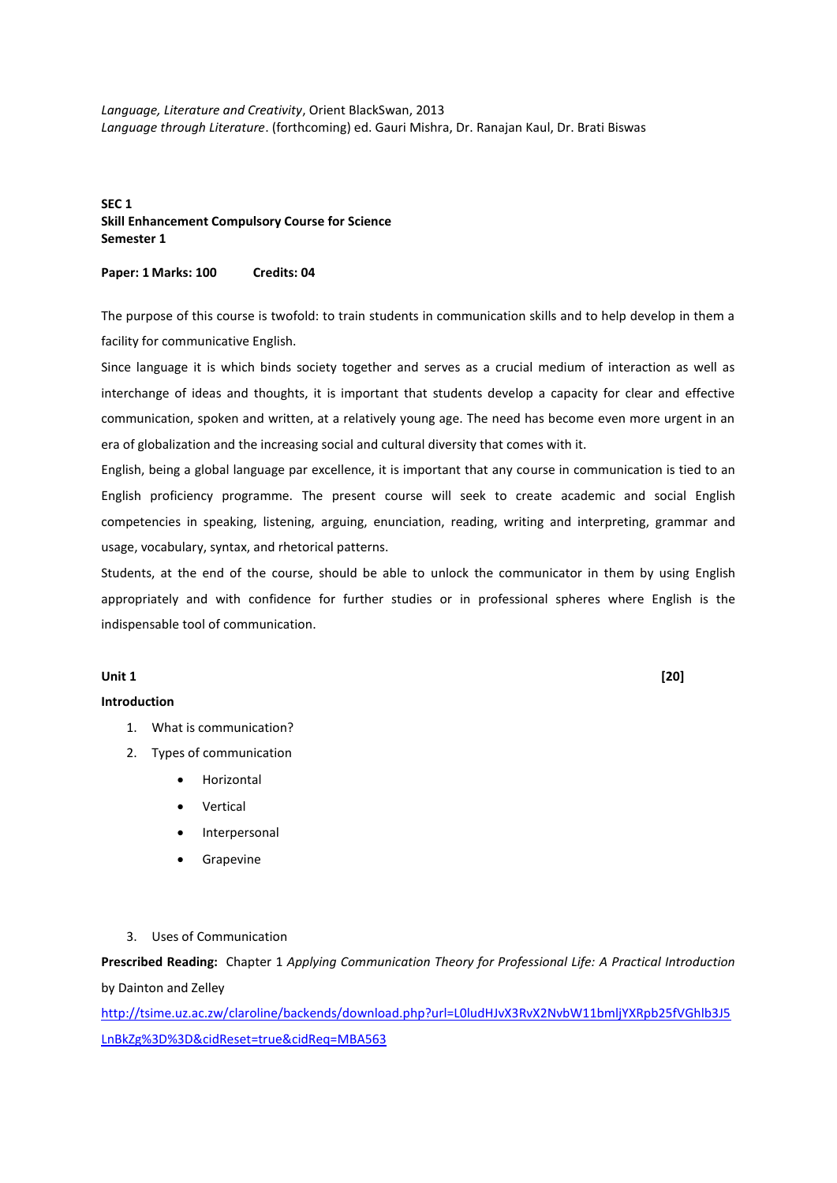*Language, Literature and Creativity*, Orient BlackSwan, 2013
*Language through Literature*. (forthcoming) ed. Gauri Mishra, Dr. Ranajan Kaul, Dr. Brati Biswas

**SEC 1**
**Skill Enhancement Compulsory Course for Science**
**Semester 1**

**Paper: 1 Marks: 100 Credits: 04**

The purpose of this course is twofold: to train students in communication skills and to help develop in them a facility for communicative English.

Since language it is which binds society together and serves as a crucial medium of interaction as well as interchange of ideas and thoughts, it is important that students develop a capacity for clear and effective communication, spoken and written, at a relatively young age. The need has become even more urgent in an era of globalization and the increasing social and cultural diversity that comes with it.

English, being a global language par excellence, it is important that any course in communication is tied to an English proficiency programme. The present course will seek to create academic and social English competencies in speaking, listening, arguing, enunciation, reading, writing and interpreting, grammar and usage, vocabulary, syntax, and rhetorical patterns.

Students, at the end of the course, should be able to unlock the communicator in them by using English appropriately and with confidence for further studies or in professional spheres where English is the indispensable tool of communication.

**Unit 1** **[20]**

**Introduction**

1. What is communication?
2. Types of communication
   - Horizontal
   - Vertical
   - Interpersonal
   - Grapevine
3. Uses of Communication

**Prescribed Reading:** Chapter 1 *Applying Communication Theory for Professional Life: A Practical Introduction* by Dainton and Zelley

http://tsime.uz.ac.zw/claroline/backends/download.php?url=L0ludHJvX3RvX2NvbW11bmljYXRpb25fVGhlb3J5LnBkZg%3D%3D&cidReset=true&cidReq=MBA563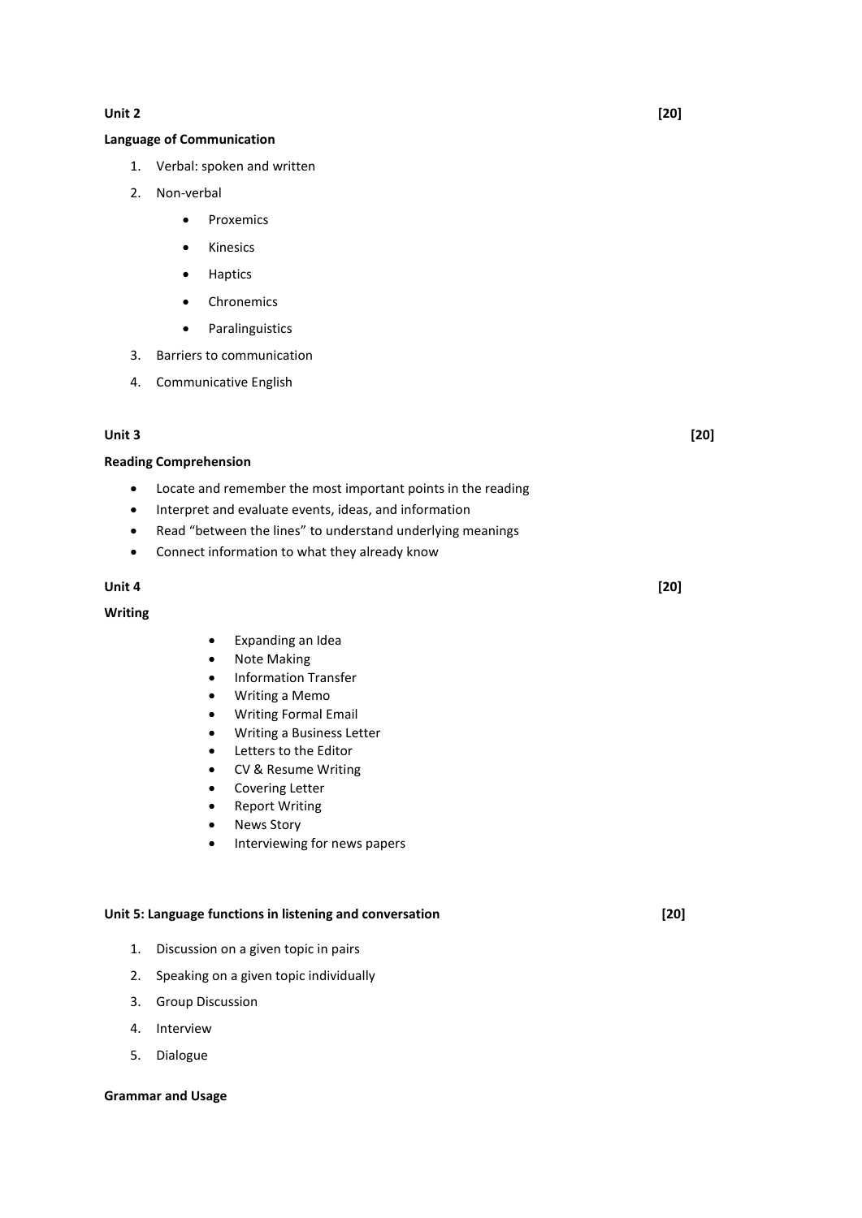**Unit 2** **[20]**

**Language of Communication**

1. Verbal: spoken and written
2. Non-verbal
   - Proxemics
   - Kinesics
   - Haptics
   - Chronemics
   - Paralinguistics
3. Barriers to communication
4. Communicative English

**Unit 3** **[20]**

**Reading Comprehension**

- Locate and remember the most important points in the reading
- Interpret and evaluate events, ideas, and information
- Read "between the lines" to understand underlying meanings
- Connect information to what they already know

**Unit 4** **[20]**

**Writing**

- Expanding an Idea
- Note Making
- Information Transfer
- Writing a Memo
- Writing Formal Email
- Writing a Business Letter
- Letters to the Editor
- CV & Resume Writing
- Covering Letter
- Report Writing
- News Story
- Interviewing for news papers

**Unit 5: Language functions in listening and conversation** **[20]**

1. Discussion on a given topic in pairs
2. Speaking on a given topic individually
3. Group Discussion
4. Interview
5. Dialogue

**Grammar and Usage**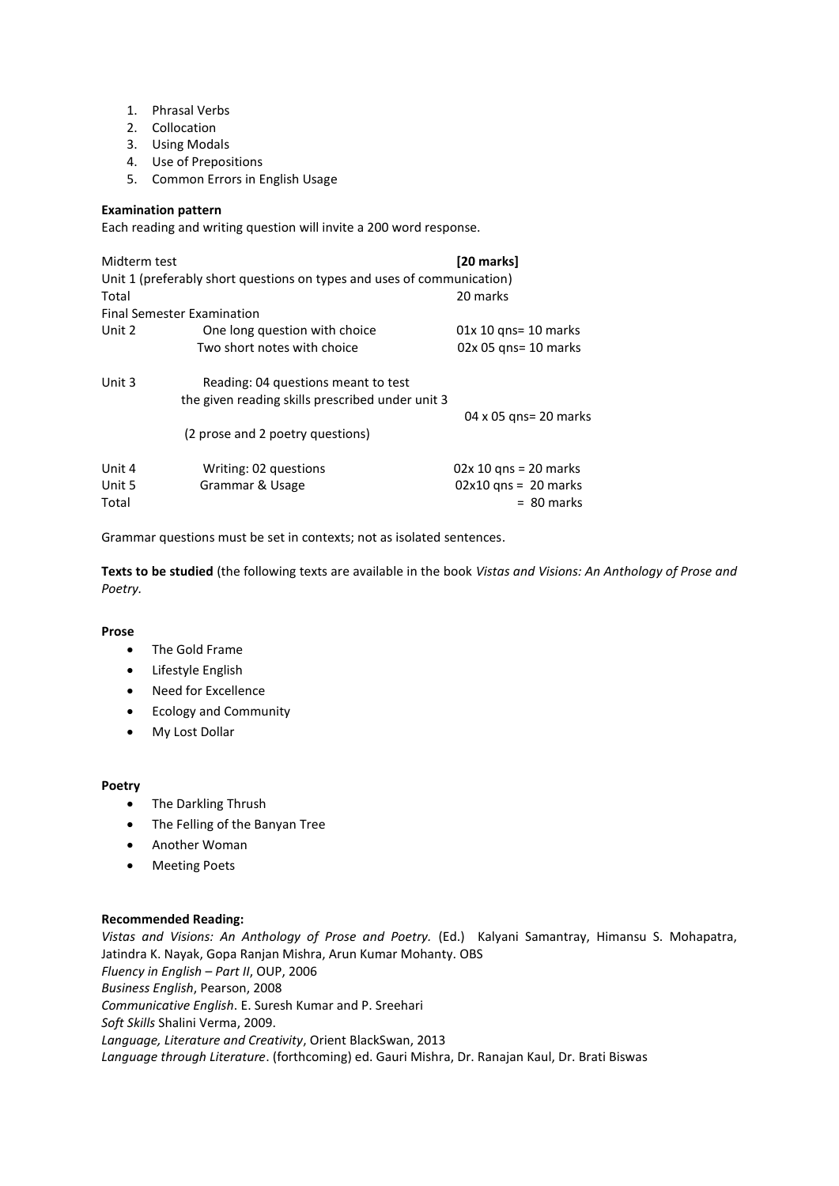1. Phrasal Verbs
2. Collocation
3. Using Modals
4. Use of Prepositions
5. Common Errors in English Usage

**Examination pattern**

Each reading and writing question will invite a 200 word response.

| | | |
|---|---|---|
| Midterm test | | **[20 marks]** |
| Unit 1 (preferably short questions on types and uses of communication) | | |
| Total | | 20 marks |
| Final Semester Examination | | |
| Unit 2 | One long question with choice | 01x 10 qns= 10 marks |
| | Two short notes with choice | 02x 05 qns= 10 marks |
| Unit 3 | Reading: 04 questions meant to test the given reading skills prescribed under unit 3 (2 prose and 2 poetry questions) | 04 x 05 qns= 20 marks |
| Unit 4 | Writing: 02 questions | 02x 10 qns = 20 marks |
| Unit 5 | Grammar & Usage | 02x10 qns = 20 marks |
| Total | | = 80 marks |

Grammar questions must be set in contexts; not as isolated sentences.

**Texts to be studied** (the following texts are available in the book *Vistas and Visions: An Anthology of Prose and Poetry.*

**Prose**

- The Gold Frame
- Lifestyle English
- Need for Excellence
- Ecology and Community
- My Lost Dollar

**Poetry**

- The Darkling Thrush
- The Felling of the Banyan Tree
- Another Woman
- Meeting Poets

**Recommended Reading:**

*Vistas and Visions: An Anthology of Prose and Poetry.* (Ed.) Kalyani Samantray, Himansu S. Mohapatra, Jatindra K. Nayak, Gopa Ranjan Mishra, Arun Kumar Mohanty. OBS
*Fluency in English – Part II*, OUP, 2006
*Business English*, Pearson, 2008
*Communicative English*. E. Suresh Kumar and P. Sreehari
*Soft Skills* Shalini Verma, 2009.
*Language, Literature and Creativity*, Orient BlackSwan, 2013
*Language through Literature*. (forthcoming) ed. Gauri Mishra, Dr. Ranajan Kaul, Dr. Brati Biswas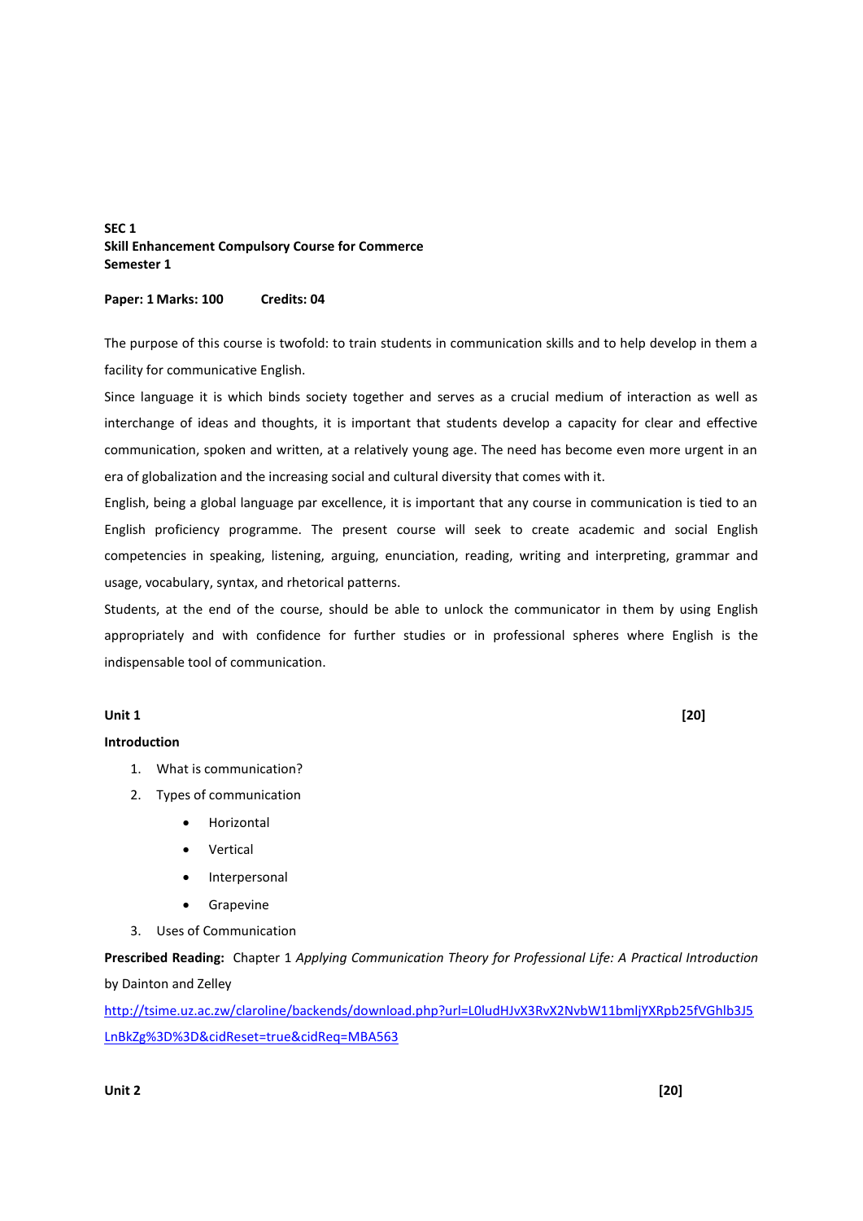**SEC 1**
**Skill Enhancement Compulsory Course for Commerce**
**Semester 1**

**Paper: 1 Marks: 100 Credits: 04**

The purpose of this course is twofold: to train students in communication skills and to help develop in them a facility for communicative English.

Since language it is which binds society together and serves as a crucial medium of interaction as well as interchange of ideas and thoughts, it is important that students develop a capacity for clear and effective communication, spoken and written, at a relatively young age. The need has become even more urgent in an era of globalization and the increasing social and cultural diversity that comes with it.

English, being a global language par excellence, it is important that any course in communication is tied to an English proficiency programme. The present course will seek to create academic and social English competencies in speaking, listening, arguing, enunciation, reading, writing and interpreting, grammar and usage, vocabulary, syntax, and rhetorical patterns.

Students, at the end of the course, should be able to unlock the communicator in them by using English appropriately and with confidence for further studies or in professional spheres where English is the indispensable tool of communication.

**Unit 1** **[20]**

**Introduction**

1. What is communication?
2. Types of communication
   - Horizontal
   - Vertical
   - Interpersonal
   - Grapevine
3. Uses of Communication

**Prescribed Reading:** Chapter 1 *Applying Communication Theory for Professional Life: A Practical Introduction* by Dainton and Zelley

http://tsime.uz.ac.zw/claroline/backends/download.php?url=L0ludHJvX3RvX2NvbW11bmljYXRpb25fVGhlb3J5LnBkZg%3D%3D&cidReset=true&cidReq=MBA563

**Unit 2** **[20]**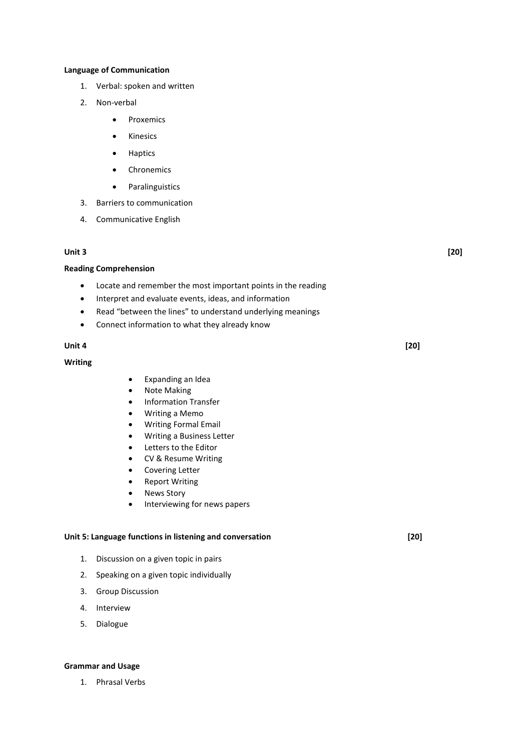**Language of Communication**

1. Verbal: spoken and written
2. Non-verbal
    - Proxemics
    - Kinesics
    - Haptics
    - Chronemics
    - Paralinguistics
3. Barriers to communication
4. Communicative English

**Unit 3** **[20]**

**Reading Comprehension**

- Locate and remember the most important points in the reading
- Interpret and evaluate events, ideas, and information
- Read "between the lines" to understand underlying meanings
- Connect information to what they already know

**Unit 4** **[20]**

**Writing**

- Expanding an Idea
- Note Making
- Information Transfer
- Writing a Memo
- Writing Formal Email
- Writing a Business Letter
- Letters to the Editor
- CV & Resume Writing
- Covering Letter
- Report Writing
- News Story
- Interviewing for news papers

**Unit 5: Language functions in listening and conversation** **[20]**

1. Discussion on a given topic in pairs
2. Speaking on a given topic individually
3. Group Discussion
4. Interview
5. Dialogue

**Grammar and Usage**

1. Phrasal Verbs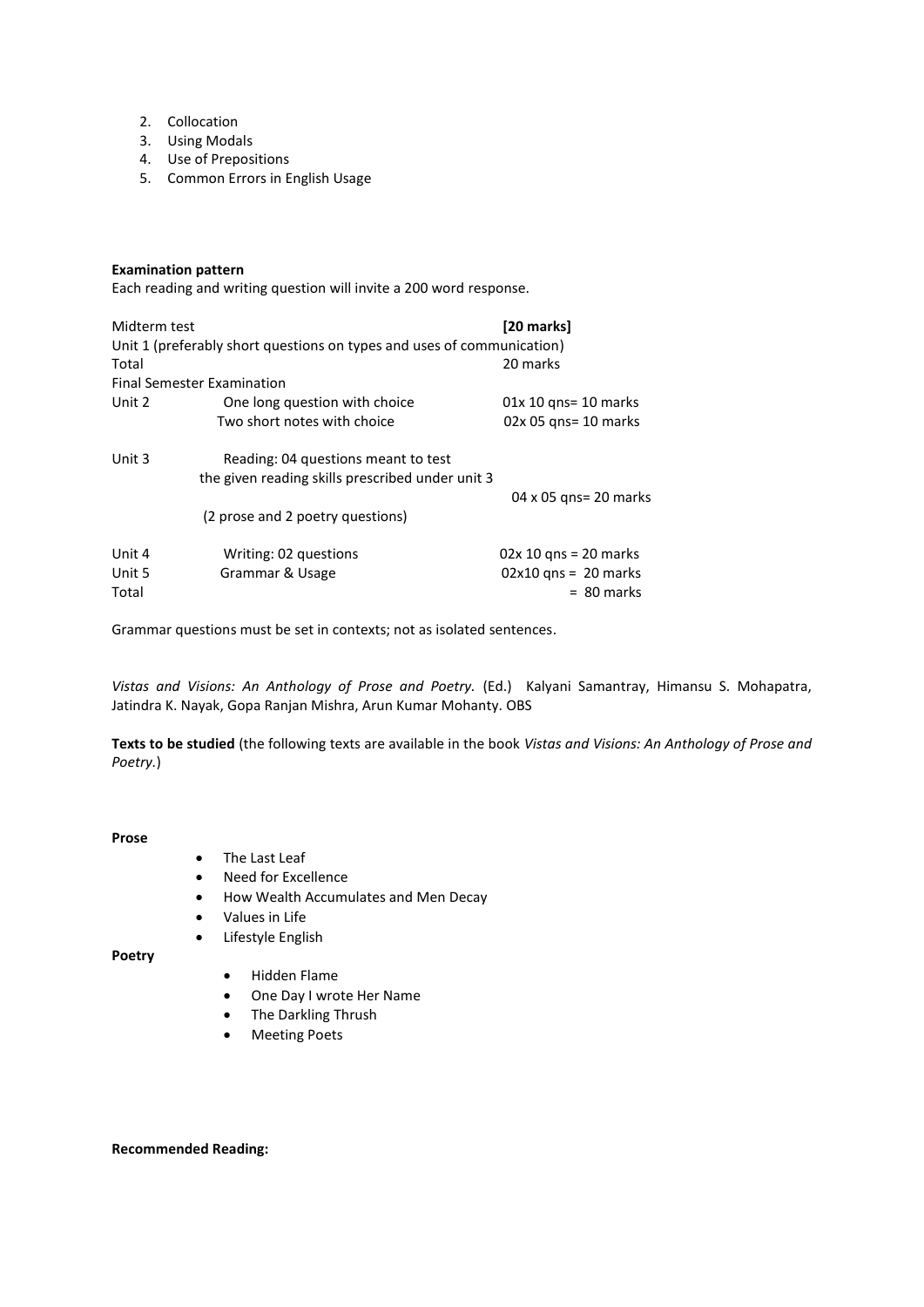2. Collocation
3. Using Modals
4. Use of Prepositions
5. Common Errors in English Usage

**Examination pattern**

Each reading and writing question will invite a 200 word response.

| | | |
|---|---|---|
| Midterm test | | **[20 marks]** |
| Unit 1 (preferably short questions on types and uses of communication) | | |
| Total | | 20 marks |
| Final Semester Examination | | |
| Unit 2 | One long question with choice | 01x 10 qns= 10 marks |
| | Two short notes with choice | 02x 05 qns= 10 marks |
| Unit 3 | Reading: 04 questions meant to test the given reading skills prescribed under unit 3 (2 prose and 2 poetry questions) | 04 x 05 qns= 20 marks |
| Unit 4 | Writing: 02 questions | 02x 10 qns = 20 marks |
| Unit 5 | Grammar & Usage | 02x10 qns = 20 marks |
| Total | | = 80 marks |

Grammar questions must be set in contexts; not as isolated sentences.

*Vistas and Visions: An Anthology of Prose and Poetry.* (Ed.) Kalyani Samantray, Himansu S. Mohapatra, Jatindra K. Nayak, Gopa Ranjan Mishra, Arun Kumar Mohanty. OBS

**Texts to be studied** (the following texts are available in the book *Vistas and Visions: An Anthology of Prose and Poetry.*)

**Prose**

- The Last Leaf
- Need for Excellence
- How Wealth Accumulates and Men Decay
- Values in Life
- Lifestyle English

**Poetry**

- Hidden Flame
- One Day I wrote Her Name
- The Darkling Thrush
- Meeting Poets

**Recommended Reading:**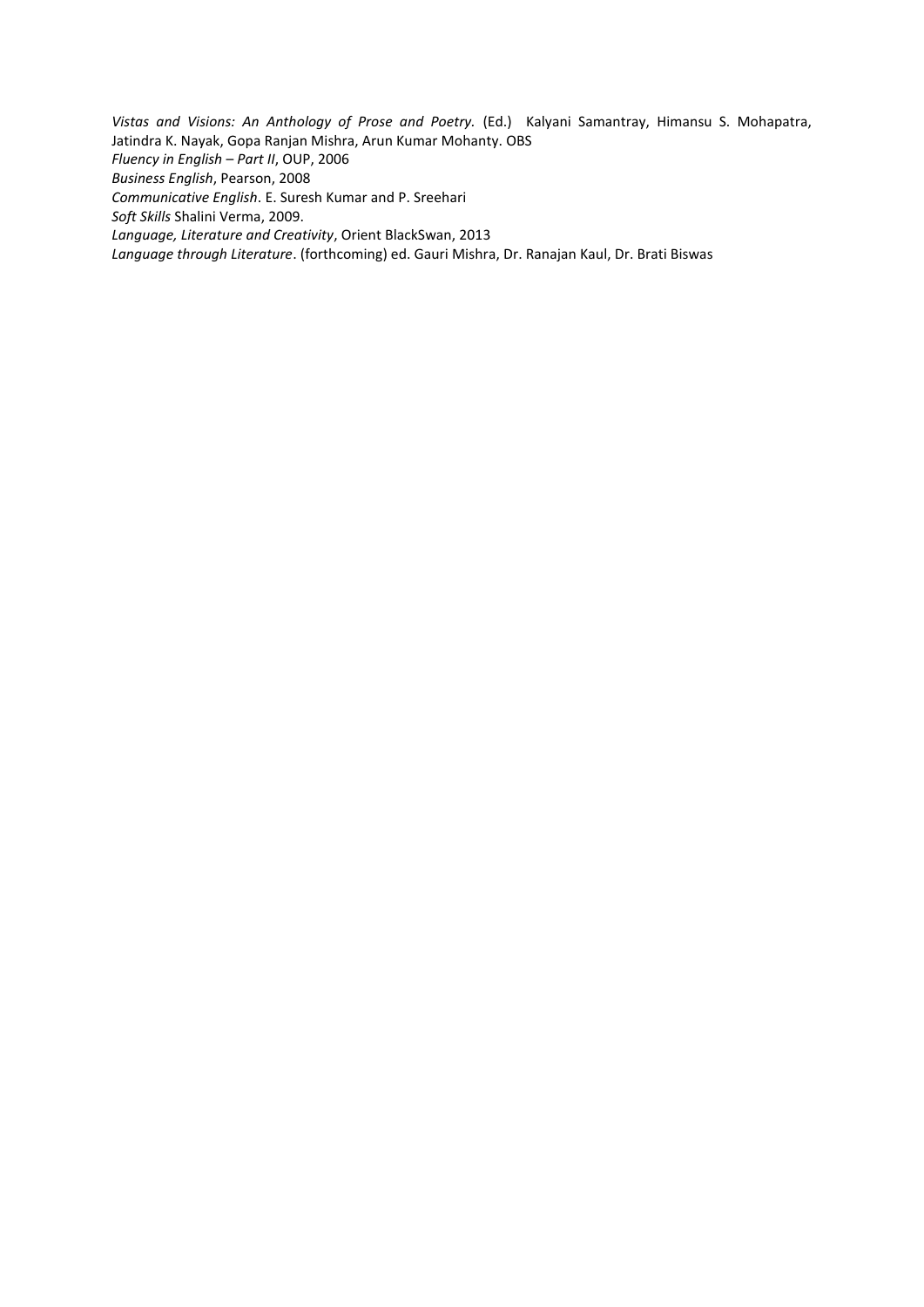*Vistas and Visions: An Anthology of Prose and Poetry.* (Ed.) Kalyani Samantray, Himansu S. Mohapatra, Jatindra K. Nayak, Gopa Ranjan Mishra, Arun Kumar Mohanty. OBS

*Fluency in English – Part II*, OUP, 2006

*Business English*, Pearson, 2008

*Communicative English*. E. Suresh Kumar and P. Sreehari

*Soft Skills* Shalini Verma, 2009.

*Language, Literature and Creativity*, Orient BlackSwan, 2013

*Language through Literature*. (forthcoming) ed. Gauri Mishra, Dr. Ranajan Kaul, Dr. Brati Biswas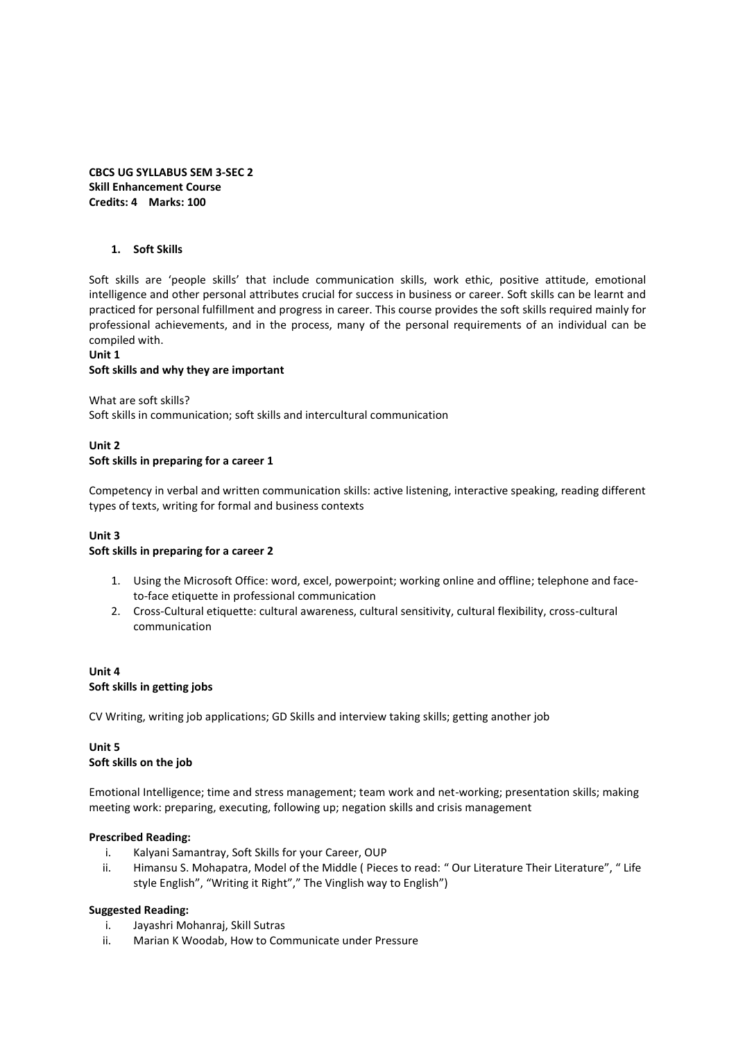**CBCS UG SYLLABUS SEM 3-SEC 2**
**Skill Enhancement Course**
**Credits: 4 Marks: 100**

1. **Soft Skills**

Soft skills are 'people skills' that include communication skills, work ethic, positive attitude, emotional intelligence and other personal attributes crucial for success in business or career. Soft skills can be learnt and practiced for personal fulfillment and progress in career. This course provides the soft skills required mainly for professional achievements, and in the process, many of the personal requirements of an individual can be compiled with.

**Unit 1**
**Soft skills and why they are important**

What are soft skills?
Soft skills in communication; soft skills and intercultural communication

**Unit 2**
**Soft skills in preparing for a career 1**

Competency in verbal and written communication skills: active listening, interactive speaking, reading different types of texts, writing for formal and business contexts

**Unit 3**
**Soft skills in preparing for a career 2**

1. Using the Microsoft Office: word, excel, powerpoint; working online and offline; telephone and face-to-face etiquette in professional communication
2. Cross-Cultural etiquette: cultural awareness, cultural sensitivity, cultural flexibility, cross-cultural communication

**Unit 4**
**Soft skills in getting jobs**

CV Writing, writing job applications; GD Skills and interview taking skills; getting another job

**Unit 5**
**Soft skills on the job**

Emotional Intelligence; time and stress management; team work and net-working; presentation skills; making meeting work: preparing, executing, following up; negation skills and crisis management

**Prescribed Reading:**

i. Kalyani Samantray, Soft Skills for your Career, OUP
ii. Himansu S. Mohapatra, Model of the Middle ( Pieces to read: " Our Literature Their Literature", " Life style English", "Writing it Right"," The Vinglish way to English")

**Suggested Reading:**

i. Jayashri Mohanraj, Skill Sutras
ii. Marian K Woodab, How to Communicate under Pressure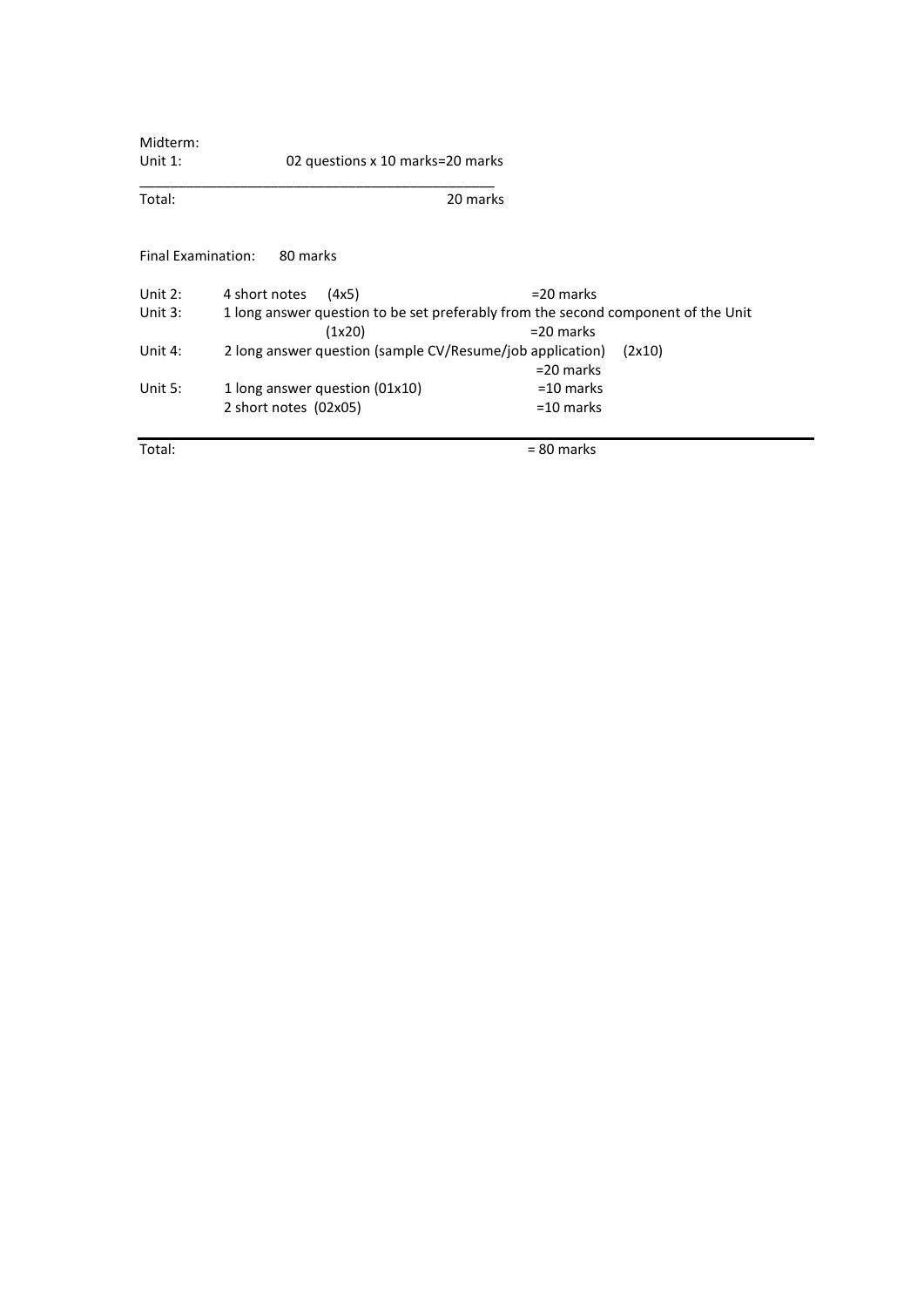Midterm:

Unit 1: 02 questions x 10 marks=20 marks

______________________________________________

Total: 20 marks

Final Examination: 80 marks

| | | | |
|---|---|---|---|
| Unit 2: | 4 short notes (4x5) | =20 marks | |
| Unit 3: | 1 long answer question to be set preferably from the second component of the Unit (1x20) | =20 marks | |
| Unit 4: | 2 long answer question (sample CV/Resume/job application) | =20 marks | (2x10) |
| Unit 5: | 1 long answer question (01x10) | =10 marks | |
| | 2 short notes (02x05) | =10 marks | |

---

Total: = 80 marks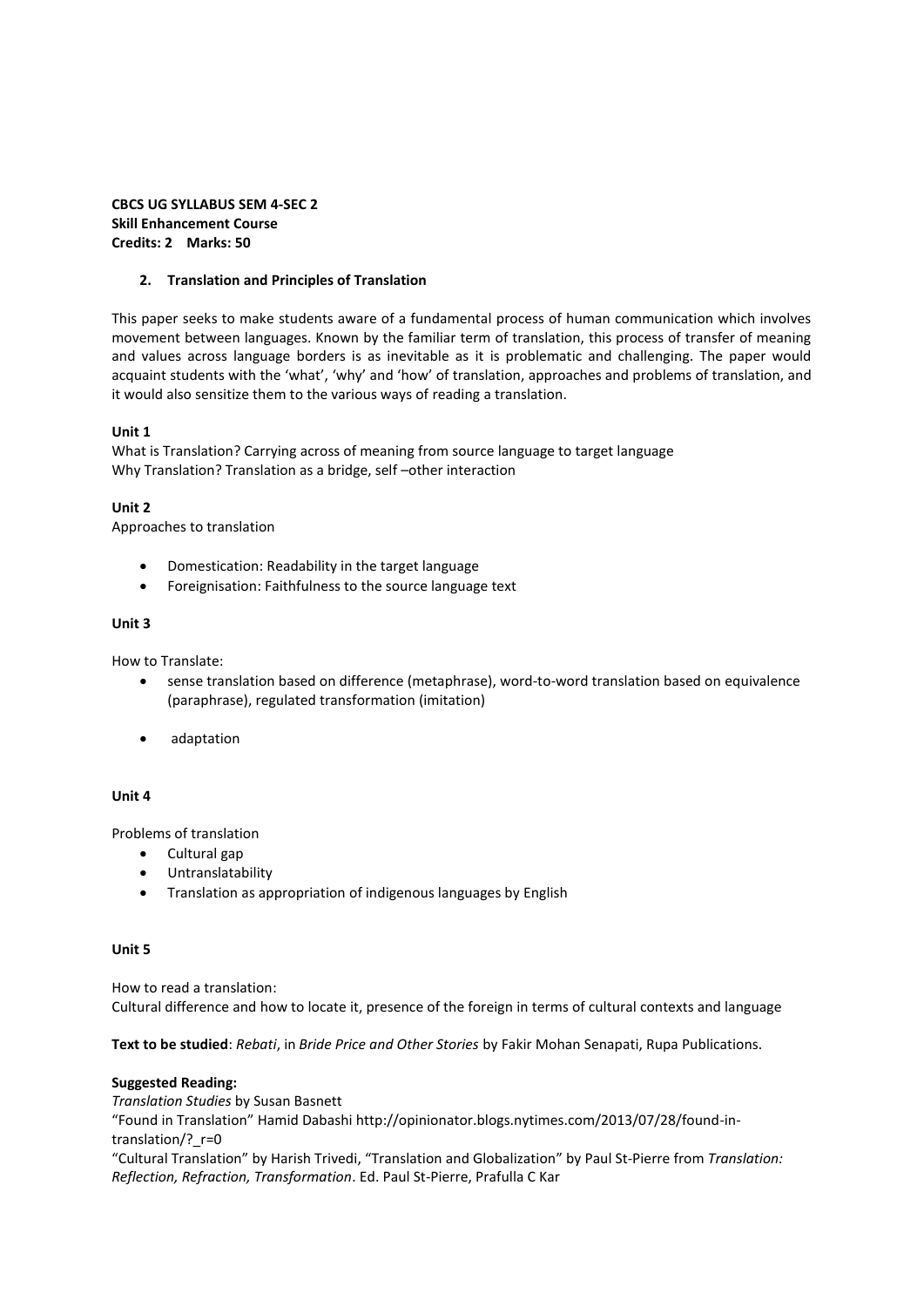**CBCS UG SYLLABUS SEM 4-SEC 2**
**Skill Enhancement Course**
**Credits: 2 Marks: 50**

## 2. Translation and Principles of Translation

This paper seeks to make students aware of a fundamental process of human communication which involves movement between languages. Known by the familiar term of translation, this process of transfer of meaning and values across language borders is as inevitable as it is problematic and challenging. The paper would acquaint students with the 'what', 'why' and 'how' of translation, approaches and problems of translation, and it would also sensitize them to the various ways of reading a translation.

**Unit 1**

What is Translation? Carrying across of meaning from source language to target language
Why Translation? Translation as a bridge, self –other interaction

**Unit 2**

Approaches to translation

- Domestication: Readability in the target language
- Foreignisation: Faithfulness to the source language text

**Unit 3**

How to Translate:

- sense translation based on difference (metaphrase), word-to-word translation based on equivalence (paraphrase), regulated transformation (imitation)
- adaptation

**Unit 4**

Problems of translation

- Cultural gap
- Untranslatability
- Translation as appropriation of indigenous languages by English

**Unit 5**

How to read a translation:
Cultural difference and how to locate it, presence of the foreign in terms of cultural contexts and language

**Text to be studied**: *Rebati*, in *Bride Price and Other Stories* by Fakir Mohan Senapati, Rupa Publications.

**Suggested Reading:**

*Translation Studies* by Susan Basnett
"Found in Translation" Hamid Dabashi http://opinionator.blogs.nytimes.com/2013/07/28/found-in-translation/?_r=0
"Cultural Translation" by Harish Trivedi, "Translation and Globalization" by Paul St-Pierre from *Translation: Reflection, Refraction, Transformation*. Ed. Paul St-Pierre, Prafulla C Kar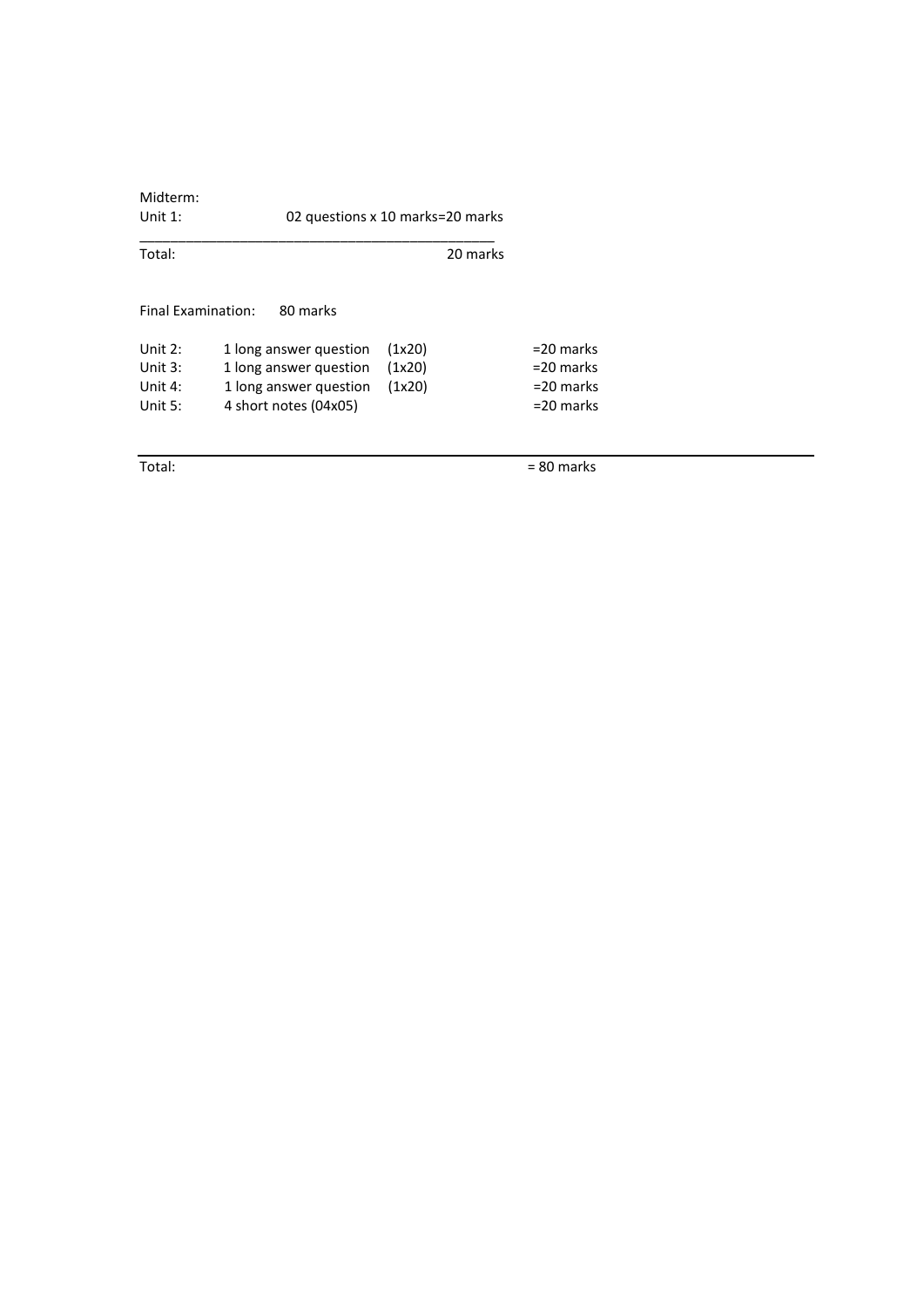Midterm:

Unit 1: 02 questions x 10 marks=20 marks

---

Total: 20 marks

Final Examination: 80 marks

| | | | |
|---|---|---|---|
| Unit 2: | 1 long answer question | (1x20) | =20 marks |
| Unit 3: | 1 long answer question | (1x20) | =20 marks |
| Unit 4: | 1 long answer question | (1x20) | =20 marks |
| Unit 5: | 4 short notes (04x05) | | =20 marks |

---

Total: = 80 marks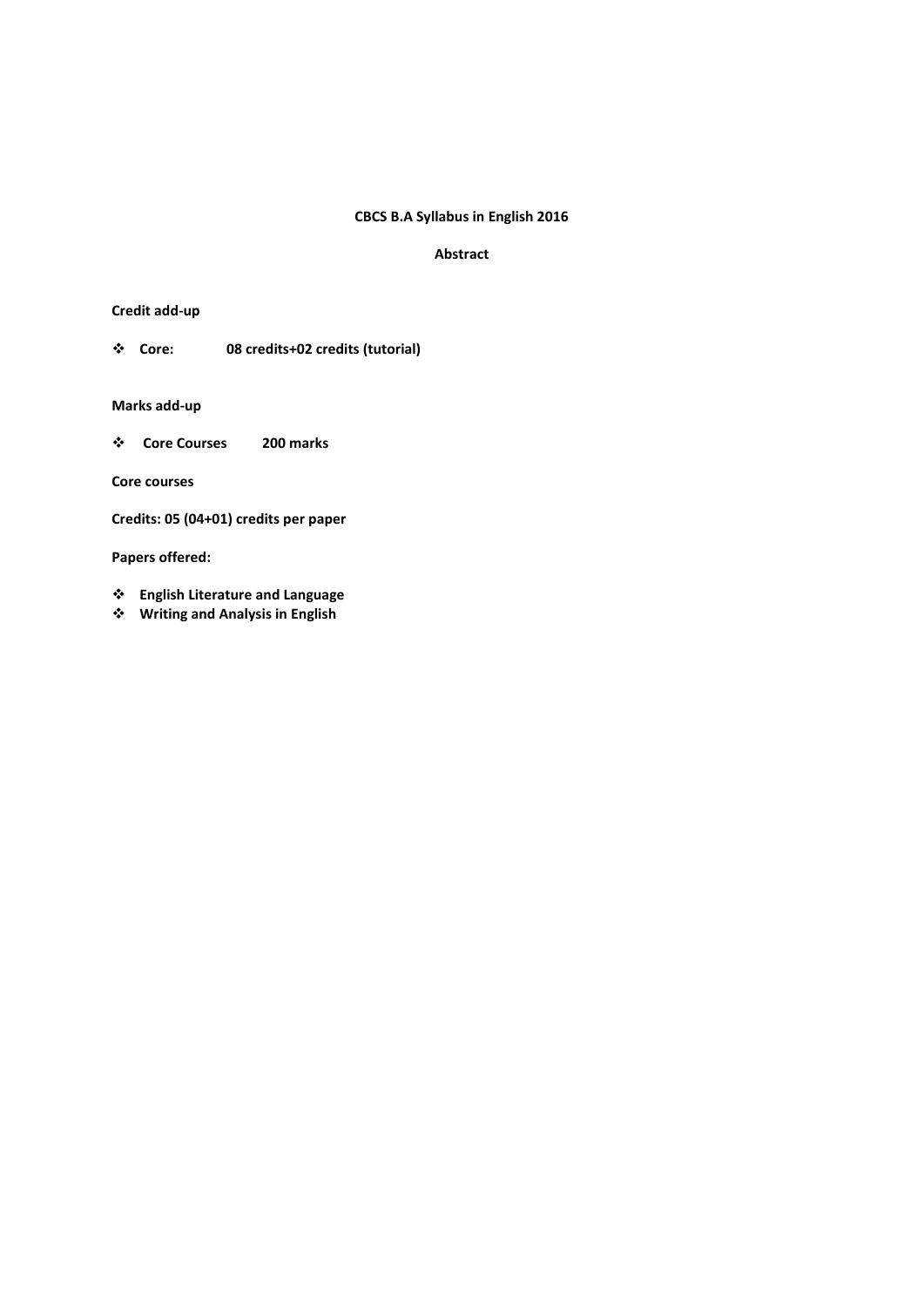**CBCS B.A Syllabus in English 2016**

**Abstract**

**Credit add-up**

- **Core: 08 credits+02 credits (tutorial)**

**Marks add-up**

- **Core Courses 200 marks**

**Core courses**

**Credits: 05 (04+01) credits per paper**

**Papers offered:**

- **English Literature and Language**
- **Writing and Analysis in English**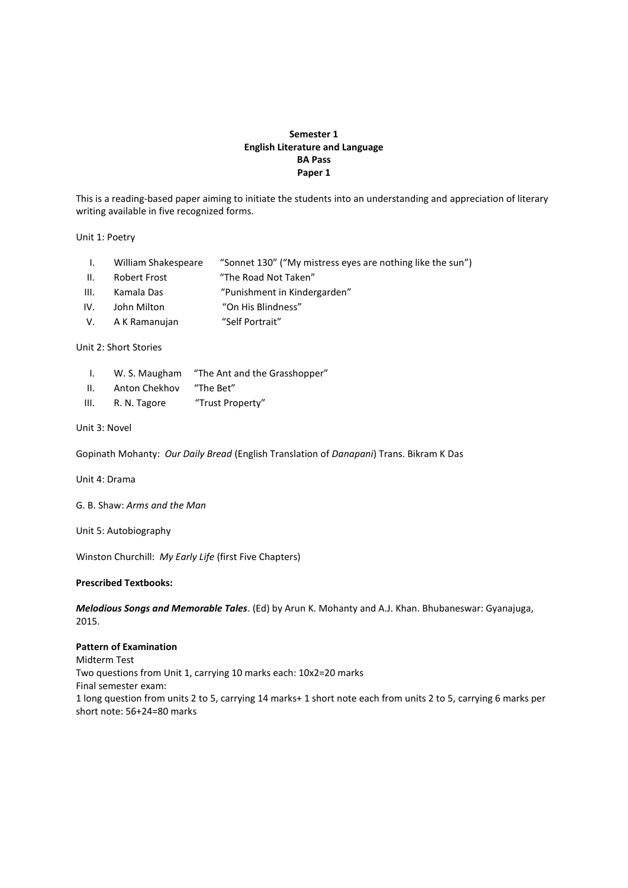**Semester 1**
**English Literature and Language**
**BA Pass**
**Paper 1**

This is a reading-based paper aiming to initiate the students into an understanding and appreciation of literary writing available in five recognized forms.

Unit 1: Poetry

I. William Shakespeare — "Sonnet 130" ("My mistress eyes are nothing like the sun")
II. Robert Frost — "The Road Not Taken"
III. Kamala Das — "Punishment in Kindergarden"
IV. John Milton — "On His Blindness"
V. A K Ramanujan — "Self Portrait"

Unit 2: Short Stories

I. W. S. Maugham — "The Ant and the Grasshopper"
II. Anton Chekhov — "The Bet"
III. R. N. Tagore — "Trust Property"

Unit 3: Novel

Gopinath Mohanty: *Our Daily Bread* (English Translation of *Danapani*) Trans. Bikram K Das

Unit 4: Drama

G. B. Shaw: *Arms and the Man*

Unit 5: Autobiography

Winston Churchill: *My Early Life* (first Five Chapters)

**Prescribed Textbooks:**

***Melodious Songs and Memorable Tales***. (Ed) by Arun K. Mohanty and A.J. Khan. Bhubaneswar: Gyanajuga, 2015.

**Pattern of Examination**
Midterm Test
Two questions from Unit 1, carrying 10 marks each: 10x2=20 marks
Final semester exam:
1 long question from units 2 to 5, carrying 14 marks+ 1 short note each from units 2 to 5, carrying 6 marks per short note: 56+24=80 marks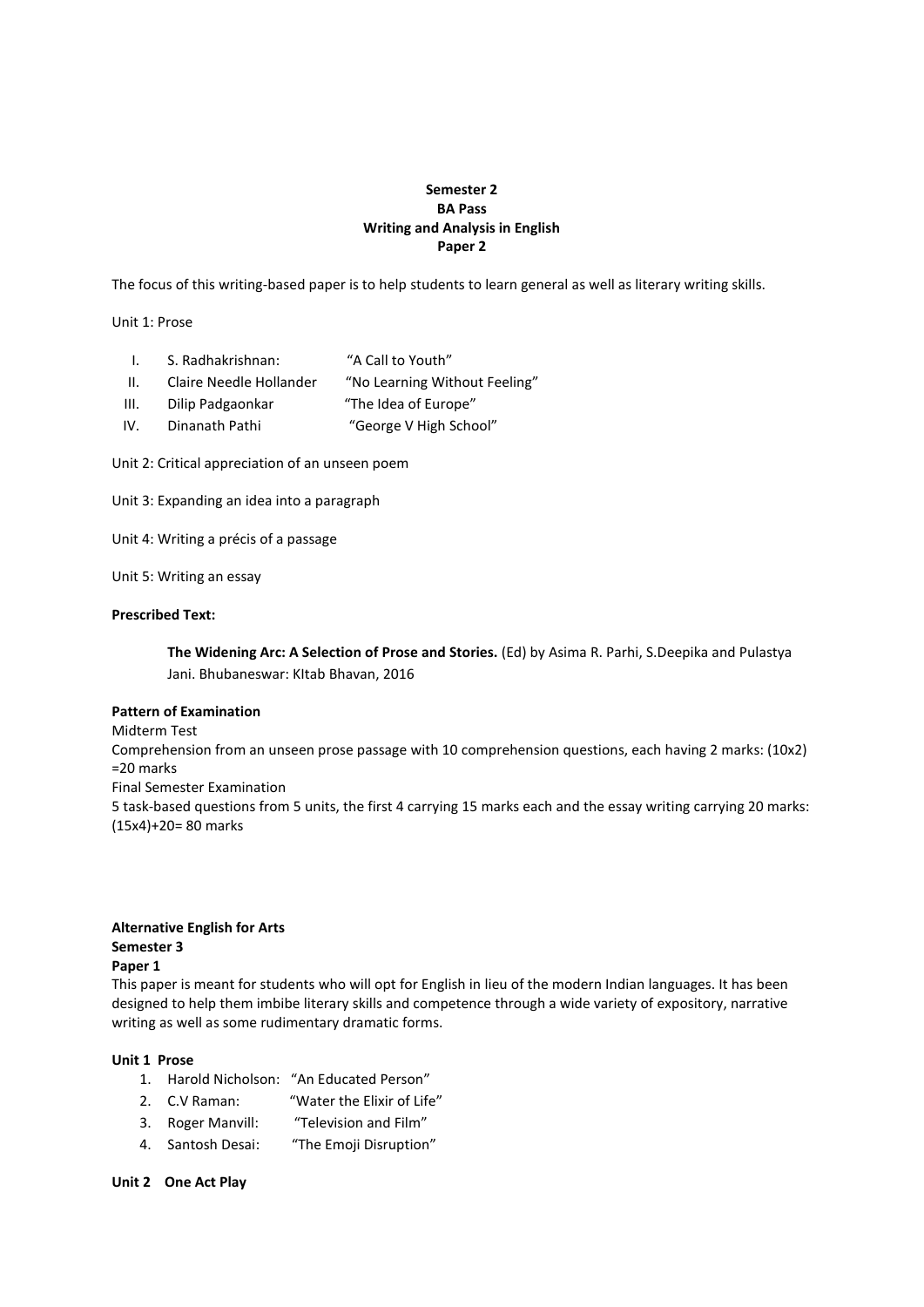**Semester 2**
**BA Pass**
**Writing and Analysis in English**
**Paper 2**

The focus of this writing-based paper is to help students to learn general as well as literary writing skills.

Unit 1: Prose

| | | |
|---|---|---|
| I. | S. Radhakrishnan: | "A Call to Youth" |
| II. | Claire Needle Hollander | "No Learning Without Feeling" |
| III. | Dilip Padgaonkar | "The Idea of Europe" |
| IV. | Dinanath Pathi | "George V High School" |

Unit 2: Critical appreciation of an unseen poem

Unit 3: Expanding an idea into a paragraph

Unit 4: Writing a précis of a passage

Unit 5: Writing an essay

**Prescribed Text:**

**The Widening Arc: A Selection of Prose and Stories.** (Ed) by Asima R. Parhi, S.Deepika and Pulastya Jani. Bhubaneswar: KItab Bhavan, 2016

**Pattern of Examination**

Midterm Test

Comprehension from an unseen prose passage with 10 comprehension questions, each having 2 marks: (10x2) =20 marks

Final Semester Examination

5 task-based questions from 5 units, the first 4 carrying 15 marks each and the essay writing carrying 20 marks: (15x4)+20= 80 marks

**Alternative English for Arts**
**Semester 3**
**Paper 1**

This paper is meant for students who will opt for English in lieu of the modern Indian languages. It has been designed to help them imbibe literary skills and competence through a wide variety of expository, narrative writing as well as some rudimentary dramatic forms.

**Unit 1 Prose**

1. Harold Nicholson: "An Educated Person"
2. C.V Raman: "Water the Elixir of Life"
3. Roger Manvill: "Television and Film"
4. Santosh Desai: "The Emoji Disruption"

**Unit 2 One Act Play**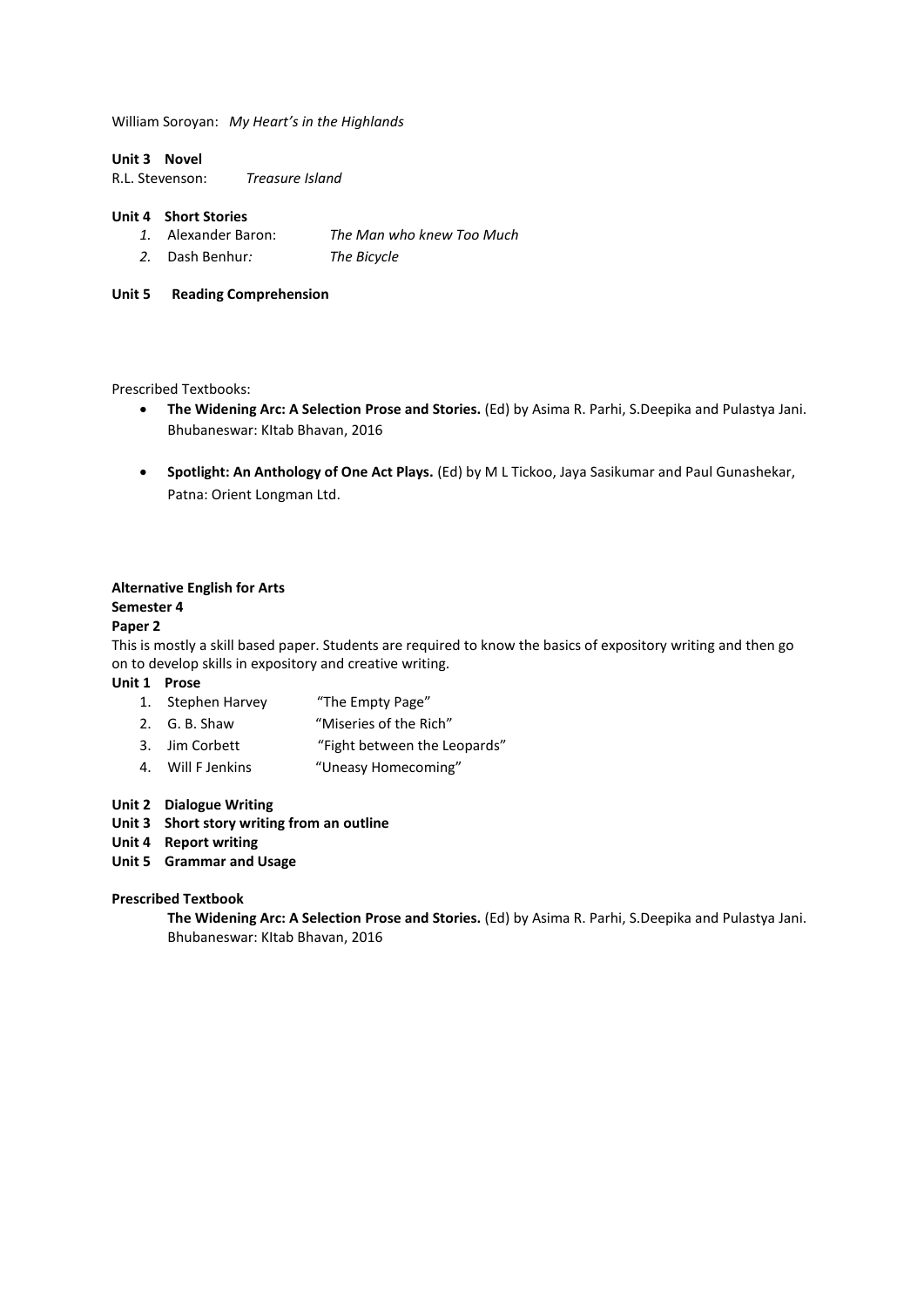William Soroyan: *My Heart's in the Highlands*

**Unit 3 Novel**

R.L. Stevenson: *Treasure Island*

**Unit 4 Short Stories**

1. Alexander Baron: *The Man who knew Too Much*
2. Dash Benhur: *The Bicycle*

**Unit 5 Reading Comprehension**

Prescribed Textbooks:

- **The Widening Arc: A Selection Prose and Stories.** (Ed) by Asima R. Parhi, S.Deepika and Pulastya Jani. Bhubaneswar: KItab Bhavan, 2016
- **Spotlight: An Anthology of One Act Plays.** (Ed) by M L Tickoo, Jaya Sasikumar and Paul Gunashekar, Patna: Orient Longman Ltd.

**Alternative English for Arts**

**Semester 4**

**Paper 2**

This is mostly a skill based paper. Students are required to know the basics of expository writing and then go on to develop skills in expository and creative writing.

**Unit 1 Prose**

1. Stephen Harvey "The Empty Page"
2. G. B. Shaw "Miseries of the Rich"
3. Jim Corbett "Fight between the Leopards"
4. Will F Jenkins "Uneasy Homecoming"

**Unit 2 Dialogue Writing**

**Unit 3 Short story writing from an outline**

**Unit 4 Report writing**

**Unit 5 Grammar and Usage**

**Prescribed Textbook**

**The Widening Arc: A Selection Prose and Stories.** (Ed) by Asima R. Parhi, S.Deepika and Pulastya Jani. Bhubaneswar: KItab Bhavan, 2016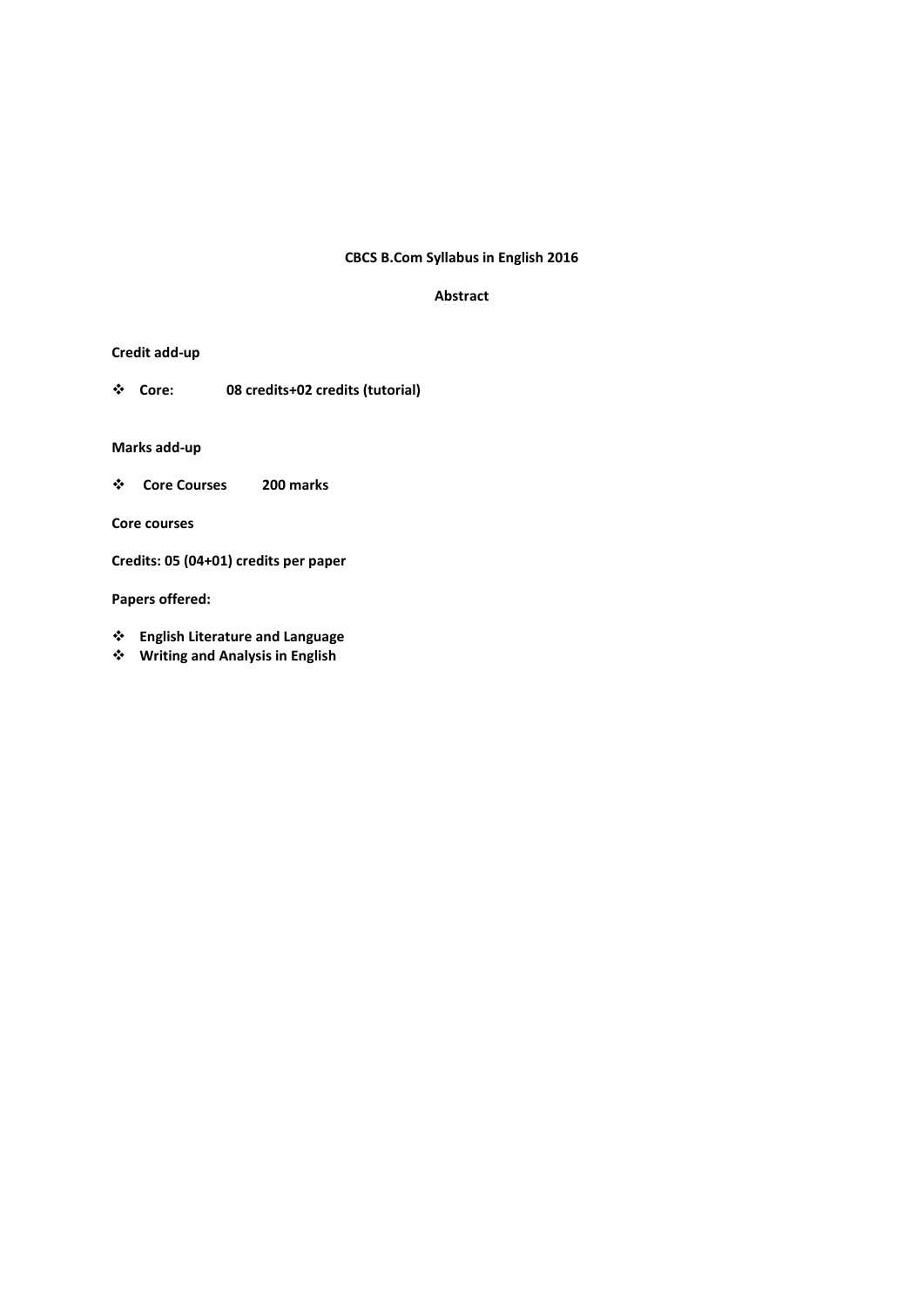**CBCS B.Com Syllabus in English 2016**

**Abstract**

**Credit add-up**

- **Core: 08 credits+02 credits (tutorial)**

**Marks add-up**

- **Core Courses 200 marks**

**Core courses**

**Credits: 05 (04+01) credits per paper**

**Papers offered:**

- **English Literature and Language**
- **Writing and Analysis in English**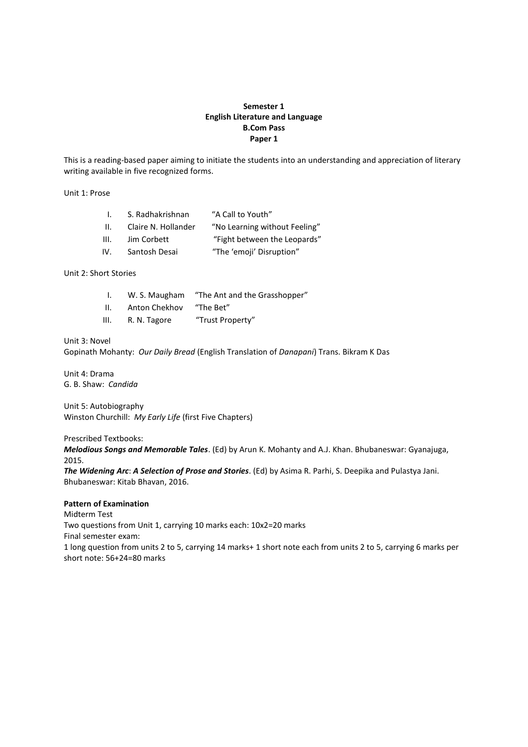**Semester 1**
**English Literature and Language**
**B.Com Pass**
**Paper 1**

This is a reading-based paper aiming to initiate the students into an understanding and appreciation of literary writing available in five recognized forms.

Unit 1: Prose

| | | |
|---|---|---|
| I. | S. Radhakrishnan | "A Call to Youth" |
| II. | Claire N. Hollander | "No Learning without Feeling" |
| III. | Jim Corbett | "Fight between the Leopards" |
| IV. | Santosh Desai | "The 'emoji' Disruption" |

Unit 2: Short Stories

| | | |
|---|---|---|
| I. | W. S. Maugham | "The Ant and the Grasshopper" |
| II. | Anton Chekhov | "The Bet" |
| III. | R. N. Tagore | "Trust Property" |

Unit 3: Novel
Gopinath Mohanty: *Our Daily Bread* (English Translation of *Danapani*) Trans. Bikram K Das

Unit 4: Drama
G. B. Shaw: *Candida*

Unit 5: Autobiography
Winston Churchill: *My Early Life* (first Five Chapters)

Prescribed Textbooks:
***Melodious Songs and Memorable Tales***. (Ed) by Arun K. Mohanty and A.J. Khan. Bhubaneswar: Gyanajuga, 2015.
***The Widening Arc***: ***A Selection of Prose and Stories***. (Ed) by Asima R. Parhi, S. Deepika and Pulastya Jani. Bhubaneswar: Kitab Bhavan, 2016.

**Pattern of Examination**
Midterm Test
Two questions from Unit 1, carrying 10 marks each: 10x2=20 marks
Final semester exam:
1 long question from units 2 to 5, carrying 14 marks+ 1 short note each from units 2 to 5, carrying 6 marks per short note: 56+24=80 marks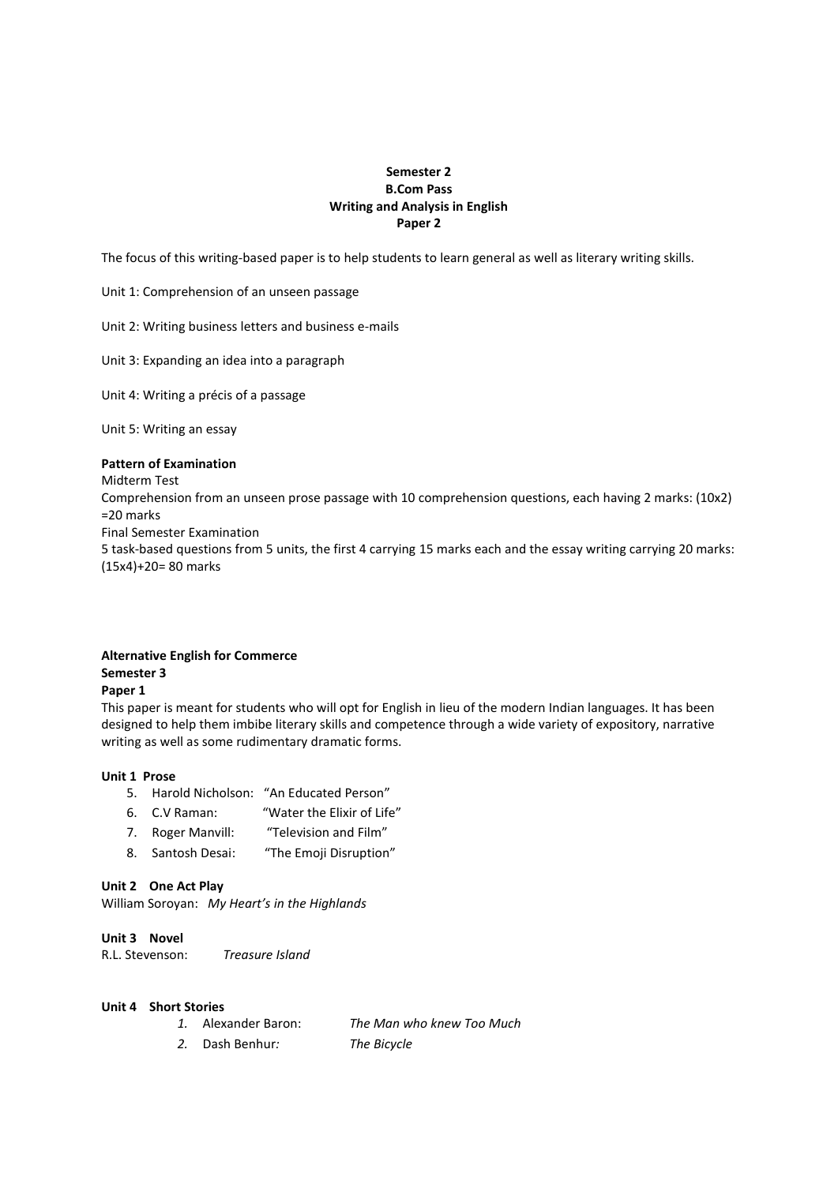**Semester 2**
**B.Com Pass**
**Writing and Analysis in English**
**Paper 2**

The focus of this writing-based paper is to help students to learn general as well as literary writing skills.

Unit 1: Comprehension of an unseen passage

Unit 2: Writing business letters and business e-mails

Unit 3: Expanding an idea into a paragraph

Unit 4: Writing a précis of a passage

Unit 5: Writing an essay

**Pattern of Examination**

Midterm Test

Comprehension from an unseen prose passage with 10 comprehension questions, each having 2 marks: (10x2) =20 marks

Final Semester Examination

5 task-based questions from 5 units, the first 4 carrying 15 marks each and the essay writing carrying 20 marks: (15x4)+20= 80 marks

**Alternative English for Commerce**
**Semester 3**
**Paper 1**

This paper is meant for students who will opt for English in lieu of the modern Indian languages. It has been designed to help them imbibe literary skills and competence through a wide variety of expository, narrative writing as well as some rudimentary dramatic forms.

**Unit 1 Prose**

5. Harold Nicholson: "An Educated Person"
6. C.V Raman: "Water the Elixir of Life"
7. Roger Manvill: "Television and Film"
8. Santosh Desai: "The Emoji Disruption"

**Unit 2 One Act Play**

William Soroyan: *My Heart's in the Highlands*

**Unit 3 Novel**

R.L. Stevenson: *Treasure Island*

**Unit 4 Short Stories**

1. Alexander Baron: *The Man who knew Too Much*
2. Dash Benhur: *The Bicycle*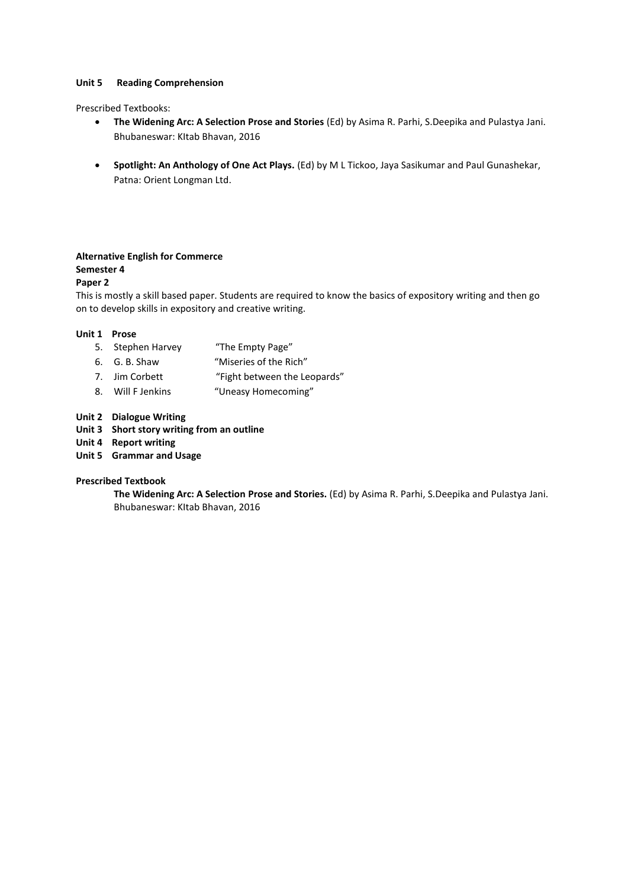**Unit 5 Reading Comprehension**

Prescribed Textbooks:

- **The Widening Arc: A Selection Prose and Stories** (Ed) by Asima R. Parhi, S.Deepika and Pulastya Jani. Bhubaneswar: KItab Bhavan, 2016
- **Spotlight: An Anthology of One Act Plays.** (Ed) by M L Tickoo, Jaya Sasikumar and Paul Gunashekar, Patna: Orient Longman Ltd.

**Alternative English for Commerce**
**Semester 4**
**Paper 2**

This is mostly a skill based paper. Students are required to know the basics of expository writing and then go on to develop skills in expository and creative writing.

**Unit 1 Prose**

5. Stephen Harvey "The Empty Page"
6. G. B. Shaw "Miseries of the Rich"
7. Jim Corbett "Fight between the Leopards"
8. Will F Jenkins "Uneasy Homecoming"

**Unit 2 Dialogue Writing**
**Unit 3 Short story writing from an outline**
**Unit 4 Report writing**
**Unit 5 Grammar and Usage**

**Prescribed Textbook**

**The Widening Arc: A Selection Prose and Stories.** (Ed) by Asima R. Parhi, S.Deepika and Pulastya Jani. Bhubaneswar: KItab Bhavan, 2016